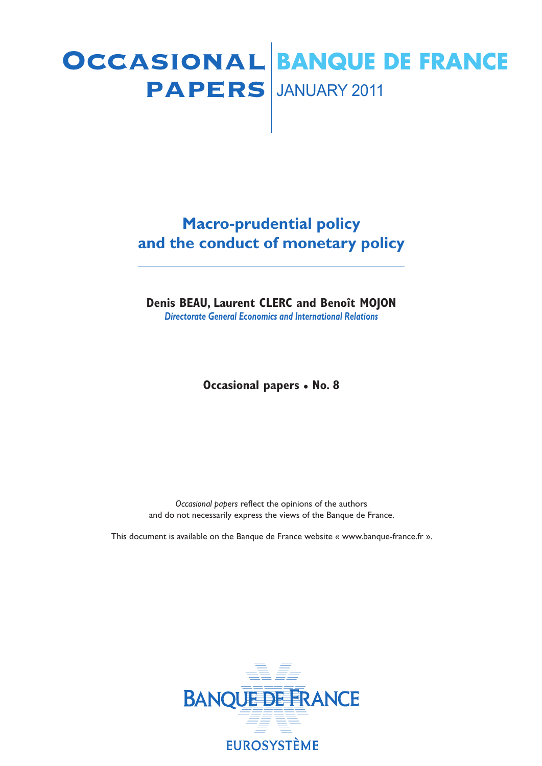# Occasional Papers

**BANQUE DE FRANCE**

JANUARY 2011

## Macro-prudential policy and the conduct of monetary policy

**Denis BEAU, Laurent CLERC and Benoît MOJON**

*Directorate General Economics and International Relations*

**Occasional papers • No. 8**

*Occasional papers* reflect the opinions of the authors and do not necessarily express the views of the Banque de France.

This document is available on the Banque de France website « www.banque-france.fr ».

BANQUE DE FRANCE

EUROSYSTÈME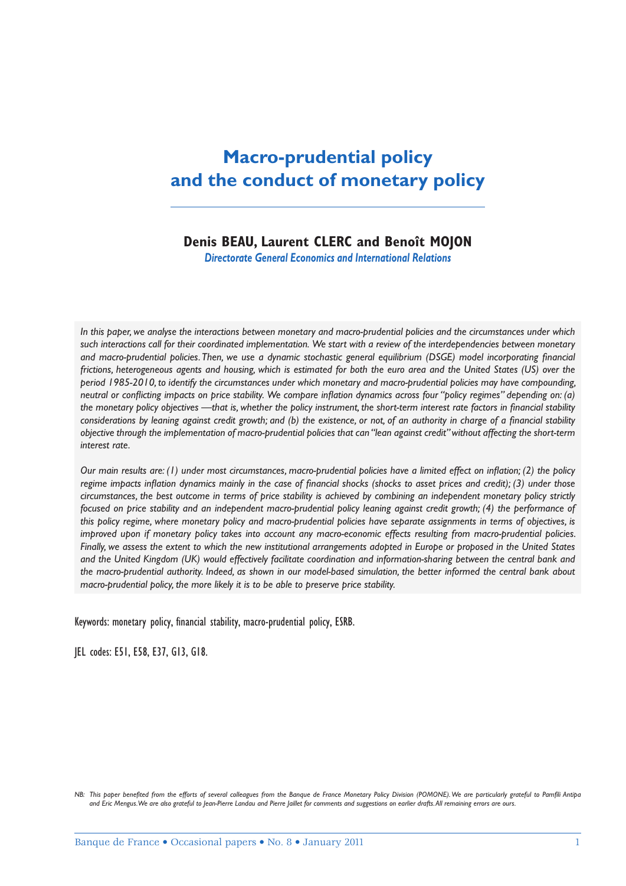# Macro-prudential policy and the conduct of monetary policy

**Denis BEAU, Laurent CLERC and Benoît MOJON**

*Directorate General Economics and International Relations*

*In this paper, we analyse the interactions between monetary and macro-prudential policies and the circumstances under which such interactions call for their coordinated implementation. We start with a review of the interdependencies between monetary and macro-prudential policies. Then, we use a dynamic stochastic general equilibrium (DSGE) model incorporating financial frictions, heterogeneous agents and housing, which is estimated for both the euro area and the United States (US) over the period 1985-2010, to identify the circumstances under which monetary and macro-prudential policies may have compounding, neutral or conflicting impacts on price stability. We compare inflation dynamics across four "policy regimes" depending on: (a) the monetary policy objectives —that is, whether the policy instrument, the short-term interest rate factors in financial stability considerations by leaning against credit growth; and (b) the existence, or not, of an authority in charge of a financial stability objective through the implementation of macro-prudential policies that can "lean against credit" without affecting the short-term interest rate.*

*Our main results are: (1) under most circumstances, macro-prudential policies have a limited effect on inflation; (2) the policy regime impacts inflation dynamics mainly in the case of financial shocks (shocks to asset prices and credit); (3) under those circumstances, the best outcome in terms of price stability is achieved by combining an independent monetary policy strictly focused on price stability and an independent macro-prudential policy leaning against credit growth; (4) the performance of this policy regime, where monetary policy and macro-prudential policies have separate assignments in terms of objectives, is improved upon if monetary policy takes into account any macro-economic effects resulting from macro-prudential policies. Finally, we assess the extent to which the new institutional arrangements adopted in Europe or proposed in the United States and the United Kingdom (UK) would effectively facilitate coordination and information-sharing between the central bank and the macro-prudential authority. Indeed, as shown in our model-based simulation, the better informed the central bank about macro-prudential policy, the more likely it is to be able to preserve price stability.*

Keywords: monetary policy, financial stability, macro-prudential policy, ESRB.

JEL codes: E51, E58, E37, G13, G18.

*NB: This paper benefited from the efforts of several colleagues from the Banque de France Monetary Policy Division (POMONE). We are particularly grateful to Pamfili Antipa and Eric Mengus. We are also grateful to Jean-Pierre Landau and Pierre Jaillet for comments and suggestions on earlier drafts. All remaining errors are ours.*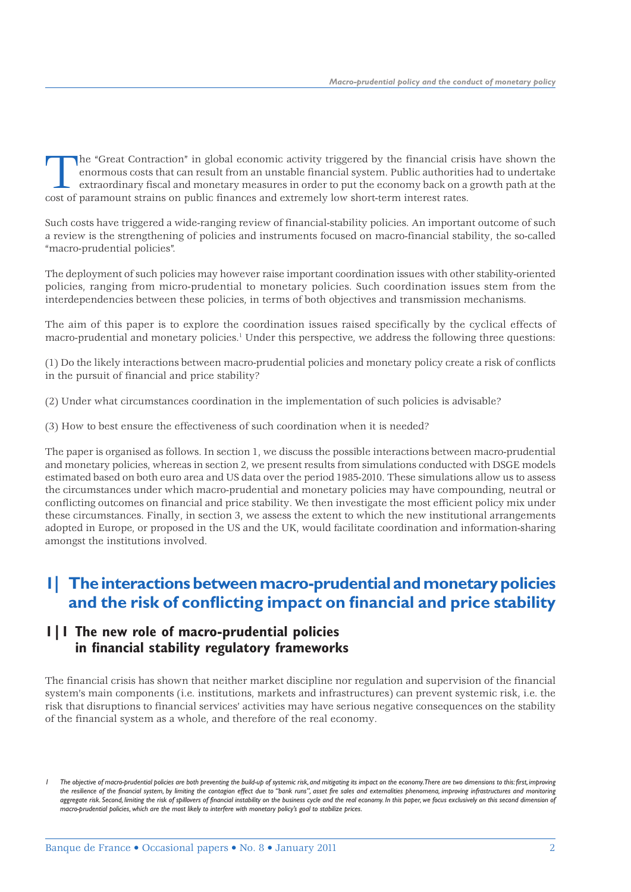The "Great Contraction" in global economic activity triggered by the financial crisis have shown the enormous costs that can result from an unstable financial system. Public authorities had to undertake extraordinary fiscal and monetary measures in order to put the economy back on a growth path at the cost of paramount strains on public finances and extremely low short-term interest rates.

Such costs have triggered a wide-ranging review of financial-stability policies. An important outcome of such a review is the strengthening of policies and instruments focused on macro-financial stability, the so-called "macro-prudential policies".

The deployment of such policies may however raise important coordination issues with other stability-oriented policies, ranging from micro-prudential to monetary policies. Such coordination issues stem from the interdependencies between these policies, in terms of both objectives and transmission mechanisms.

The aim of this paper is to explore the coordination issues raised specifically by the cyclical effects of macro-prudential and monetary policies.[1] Under this perspective, we address the following three questions:

(1) Do the likely interactions between macro-prudential policies and monetary policy create a risk of conflicts in the pursuit of financial and price stability?

(2) Under what circumstances coordination in the implementation of such policies is advisable?

(3) How to best ensure the effectiveness of such coordination when it is needed?

The paper is organised as follows. In section 1, we discuss the possible interactions between macro-prudential and monetary policies, whereas in section 2, we present results from simulations conducted with DSGE models estimated based on both euro area and US data over the period 1985-2010. These simulations allow us to assess the circumstances under which macro-prudential and monetary policies may have compounding, neutral or conflicting outcomes on financial and price stability. We then investigate the most efficient policy mix under these circumstances. Finally, in section 3, we assess the extent to which the new institutional arrangements adopted in Europe, or proposed in the US and the UK, would facilitate coordination and information-sharing amongst the institutions involved.

# 1| The interactions between macro-prudential and monetary policies and the risk of conflicting impact on financial and price stability

## 1|1 The new role of macro-prudential policies in financial stability regulatory frameworks

The financial crisis has shown that neither market discipline nor regulation and supervision of the financial system's main components (i.e. institutions, markets and infrastructures) can prevent systemic risk, i.e. the risk that disruptions to financial services' activities may have serious negative consequences on the stability of the financial system as a whole, and therefore of the real economy.

*1 The objective of macro-prudential policies are both preventing the build-up of systemic risk, and mitigating its impact on the economy. There are two dimensions to this: first, improving the resilience of the financial system, by limiting the contagion effect due to "bank runs", asset fire sales and externalities phenomena, improving infrastructures and monitoring aggregate risk. Second, limiting the risk of spillovers of financial instability on the business cycle and the real economy. In this paper, we focus exclusively on this second dimension of macro-prudential policies, which are the most likely to interfere with monetary policy's goal to stabilize prices.*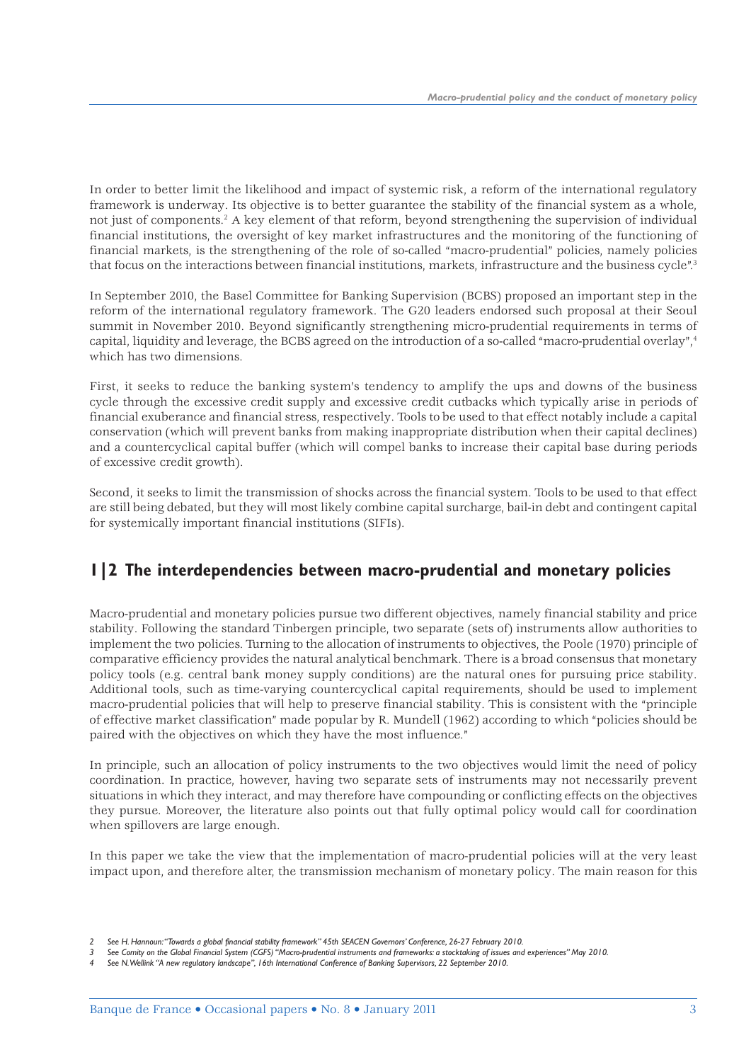In order to better limit the likelihood and impact of systemic risk, a reform of the international regulatory framework is underway. Its objective is to better guarantee the stability of the financial system as a whole, not just of components.[2] A key element of that reform, beyond strengthening the supervision of individual financial institutions, the oversight of key market infrastructures and the monitoring of the functioning of financial markets, is the strengthening of the role of so-called "macro-prudential" policies, namely policies that focus on the interactions between financial institutions, markets, infrastructure and the business cycle".[3]

In September 2010, the Basel Committee for Banking Supervision (BCBS) proposed an important step in the reform of the international regulatory framework. The G20 leaders endorsed such proposal at their Seoul summit in November 2010. Beyond significantly strengthening micro-prudential requirements in terms of capital, liquidity and leverage, the BCBS agreed on the introduction of a so-called "macro-prudential overlay",[4] which has two dimensions.

First, it seeks to reduce the banking system's tendency to amplify the ups and downs of the business cycle through the excessive credit supply and excessive credit cutbacks which typically arise in periods of financial exuberance and financial stress, respectively. Tools to be used to that effect notably include a capital conservation (which will prevent banks from making inappropriate distribution when their capital declines) and a countercyclical capital buffer (which will compel banks to increase their capital base during periods of excessive credit growth).

Second, it seeks to limit the transmission of shocks across the financial system. Tools to be used to that effect are still being debated, but they will most likely combine capital surcharge, bail-in debt and contingent capital for systemically important financial institutions (SIFIs).

## 1|2 The interdependencies between macro-prudential and monetary policies

Macro-prudential and monetary policies pursue two different objectives, namely financial stability and price stability. Following the standard Tinbergen principle, two separate (sets of) instruments allow authorities to implement the two policies. Turning to the allocation of instruments to objectives, the Poole (1970) principle of comparative efficiency provides the natural analytical benchmark. There is a broad consensus that monetary policy tools (e.g. central bank money supply conditions) are the natural ones for pursuing price stability. Additional tools, such as time-varying countercyclical capital requirements, should be used to implement macro-prudential policies that will help to preserve financial stability. This is consistent with the "principle of effective market classification" made popular by R. Mundell (1962) according to which "policies should be paired with the objectives on which they have the most influence."

In principle, such an allocation of policy instruments to the two objectives would limit the need of policy coordination. In practice, however, having two separate sets of instruments may not necessarily prevent situations in which they interact, and may therefore have compounding or conflicting effects on the objectives they pursue. Moreover, the literature also points out that fully optimal policy would call for coordination when spillovers are large enough.

In this paper we take the view that the implementation of macro-prudential policies will at the very least impact upon, and therefore alter, the transmission mechanism of monetary policy. The main reason for this

2 See H. Hannoun: "Towards a global financial stability framework" 45th SEACEN Governors' Conference, 26-27 February 2010.

3 See Comity on the Global Financial System (CGFS) "Macro-prudential instruments and frameworks: a stocktaking of issues and experiences" May 2010.

4 See N. Wellink "A new regulatory landscape", 16th International Conference of Banking Supervisors, 22 September 2010.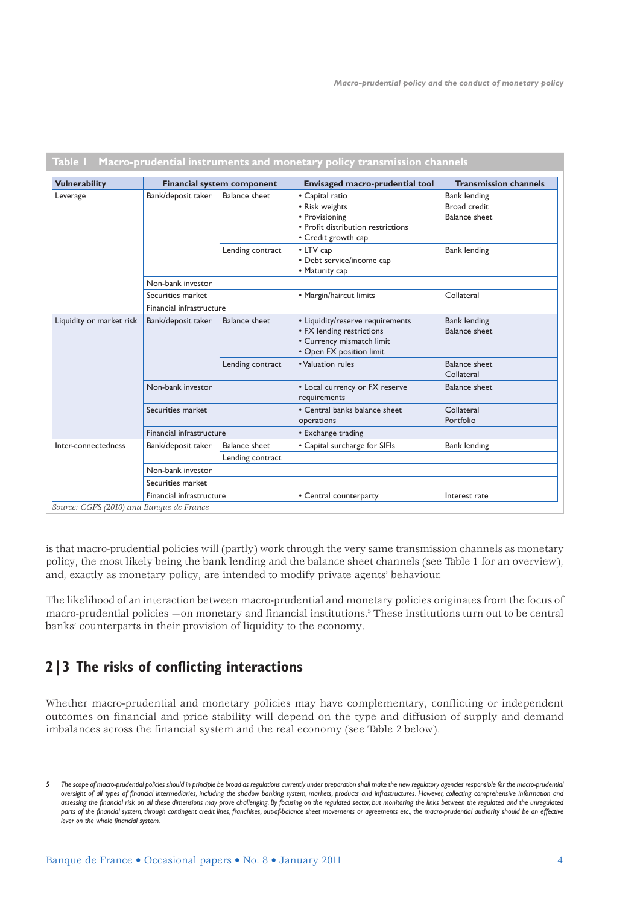**Table 1 Macro-prudential instruments and monetary policy transmission channels**

| Vulnerability | Financial system component | | Envisaged macro-prudential tool | Transmission channels |
|---|---|---|---|---|
| Leverage | Bank/deposit taker | Balance sheet | • Capital ratio<br>• Risk weights<br>• Provisioning<br>• Profit distribution restrictions<br>• Credit growth cap | Bank lending<br>Broad credit<br>Balance sheet |
| | | Lending contract | • LTV cap<br>• Debt service/income cap<br>• Maturity cap | Bank lending |
| | Non-bank investor | | | |
| | Securities market | | • Margin/haircut limits | Collateral |
| | Financial infrastructure | | | |
| Liquidity or market risk | Bank/deposit taker | Balance sheet | • Liquidity/reserve requirements<br>• FX lending restrictions<br>• Currency mismatch limit<br>• Open FX position limit | Bank lending<br>Balance sheet |
| | | Lending contract | • Valuation rules | Balance sheet<br>Collateral |
| | Non-bank investor | | • Local currency or FX reserve requirements | Balance sheet |
| | Securities market | | • Central banks balance sheet operations | Collateral<br>Portfolio |
| | Financial infrastructure | | • Exchange trading | |
| Inter-connectedness | Bank/deposit taker | Balance sheet | • Capital surcharge for SIFIs | Bank lending |
| | | Lending contract | | |
| | Non-bank investor | | | |
| | Securities market | | | |
| | Financial infrastructure | | • Central counterparty | Interest rate |

*Source: CGFS (2010) and Banque de France*

is that macro-prudential policies will (partly) work through the very same transmission channels as monetary policy, the most likely being the bank lending and the balance sheet channels (see Table 1 for an overview), and, exactly as monetary policy, are intended to modify private agents' behaviour.

The likelihood of an interaction between macro-prudential and monetary policies originates from the focus of macro-prudential policies —on monetary and financial institutions.[5] These institutions turn out to be central banks' counterparts in their provision of liquidity to the economy.

## 2|3 The risks of conflicting interactions

Whether macro-prudential and monetary policies may have complementary, conflicting or independent outcomes on financial and price stability will depend on the type and diffusion of supply and demand imbalances across the financial system and the real economy (see Table 2 below).

*5 The scope of macro-prudential policies should in principle be broad as regulations currently under preparation shall make the new regulatory agencies responsible for the macro-prudential oversight of all types of financial intermediaries, including the shadow banking system, markets, products and infrastructures. However, collecting comprehensive information and assessing the financial risk on all these dimensions may prove challenging. By focusing on the regulated sector, but monitoring the links between the regulated and the unregulated parts of the financial system, through contingent credit lines, franchises, out-of-balance sheet movements or agreements etc., the macro-prudential authority should be an effective lever on the whole financial system.*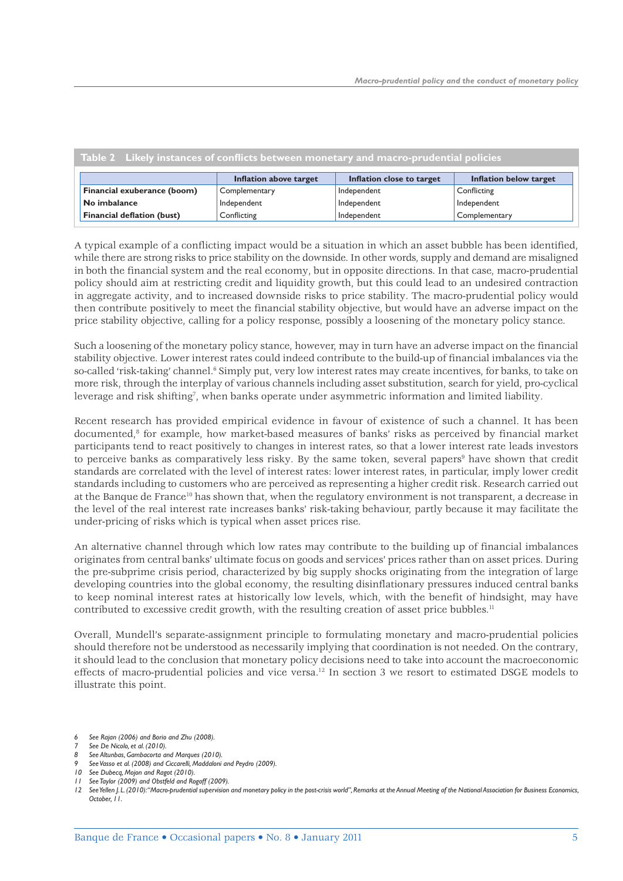**Table 2 Likely instances of conflicts between monetary and macro-prudential policies**

| | Inflation above target | Inflation close to target | Inflation below target |
|---|---|---|---|
| **Financial exuberance (boom)** | Complementary | Independent | Conflicting |
| **No imbalance** | Independent | Independent | Independent |
| **Financial deflation (bust)** | Conflicting | Independent | Complementary |

A typical example of a conflicting impact would be a situation in which an asset bubble has been identified, while there are strong risks to price stability on the downside. In other words, supply and demand are misaligned in both the financial system and the real economy, but in opposite directions. In that case, macro-prudential policy should aim at restricting credit and liquidity growth, but this could lead to an undesired contraction in aggregate activity, and to increased downside risks to price stability. The macro-prudential policy would then contribute positively to meet the financial stability objective, but would have an adverse impact on the price stability objective, calling for a policy response, possibly a loosening of the monetary policy stance.

Such a loosening of the monetary policy stance, however, may in turn have an adverse impact on the financial stability objective. Lower interest rates could indeed contribute to the build-up of financial imbalances via the so-called 'risk-taking' channel.[6] Simply put, very low interest rates may create incentives, for banks, to take on more risk, through the interplay of various channels including asset substitution, search for yield, pro-cyclical leverage and risk shifting[7], when banks operate under asymmetric information and limited liability.

Recent research has provided empirical evidence in favour of existence of such a channel. It has been documented,[8] for example, how market-based measures of banks' risks as perceived by financial market participants tend to react positively to changes in interest rates, so that a lower interest rate leads investors to perceive banks as comparatively less risky. By the same token, several papers[9] have shown that credit standards are correlated with the level of interest rates: lower interest rates, in particular, imply lower credit standards including to customers who are perceived as representing a higher credit risk. Research carried out at the Banque de France[10] has shown that, when the regulatory environment is not transparent, a decrease in the level of the real interest rate increases banks' risk-taking behaviour, partly because it may facilitate the under-pricing of risks which is typical when asset prices rise.

An alternative channel through which low rates may contribute to the building up of financial imbalances originates from central banks' ultimate focus on goods and services' prices rather than on asset prices. During the pre-subprime crisis period, characterized by big supply shocks originating from the integration of large developing countries into the global economy, the resulting disinflationary pressures induced central banks to keep nominal interest rates at historically low levels, which, with the benefit of hindsight, may have contributed to excessive credit growth, with the resulting creation of asset price bubbles.[11]

Overall, Mundell's separate-assignment principle to formulating monetary and macro-prudential policies should therefore not be understood as necessarily implying that coordination is not needed. On the contrary, it should lead to the conclusion that monetary policy decisions need to take into account the macroeconomic effects of macro-prudential policies and vice versa.[12] In section 3 we resort to estimated DSGE models to illustrate this point.

6 *See Rajan (2006) and Borio and Zhu (2008).*
7 *See De Nicolo, et al. (2010).*
8 *See Altunbas, Gambacorta and Marques (2010).*
9 *See Vasso et al. (2008) and Ciccarelli, Maddaloni and Peydro (2009).*
10 *See Dubecq, Mojon and Ragot (2010).*
11 *See Taylor (2009) and Obstfeld and Rogoff (2009).*
12 *See Yellen J. L. (2010):"Macro-prudential supervision and monetary policy in the post-crisis world", Remarks at the Annual Meeting of the National Association for Business Economics, October, 11.*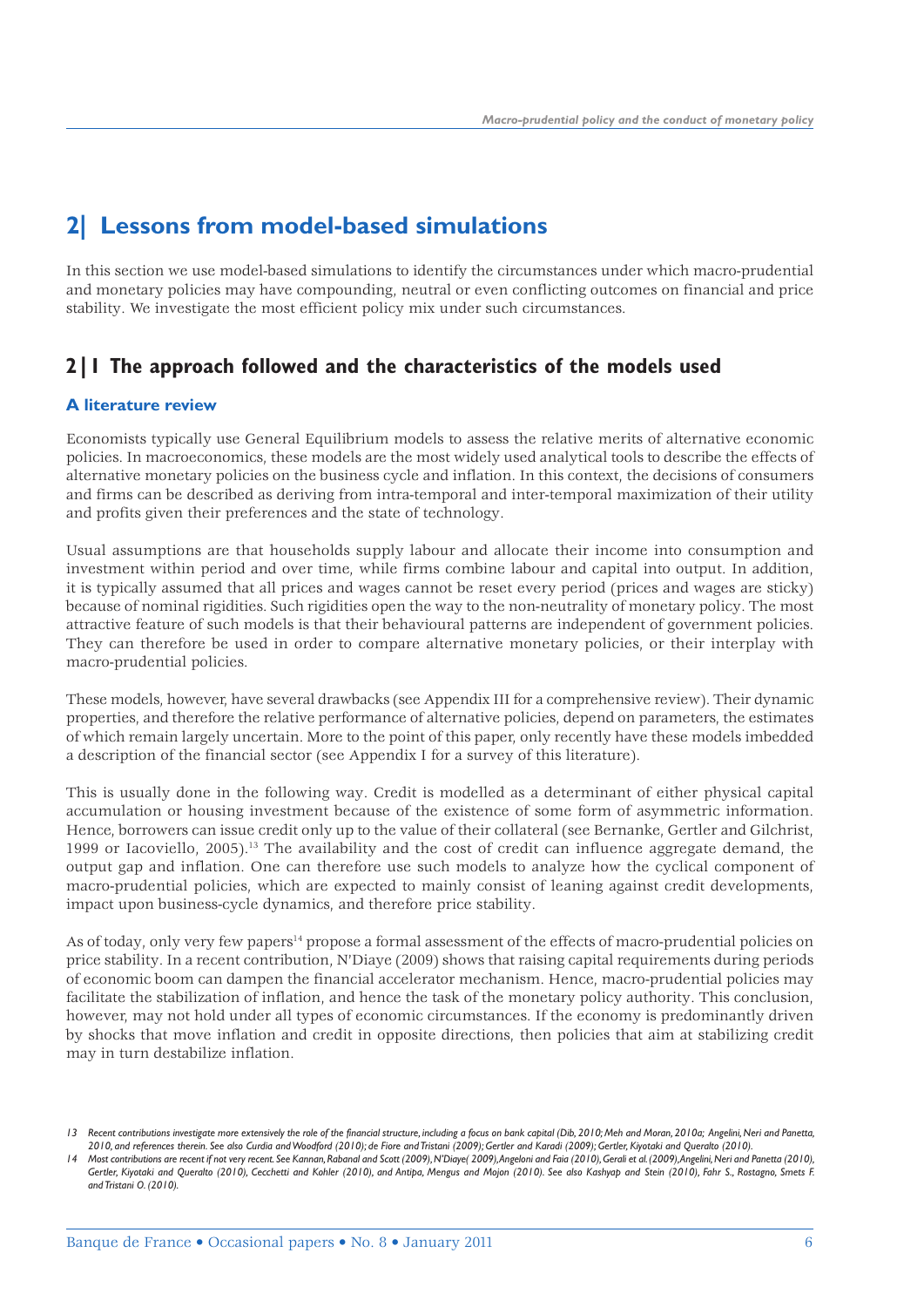# 2| Lessons from model-based simulations

In this section we use model-based simulations to identify the circumstances under which macro-prudential and monetary policies may have compounding, neutral or even conflicting outcomes on financial and price stability. We investigate the most efficient policy mix under such circumstances.

## 2|1 The approach followed and the characteristics of the models used

### A literature review

Economists typically use General Equilibrium models to assess the relative merits of alternative economic policies. In macroeconomics, these models are the most widely used analytical tools to describe the effects of alternative monetary policies on the business cycle and inflation. In this context, the decisions of consumers and firms can be described as deriving from intra-temporal and inter-temporal maximization of their utility and profits given their preferences and the state of technology.

Usual assumptions are that households supply labour and allocate their income into consumption and investment within period and over time, while firms combine labour and capital into output. In addition, it is typically assumed that all prices and wages cannot be reset every period (prices and wages are sticky) because of nominal rigidities. Such rigidities open the way to the non-neutrality of monetary policy. The most attractive feature of such models is that their behavioural patterns are independent of government policies. They can therefore be used in order to compare alternative monetary policies, or their interplay with macro-prudential policies.

These models, however, have several drawbacks (see Appendix III for a comprehensive review). Their dynamic properties, and therefore the relative performance of alternative policies, depend on parameters, the estimates of which remain largely uncertain. More to the point of this paper, only recently have these models imbedded a description of the financial sector (see Appendix I for a survey of this literature).

This is usually done in the following way. Credit is modelled as a determinant of either physical capital accumulation or housing investment because of the existence of some form of asymmetric information. Hence, borrowers can issue credit only up to the value of their collateral (see Bernanke, Gertler and Gilchrist, 1999 or Iacoviello, 2005).[13] The availability and the cost of credit can influence aggregate demand, the output gap and inflation. One can therefore use such models to analyze how the cyclical component of macro-prudential policies, which are expected to mainly consist of leaning against credit developments, impact upon business-cycle dynamics, and therefore price stability.

As of today, only very few papers[14] propose a formal assessment of the effects of macro-prudential policies on price stability. In a recent contribution, N'Diaye (2009) shows that raising capital requirements during periods of economic boom can dampen the financial accelerator mechanism. Hence, macro-prudential policies may facilitate the stabilization of inflation, and hence the task of the monetary policy authority. This conclusion, however, may not hold under all types of economic circumstances. If the economy is predominantly driven by shocks that move inflation and credit in opposite directions, then policies that aim at stabilizing credit may in turn destabilize inflation.

*13 Recent contributions investigate more extensively the role of the financial structure, including a focus on bank capital (Dib, 2010; Meh and Moran, 2010a; Angelini, Neri and Panetta, 2010, and references therein. See also Curdia and Woodford (2010); de Fiore and Tristani (2009); Gertler and Karadi (2009); Gertler, Kiyotaki and Queralto (2010).*

*14 Most contributions are recent if not very recent. See Kannan, Rabanal and Scott (2009), N'Diaye( 2009), Angeloni and Faia (2010), Gerali et al. (2009), Angelini, Neri and Panetta (2010), Gertler, Kiyotaki and Queralto (2010), Cecchetti and Kohler (2010), and Antipa, Mengus and Mojon (2010). See also Kashyap and Stein (2010), Fahr S., Rostagno, Smets F. and Tristani O. (2010).*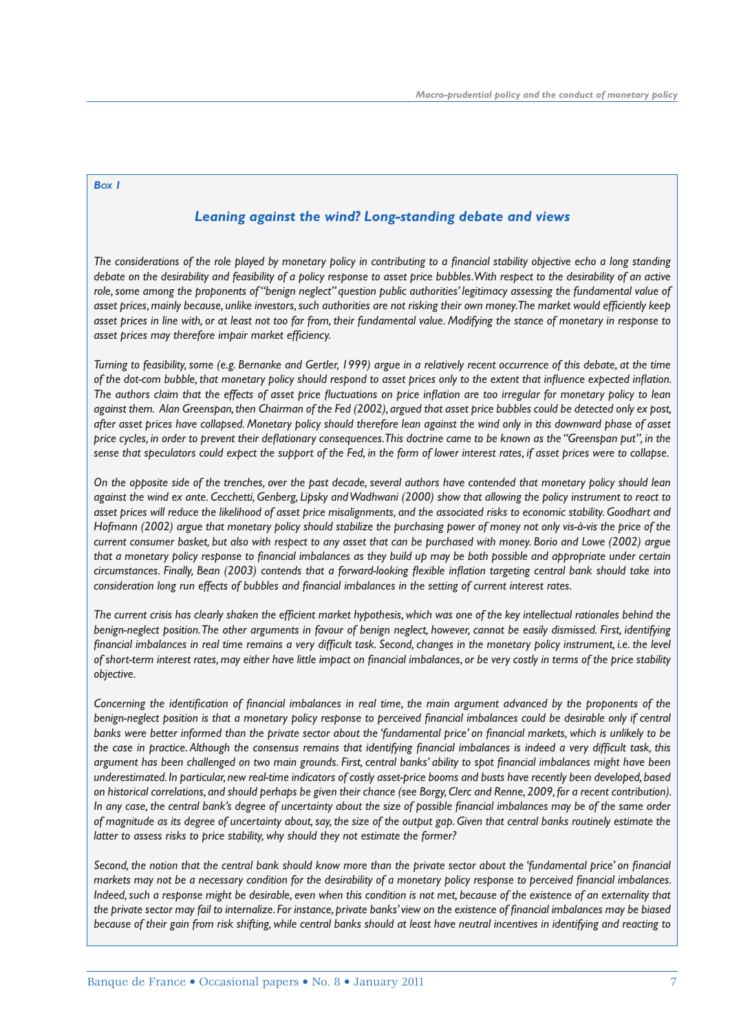*Box 1*

## *Leaning against the wind? Long-standing debate and views*

*The considerations of the role played by monetary policy in contributing to a financial stability objective echo a long standing debate on the desirability and feasibility of a policy response to asset price bubbles. With respect to the desirability of an active role, some among the proponents of "benign neglect" question public authorities' legitimacy assessing the fundamental value of asset prices, mainly because, unlike investors, such authorities are not risking their own money. The market would efficiently keep asset prices in line with, or at least not too far from, their fundamental value. Modifying the stance of monetary in response to asset prices may therefore impair market efficiency.*

*Turning to feasibility, some (e.g. Bernanke and Gertler, 1999) argue in a relatively recent occurrence of this debate, at the time of the dot-com bubble, that monetary policy should respond to asset prices only to the extent that influence expected inflation. The authors claim that the effects of asset price fluctuations on price inflation are too irregular for monetary policy to lean against them. Alan Greenspan, then Chairman of the Fed (2002), argued that asset price bubbles could be detected only ex post, after asset prices have collapsed. Monetary policy should therefore lean against the wind only in this downward phase of asset price cycles, in order to prevent their deflationary consequences. This doctrine came to be known as the "Greenspan put", in the sense that speculators could expect the support of the Fed, in the form of lower interest rates, if asset prices were to collapse.*

*On the opposite side of the trenches, over the past decade, several authors have contended that monetary policy should lean against the wind ex ante. Cecchetti, Genberg, Lipsky and Wadhwani (2000) show that allowing the policy instrument to react to asset prices will reduce the likelihood of asset price misalignments, and the associated risks to economic stability. Goodhart and Hofmann (2002) argue that monetary policy should stabilize the purchasing power of money not only vis-à-vis the price of the current consumer basket, but also with respect to any asset that can be purchased with money. Borio and Lowe (2002) argue that a monetary policy response to financial imbalances as they build up may be both possible and appropriate under certain circumstances. Finally, Bean (2003) contends that a forward-looking flexible inflation targeting central bank should take into consideration long run effects of bubbles and financial imbalances in the setting of current interest rates.*

*The current crisis has clearly shaken the efficient market hypothesis, which was one of the key intellectual rationales behind the benign-neglect position. The other arguments in favour of benign neglect, however, cannot be easily dismissed. First, identifying financial imbalances in real time remains a very difficult task. Second, changes in the monetary policy instrument, i.e. the level of short-term interest rates, may either have little impact on financial imbalances, or be very costly in terms of the price stability objective.*

*Concerning the identification of financial imbalances in real time, the main argument advanced by the proponents of the benign-neglect position is that a monetary policy response to perceived financial imbalances could be desirable only if central banks were better informed than the private sector about the 'fundamental price' on financial markets, which is unlikely to be the case in practice. Although the consensus remains that identifying financial imbalances is indeed a very difficult task, this argument has been challenged on two main grounds. First, central banks' ability to spot financial imbalances might have been underestimated. In particular, new real-time indicators of costly asset-price booms and busts have recently been developed, based on historical correlations, and should perhaps be given their chance (see Borgy, Clerc and Renne, 2009, for a recent contribution). In any case, the central bank's degree of uncertainty about the size of possible financial imbalances may be of the same order of magnitude as its degree of uncertainty about, say, the size of the output gap. Given that central banks routinely estimate the latter to assess risks to price stability, why should they not estimate the former?*

*Second, the notion that the central bank should know more than the private sector about the 'fundamental price' on financial markets may not be a necessary condition for the desirability of a monetary policy response to perceived financial imbalances. Indeed, such a response might be desirable, even when this condition is not met, because of the existence of an externality that the private sector may fail to internalize. For instance, private banks' view on the existence of financial imbalances may be biased because of their gain from risk shifting, while central banks should at least have neutral incentives in identifying and reacting to*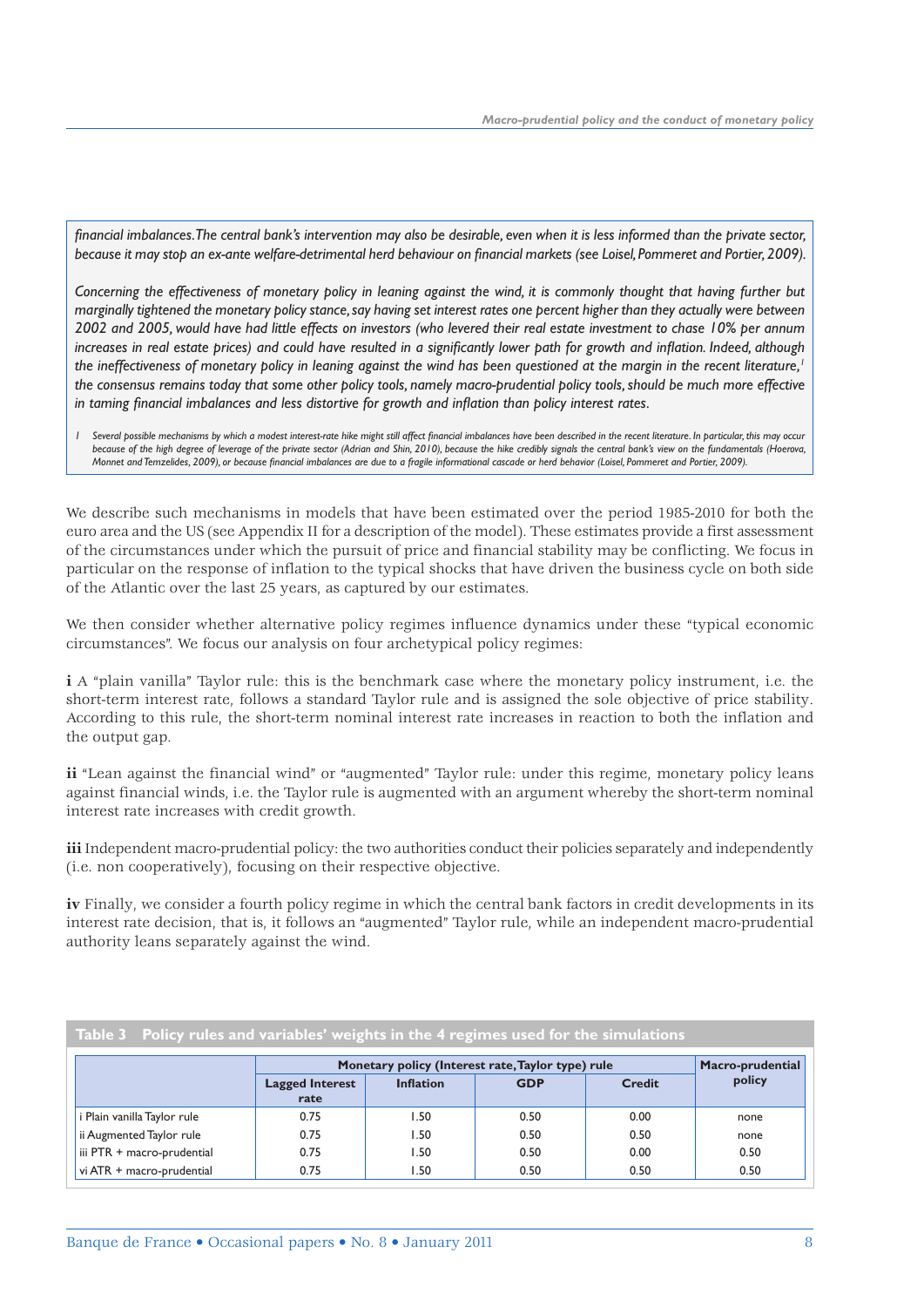*financial imbalances. The central bank's intervention may also be desirable, even when it is less informed than the private sector, because it may stop an ex-ante welfare-detrimental herd behaviour on financial markets (see Loisel, Pommeret and Portier, 2009).*

*Concerning the effectiveness of monetary policy in leaning against the wind, it is commonly thought that having further but marginally tightened the monetary policy stance, say having set interest rates one percent higher than they actually were between 2002 and 2005, would have had little effects on investors (who levered their real estate investment to chase 10% per annum increases in real estate prices) and could have resulted in a significantly lower path for growth and inflation. Indeed, although the ineffectiveness of monetary policy in leaning against the wind has been questioned at the margin in the recent literature,[1] the consensus remains today that some other policy tools, namely macro-prudential policy tools, should be much more effective in taming financial imbalances and less distortive for growth and inflation than policy interest rates.*

*1 Several possible mechanisms by which a modest interest-rate hike might still affect financial imbalances have been described in the recent literature. In particular, this may occur because of the high degree of leverage of the private sector (Adrian and Shin, 2010), because the hike credibly signals the central bank's view on the fundamentals (Hoerova, Monnet and Temzelides, 2009), or because financial imbalances are due to a fragile informational cascade or herd behavior (Loisel, Pommeret and Portier, 2009).*

We describe such mechanisms in models that have been estimated over the period 1985-2010 for both the euro area and the US (see Appendix II for a description of the model). These estimates provide a first assessment of the circumstances under which the pursuit of price and financial stability may be conflicting. We focus in particular on the response of inflation to the typical shocks that have driven the business cycle on both side of the Atlantic over the last 25 years, as captured by our estimates.

We then consider whether alternative policy regimes influence dynamics under these "typical economic circumstances". We focus our analysis on four archetypical policy regimes:

**i** A "plain vanilla" Taylor rule: this is the benchmark case where the monetary policy instrument, i.e. the short-term interest rate, follows a standard Taylor rule and is assigned the sole objective of price stability. According to this rule, the short-term nominal interest rate increases in reaction to both the inflation and the output gap.

**ii** "Lean against the financial wind" or "augmented" Taylor rule: under this regime, monetary policy leans against financial winds, i.e. the Taylor rule is augmented with an argument whereby the short-term nominal interest rate increases with credit growth.

**iii** Independent macro-prudential policy: the two authorities conduct their policies separately and independently (i.e. non cooperatively), focusing on their respective objective.

**iv** Finally, we consider a fourth policy regime in which the central bank factors in credit developments in its interest rate decision, that is, it follows an "augmented" Taylor rule, while an independent macro-prudential authority leans separately against the wind.

**Table 3 Policy rules and variables' weights in the 4 regimes used for the simulations**

| | Monetary policy (Interest rate, Taylor type) rule | | | | Macro-prudential policy |
|---|---|---|---|---|---|
| | Lagged Interest rate | Inflation | GDP | Credit | |
| i Plain vanilla Taylor rule | 0.75 | 1.50 | 0.50 | 0.00 | none |
| ii Augmented Taylor rule | 0.75 | 1.50 | 0.50 | 0.50 | none |
| iii PTR + macro-prudential | 0.75 | 1.50 | 0.50 | 0.00 | 0.50 |
| vi ATR + macro-prudential | 0.75 | 1.50 | 0.50 | 0.50 | 0.50 |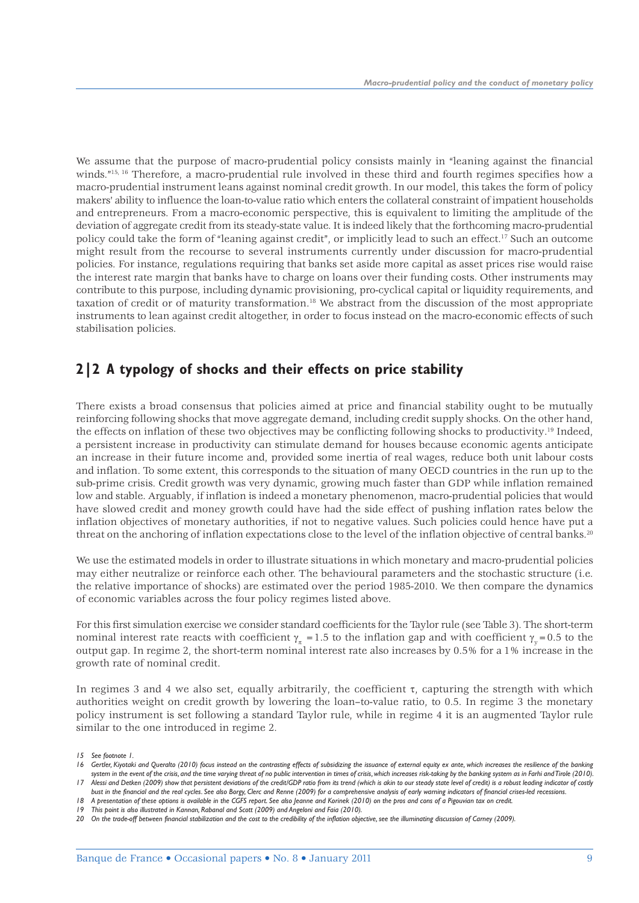We assume that the purpose of macro-prudential policy consists mainly in "leaning against the financial winds."[15, 16] Therefore, a macro-prudential rule involved in these third and fourth regimes specifies how a macro-prudential instrument leans against nominal credit growth. In our model, this takes the form of policy makers' ability to influence the loan-to-value ratio which enters the collateral constraint of impatient households and entrepreneurs. From a macro-economic perspective, this is equivalent to limiting the amplitude of the deviation of aggregate credit from its steady-state value. It is indeed likely that the forthcoming macro-prudential policy could take the form of "leaning against credit", or implicitly lead to such an effect.[17] Such an outcome might result from the recourse to several instruments currently under discussion for macro-prudential policies. For instance, regulations requiring that banks set aside more capital as asset prices rise would raise the interest rate margin that banks have to charge on loans over their funding costs. Other instruments may contribute to this purpose, including dynamic provisioning, pro-cyclical capital or liquidity requirements, and taxation of credit or of maturity transformation.[18] We abstract from the discussion of the most appropriate instruments to lean against credit altogether, in order to focus instead on the macro-economic effects of such stabilisation policies.

## 2|2 A typology of shocks and their effects on price stability

There exists a broad consensus that policies aimed at price and financial stability ought to be mutually reinforcing following shocks that move aggregate demand, including credit supply shocks. On the other hand, the effects on inflation of these two objectives may be conflicting following shocks to productivity.[19] Indeed, a persistent increase in productivity can stimulate demand for houses because economic agents anticipate an increase in their future income and, provided some inertia of real wages, reduce both unit labour costs and inflation. To some extent, this corresponds to the situation of many OECD countries in the run up to the sub-prime crisis. Credit growth was very dynamic, growing much faster than GDP while inflation remained low and stable. Arguably, if inflation is indeed a monetary phenomenon, macro-prudential policies that would have slowed credit and money growth could have had the side effect of pushing inflation rates below the inflation objectives of monetary authorities, if not to negative values. Such policies could hence have put a threat on the anchoring of inflation expectations close to the level of the inflation objective of central banks.[20]

We use the estimated models in order to illustrate situations in which monetary and macro-prudential policies may either neutralize or reinforce each other. The behavioural parameters and the stochastic structure (i.e. the relative importance of shocks) are estimated over the period 1985-2010. We then compare the dynamics of economic variables across the four policy regimes listed above.

For this first simulation exercise we consider standard coefficients for the Taylor rule (see Table 3). The short-term nominal interest rate reacts with coefficient $\gamma_\pi = 1.5$ to the inflation gap and with coefficient $\gamma_y = 0.5$ to the output gap. In regime 2, the short-term nominal interest rate also increases by 0.5% for a 1% increase in the growth rate of nominal credit.

In regimes 3 and 4 we also set, equally arbitrarily, the coefficient $\tau$, capturing the strength with which authorities weight on credit growth by lowering the loan–to-value ratio, to 0.5. In regime 3 the monetary policy instrument is set following a standard Taylor rule, while in regime 4 it is an augmented Taylor rule similar to the one introduced in regime 2.

---

15 See footnote 1.

16 *Gertler, Kiyotaki and Queralto (2010) focus instead on the contrasting effects of subsidizing the issuance of external equity ex ante, which increases the resilience of the banking system in the event of the crisis, and the time varying threat of no public intervention in times of crisis, which increases risk-taking by the banking system as in Farhi and Tirole (2010).*

17 *Alessi and Detken (2009) show that persistent deviations of the credit/GDP ratio from its trend (which is akin to our steady state level of credit) is a robust leading indicator of costly bust in the financial and the real cycles. See also Borgy, Clerc and Renne (2009) for a comprehensive analysis of early warning indicators of financial crises-led recessions.*

18 *A presentation of these options is available in the CGFS report. See also Jeanne and Korinek (2010) on the pros and cons of a Pigouvian tax on credit.*

19 *This point is also illustrated in Kannan, Rabanal and Scott (2009) and Angeloni and Faia (2010).*

20 *On the trade-off between financial stabilization and the cost to the credibility of the inflation objective, see the illuminating discussion of Carney (2009).*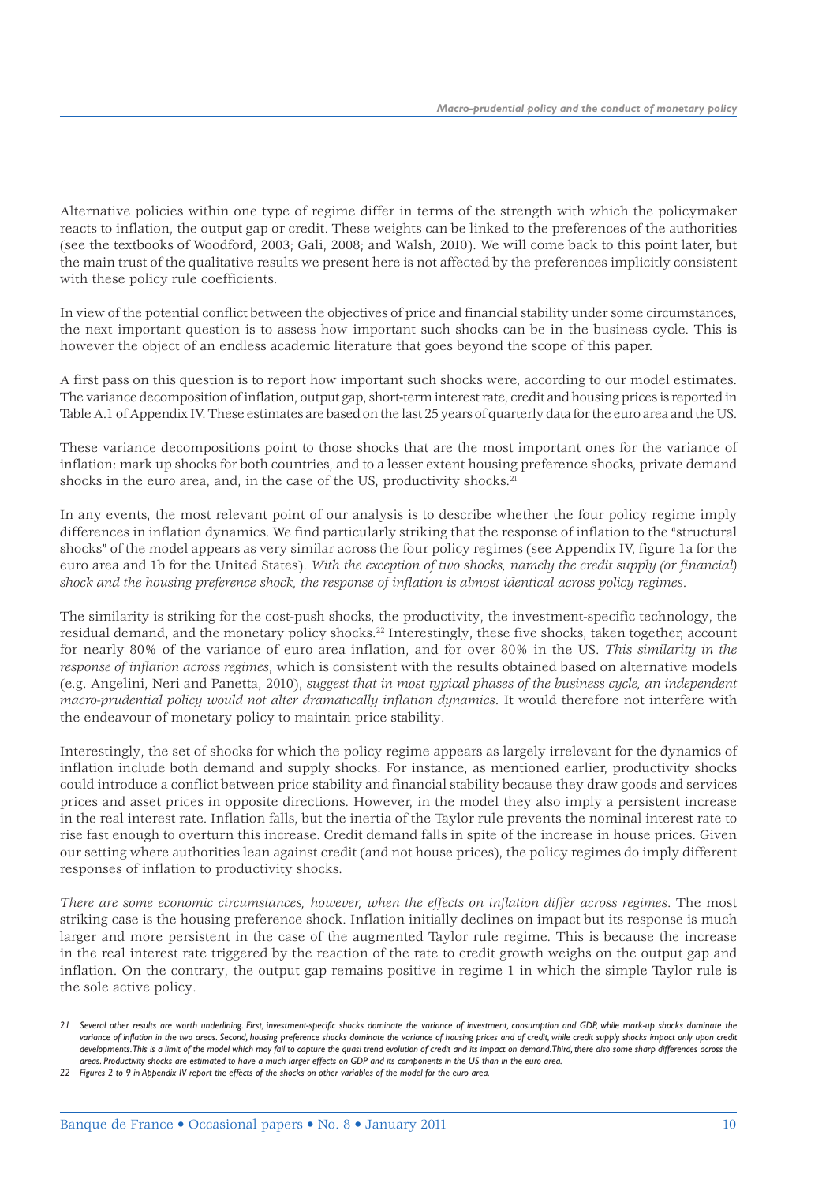Alternative policies within one type of regime differ in terms of the strength with which the policymaker reacts to inflation, the output gap or credit. These weights can be linked to the preferences of the authorities (see the textbooks of Woodford, 2003; Gali, 2008; and Walsh, 2010). We will come back to this point later, but the main trust of the qualitative results we present here is not affected by the preferences implicitly consistent with these policy rule coefficients.

In view of the potential conflict between the objectives of price and financial stability under some circumstances, the next important question is to assess how important such shocks can be in the business cycle. This is however the object of an endless academic literature that goes beyond the scope of this paper.

A first pass on this question is to report how important such shocks were, according to our model estimates. The variance decomposition of inflation, output gap, short-term interest rate, credit and housing prices is reported in Table A.1 of Appendix IV. These estimates are based on the last 25 years of quarterly data for the euro area and the US.

These variance decompositions point to those shocks that are the most important ones for the variance of inflation: mark up shocks for both countries, and to a lesser extent housing preference shocks, private demand shocks in the euro area, and, in the case of the US, productivity shocks.[21]

In any events, the most relevant point of our analysis is to describe whether the four policy regime imply differences in inflation dynamics. We find particularly striking that the response of inflation to the "structural shocks" of the model appears as very similar across the four policy regimes (see Appendix IV, figure 1a for the euro area and 1b for the United States). *With the exception of two shocks, namely the credit supply (or financial) shock and the housing preference shock, the response of inflation is almost identical across policy regimes*.

The similarity is striking for the cost-push shocks, the productivity, the investment-specific technology, the residual demand, and the monetary policy shocks.[22] Interestingly, these five shocks, taken together, account for nearly 80% of the variance of euro area inflation, and for over 80% in the US. *This similarity in the response of inflation across regimes*, which is consistent with the results obtained based on alternative models (e.g. Angelini, Neri and Panetta, 2010), *suggest that in most typical phases of the business cycle, an independent macro-prudential policy would not alter dramatically inflation dynamics*. It would therefore not interfere with the endeavour of monetary policy to maintain price stability.

Interestingly, the set of shocks for which the policy regime appears as largely irrelevant for the dynamics of inflation include both demand and supply shocks. For instance, as mentioned earlier, productivity shocks could introduce a conflict between price stability and financial stability because they draw goods and services prices and asset prices in opposite directions. However, in the model they also imply a persistent increase in the real interest rate. Inflation falls, but the inertia of the Taylor rule prevents the nominal interest rate to rise fast enough to overturn this increase. Credit demand falls in spite of the increase in house prices. Given our setting where authorities lean against credit (and not house prices), the policy regimes do imply different responses of inflation to productivity shocks.

*There are some economic circumstances, however, when the effects on inflation differ across regimes*. The most striking case is the housing preference shock. Inflation initially declines on impact but its response is much larger and more persistent in the case of the augmented Taylor rule regime. This is because the increase in the real interest rate triggered by the reaction of the rate to credit growth weighs on the output gap and inflation. On the contrary, the output gap remains positive in regime 1 in which the simple Taylor rule is the sole active policy.

---

[21] *Several other results are worth underlining. First, investment-specific shocks dominate the variance of investment, consumption and GDP, while mark-up shocks dominate the variance of inflation in the two areas. Second, housing preference shocks dominate the variance of housing prices and of credit, while credit supply shocks impact only upon credit developments. This is a limit of the model which may fail to capture the quasi trend evolution of credit and its impact on demand. Third, there also some sharp differences across the areas. Productivity shocks are estimated to have a much larger effects on GDP and its components in the US than in the euro area.*

[22] *Figures 2 to 9 in Appendix IV report the effects of the shocks on other variables of the model for the euro area.*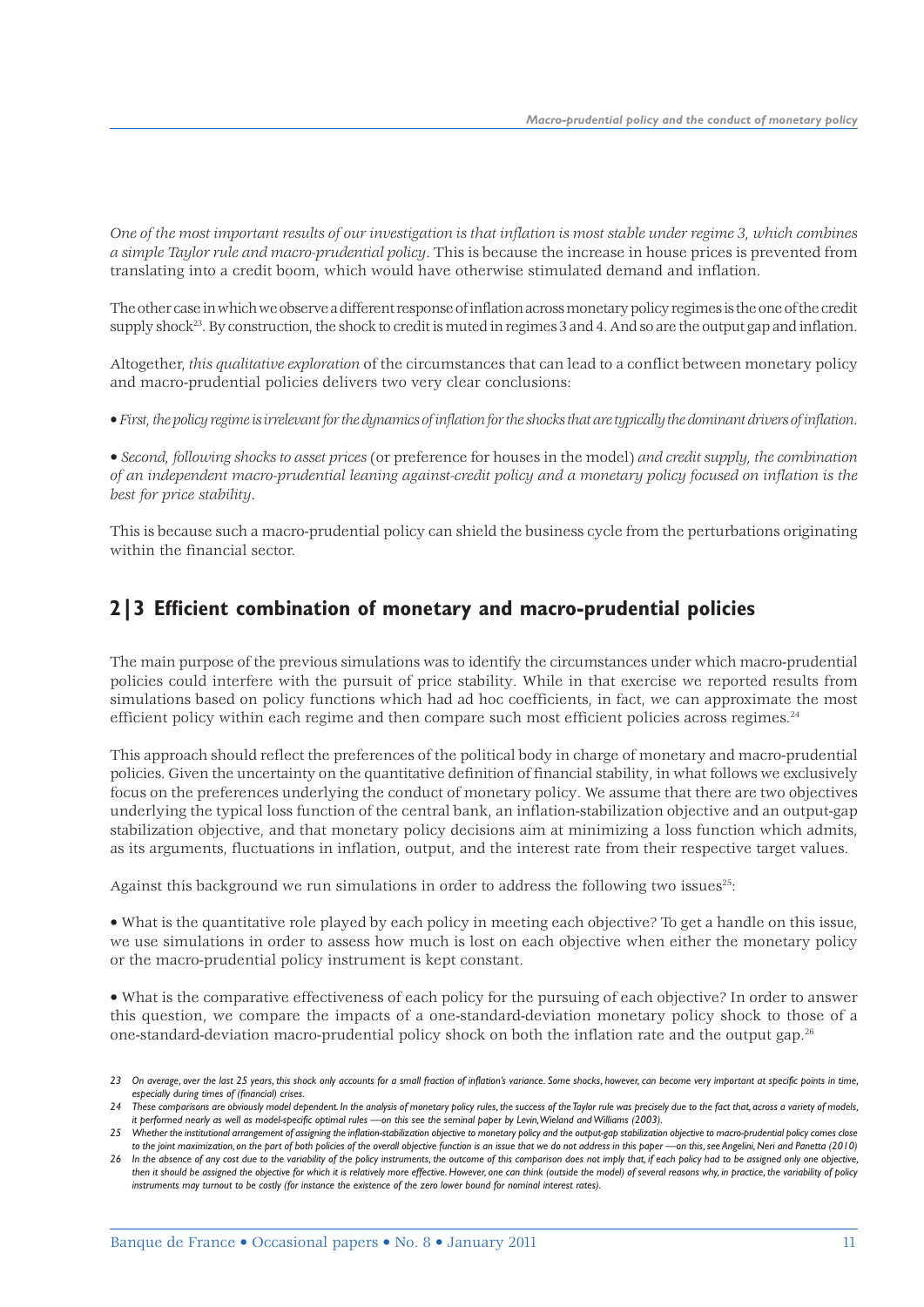*One of the most important results of our investigation is that inflation is most stable under regime 3, which combines a simple Taylor rule and macro-prudential policy*. This is because the increase in house prices is prevented from translating into a credit boom, which would have otherwise stimulated demand and inflation.

The other case in which we observe a different response of inflation across monetary policy regimes is the one of the credit supply shock[23]. By construction, the shock to credit is muted in regimes 3 and 4. And so are the output gap and inflation.

Altogether, *this qualitative exploration* of the circumstances that can lead to a conflict between monetary policy and macro-prudential policies delivers two very clear conclusions:

- *First, the policy regime is irrelevant for the dynamics of inflation for the shocks that are typically the dominant drivers of inflation.*

- *Second, following shocks to asset prices* (or preference for houses in the model) *and credit supply, the combination of an independent macro-prudential leaning against-credit policy and a monetary policy focused on inflation is the best for price stability*.

This is because such a macro-prudential policy can shield the business cycle from the perturbations originating within the financial sector.

## 2|3 Efficient combination of monetary and macro-prudential policies

The main purpose of the previous simulations was to identify the circumstances under which macro-prudential policies could interfere with the pursuit of price stability. While in that exercise we reported results from simulations based on policy functions which had ad hoc coefficients, in fact, we can approximate the most efficient policy within each regime and then compare such most efficient policies across regimes.[24]

This approach should reflect the preferences of the political body in charge of monetary and macro-prudential policies. Given the uncertainty on the quantitative definition of financial stability, in what follows we exclusively focus on the preferences underlying the conduct of monetary policy. We assume that there are two objectives underlying the typical loss function of the central bank, an inflation-stabilization objective and an output-gap stabilization objective, and that monetary policy decisions aim at minimizing a loss function which admits, as its arguments, fluctuations in inflation, output, and the interest rate from their respective target values.

Against this background we run simulations in order to address the following two issues[25]:

- What is the quantitative role played by each policy in meeting each objective? To get a handle on this issue, we use simulations in order to assess how much is lost on each objective when either the monetary policy or the macro-prudential policy instrument is kept constant.

- What is the comparative effectiveness of each policy for the pursuing of each objective? In order to answer this question, we compare the impacts of a one-standard-deviation monetary policy shock to those of a one-standard-deviation macro-prudential policy shock on both the inflation rate and the output gap.[26]

---

*23 On average, over the last 25 years, this shock only accounts for a small fraction of inflation's variance. Some shocks, however, can become very important at specific points in time, especially during times of (financial) crises.*

*24 These comparisons are obviously model dependent. In the analysis of monetary policy rules, the success of the Taylor rule was precisely due to the fact that, across a variety of models, it performed nearly as well as model-specific optimal rules —on this see the seminal paper by Levin, Wieland and Williams (2003).*

*25 Whether the institutional arrangement of assigning the inflation-stabilization objective to monetary policy and the output-gap stabilization objective to macro-prudential policy comes close to the joint maximization, on the part of both policies of the overall objective function is an issue that we do not address in this paper —on this, see Angelini, Neri and Panetta (2010)*

*26 In the absence of any cost due to the variability of the policy instruments, the outcome of this comparison does not imply that, if each policy had to be assigned only one objective, then it should be assigned the objective for which it is relatively more effective. However, one can think (outside the model) of several reasons why, in practice, the variability of policy instruments may turnout to be costly (for instance the existence of the zero lower bound for nominal interest rates).*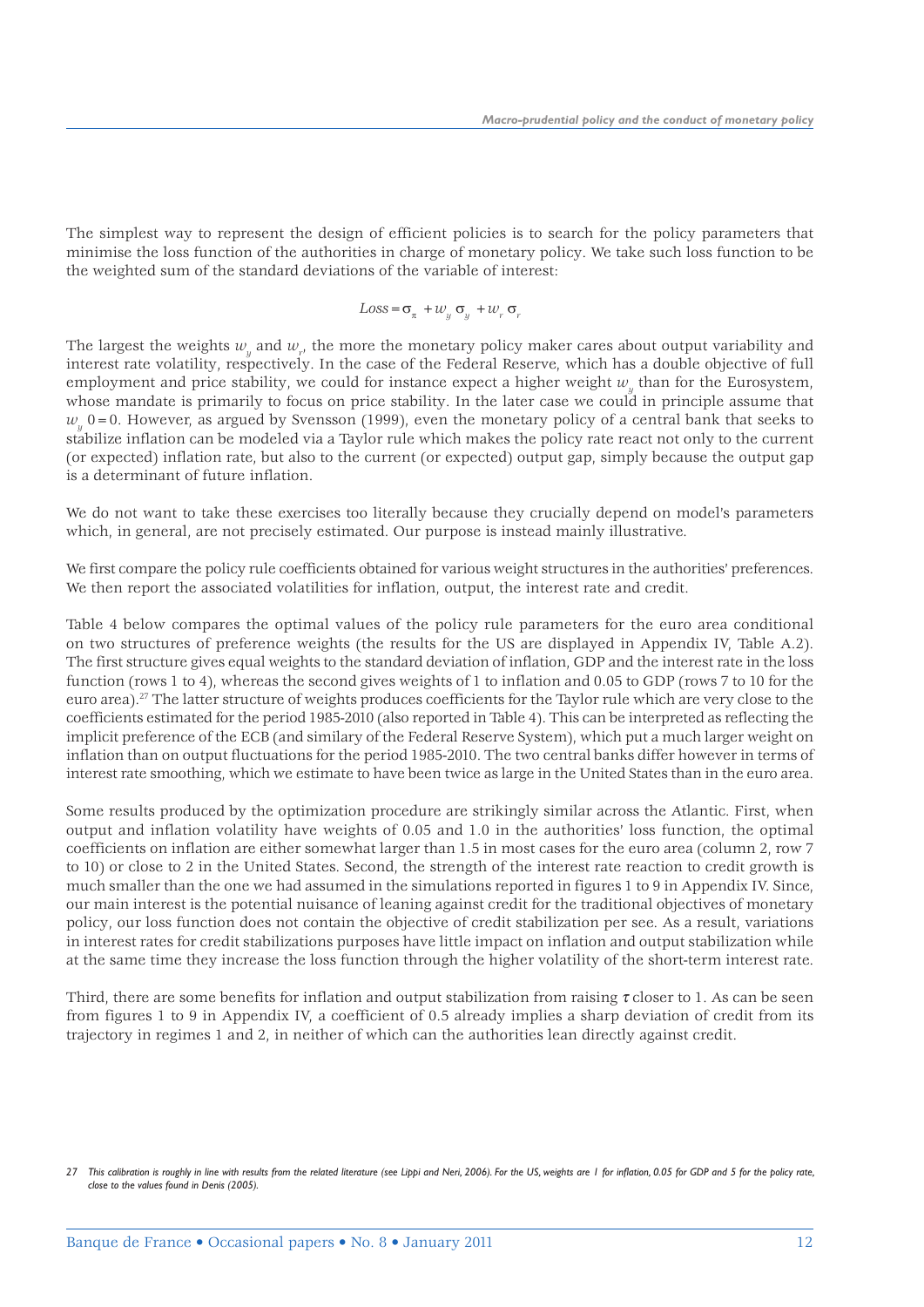The simplest way to represent the design of efficient policies is to search for the policy parameters that minimise the loss function of the authorities in charge of monetary policy. We take such loss function to be the weighted sum of the standard deviations of the variable of interest:

$$Loss = \sigma_\pi + w_y \sigma_y + w_r \sigma_r$$

The largest the weights $w_y$ and $w_r$, the more the monetary policy maker cares about output variability and interest rate volatility, respectively. In the case of the Federal Reserve, which has a double objective of full employment and price stability, we could for instance expect a higher weight $w_y$ than for the Eurosystem, whose mandate is primarily to focus on price stability. In the later case we could in principle assume that $w_y$ 0 = 0. However, as argued by Svensson (1999), even the monetary policy of a central bank that seeks to stabilize inflation can be modeled via a Taylor rule which makes the policy rate react not only to the current (or expected) inflation rate, but also to the current (or expected) output gap, simply because the output gap is a determinant of future inflation.

We do not want to take these exercises too literally because they crucially depend on model's parameters which, in general, are not precisely estimated. Our purpose is instead mainly illustrative.

We first compare the policy rule coefficients obtained for various weight structures in the authorities' preferences. We then report the associated volatilities for inflation, output, the interest rate and credit.

Table 4 below compares the optimal values of the policy rule parameters for the euro area conditional on two structures of preference weights (the results for the US are displayed in Appendix IV, Table A.2). The first structure gives equal weights to the standard deviation of inflation, GDP and the interest rate in the loss function (rows 1 to 4), whereas the second gives weights of 1 to inflation and 0.05 to GDP (rows 7 to 10 for the euro area).[27] The latter structure of weights produces coefficients for the Taylor rule which are very close to the coefficients estimated for the period 1985-2010 (also reported in Table 4). This can be interpreted as reflecting the implicit preference of the ECB (and similary of the Federal Reserve System), which put a much larger weight on inflation than on output fluctuations for the period 1985-2010. The two central banks differ however in terms of interest rate smoothing, which we estimate to have been twice as large in the United States than in the euro area.

Some results produced by the optimization procedure are strikingly similar across the Atlantic. First, when output and inflation volatility have weights of 0.05 and 1.0 in the authorities' loss function, the optimal coefficients on inflation are either somewhat larger than 1.5 in most cases for the euro area (column 2, row 7 to 10) or close to 2 in the United States. Second, the strength of the interest rate reaction to credit growth is much smaller than the one we had assumed in the simulations reported in figures 1 to 9 in Appendix IV. Since, our main interest is the potential nuisance of leaning against credit for the traditional objectives of monetary policy, our loss function does not contain the objective of credit stabilization per see. As a result, variations in interest rates for credit stabilizations purposes have little impact on inflation and output stabilization while at the same time they increase the loss function through the higher volatility of the short-term interest rate.

Third, there are some benefits for inflation and output stabilization from raising $\tau$ closer to 1. As can be seen from figures 1 to 9 in Appendix IV, a coefficient of 0.5 already implies a sharp deviation of credit from its trajectory in regimes 1 and 2, in neither of which can the authorities lean directly against credit.

---

27 *This calibration is roughly in line with results from the related literature (see Lippi and Neri, 2006). For the US, weights are 1 for inflation, 0.05 for GDP and 5 for the policy rate, close to the values found in Denis (2005).*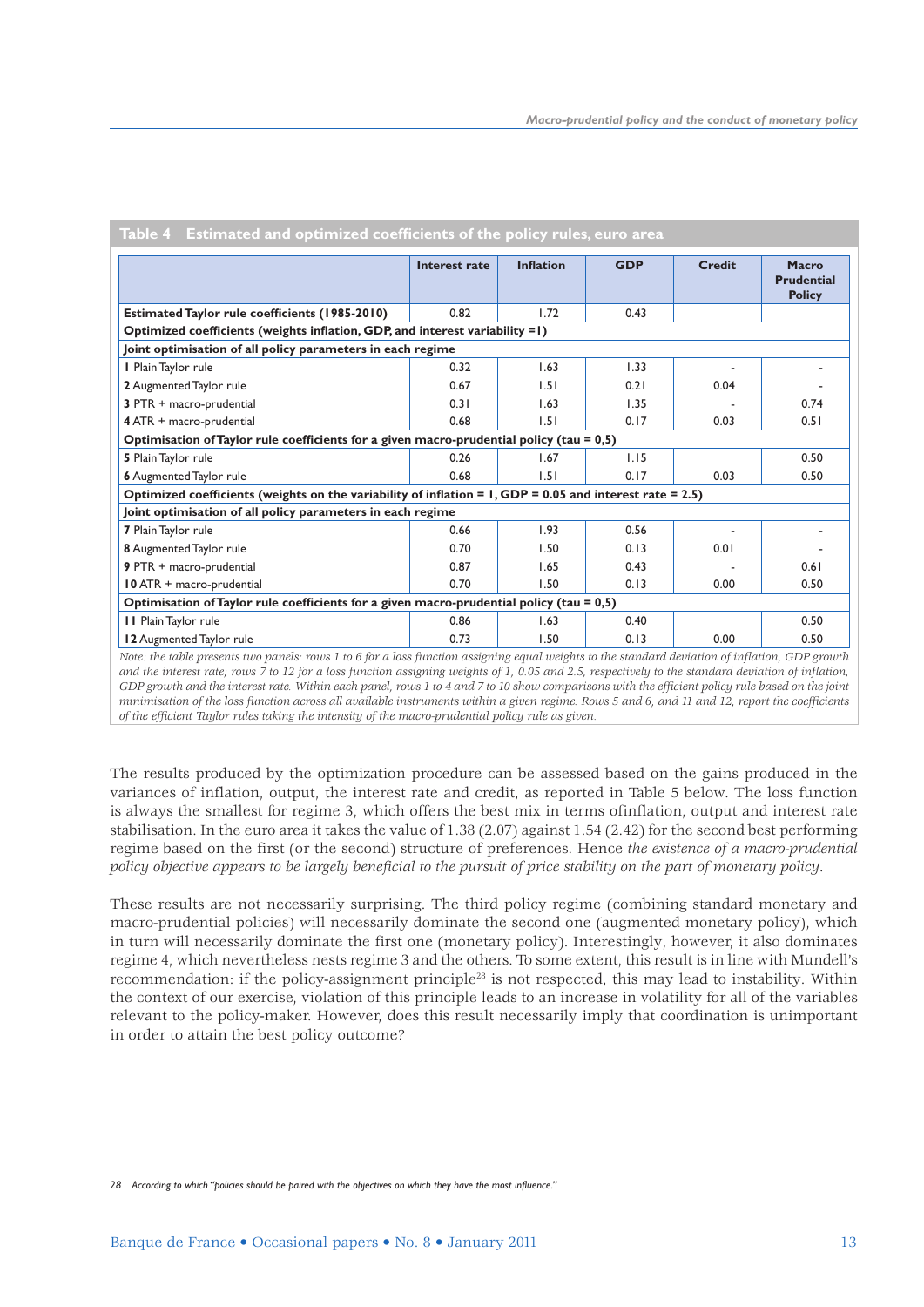**Table 4 Estimated and optimized coefficients of the policy rules, euro area**

| | Interest rate | Inflation | GDP | Credit | Macro Prudential Policy |
|---|---|---|---|---|---|
| **Estimated Taylor rule coefficients (1985-2010)** | 0.82 | 1.72 | 0.43 | | |
| **Optimized coefficients (weights inflation, GDP, and interest variability =1)** | | | | | |
| **Joint optimisation of all policy parameters in each regime** | | | | | |
| **1** Plain Taylor rule | 0.32 | 1.63 | 1.33 | - | - |
| **2** Augmented Taylor rule | 0.67 | 1.51 | 0.21 | 0.04 | - |
| **3** PTR + macro-prudential | 0.31 | 1.63 | 1.35 | - | 0.74 |
| **4** ATR + macro-prudential | 0.68 | 1.51 | 0.17 | 0.03 | 0.51 |
| **Optimisation of Taylor rule coefficients for a given macro-prudential policy (tau = 0,5)** | | | | | |
| **5** Plain Taylor rule | 0.26 | 1.67 | 1.15 | | 0.50 |
| **6** Augmented Taylor rule | 0.68 | 1.51 | 0.17 | 0.03 | 0.50 |
| **Optimized coefficients (weights on the variability of inflation = 1, GDP = 0.05 and interest rate = 2.5)** | | | | | |
| **Joint optimisation of all policy parameters in each regime** | | | | | |
| **7** Plain Taylor rule | 0.66 | 1.93 | 0.56 | - | - |
| **8** Augmented Taylor rule | 0.70 | 1.50 | 0.13 | 0.01 | - |
| **9** PTR + macro-prudential | 0.87 | 1.65 | 0.43 | - | 0.61 |
| **10** ATR + macro-prudential | 0.70 | 1.50 | 0.13 | 0.00 | 0.50 |
| **Optimisation of Taylor rule coefficients for a given macro-prudential policy (tau = 0,5)** | | | | | |
| **11** Plain Taylor rule | 0.86 | 1.63 | 0.40 | | 0.50 |
| **12** Augmented Taylor rule | 0.73 | 1.50 | 0.13 | 0.00 | 0.50 |

*Note: the table presents two panels: rows 1 to 6 for a loss function assigning equal weights to the standard deviation of inflation, GDP growth and the interest rate; rows 7 to 12 for a loss function assigning weights of 1, 0.05 and 2.5, respectively to the standard deviation of inflation, GDP growth and the interest rate. Within each panel, rows 1 to 4 and 7 to 10 show comparisons with the efficient policy rule based on the joint minimisation of the loss function across all available instruments within a given regime. Rows 5 and 6, and 11 and 12, report the coefficients of the efficient Taylor rules taking the intensity of the macro-prudential policy rule as given.*

The results produced by the optimization procedure can be assessed based on the gains produced in the variances of inflation, output, the interest rate and credit, as reported in Table 5 below. The loss function is always the smallest for regime 3, which offers the best mix in terms ofinflation, output and interest rate stabilisation. In the euro area it takes the value of 1.38 (2.07) against 1.54 (2.42) for the second best performing regime based on the first (or the second) structure of preferences. Hence *the existence of a macro-prudential policy objective appears to be largely beneficial to the pursuit of price stability on the part of monetary policy*.

These results are not necessarily surprising. The third policy regime (combining standard monetary and macro-prudential policies) will necessarily dominate the second one (augmented monetary policy), which in turn will necessarily dominate the first one (monetary policy). Interestingly, however, it also dominates regime 4, which nevertheless nests regime 3 and the others. To some extent, this result is in line with Mundell's recommendation: if the policy-assignment principle[28] is not respected, this may lead to instability. Within the context of our exercise, violation of this principle leads to an increase in volatility for all of the variables relevant to the policy-maker. However, does this result necessarily imply that coordination is unimportant in order to attain the best policy outcome?

28 According to which "policies should be paired with the objectives on which they have the most influence."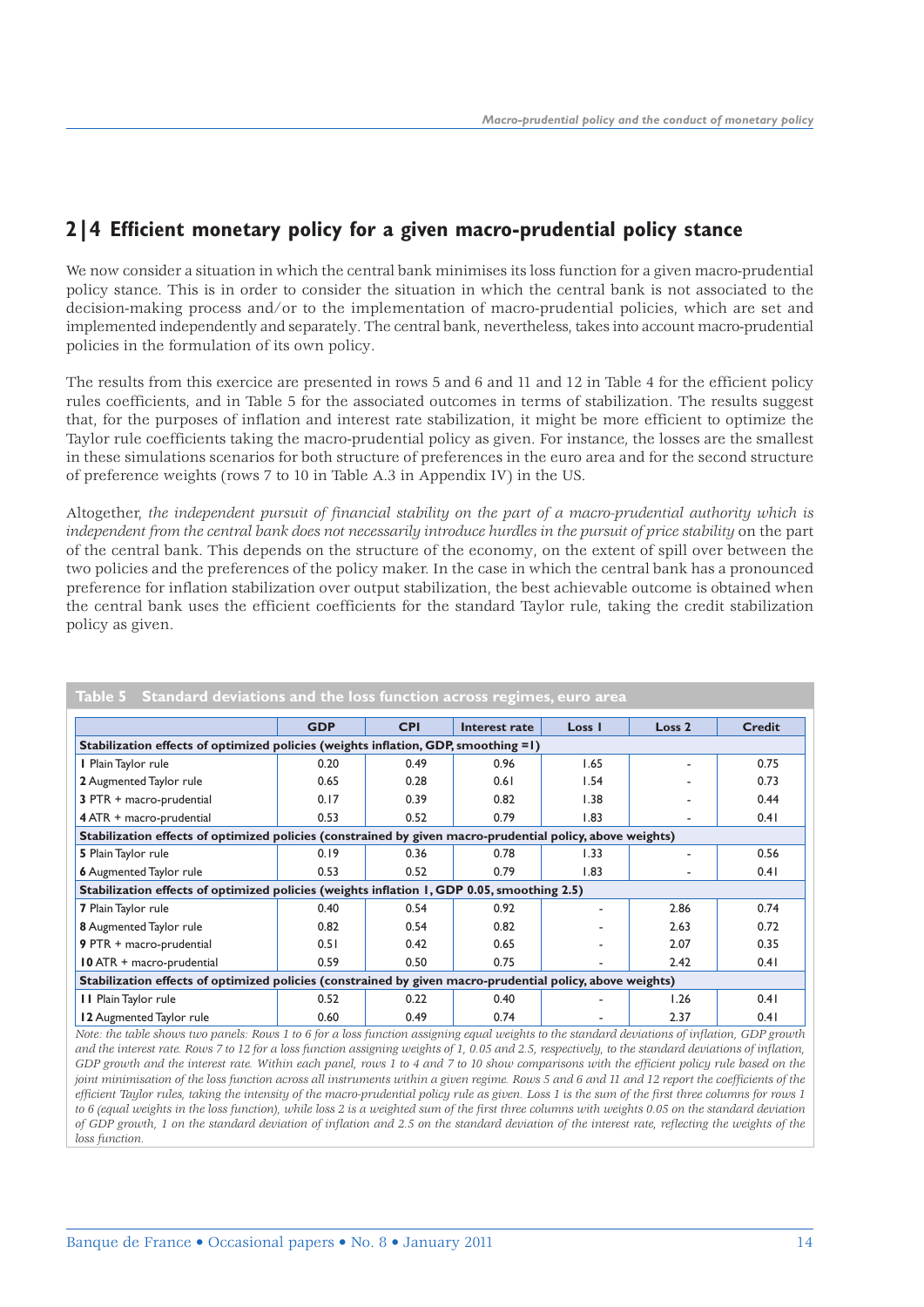## 2|4 Efficient monetary policy for a given macro-prudential policy stance

We now consider a situation in which the central bank minimises its loss function for a given macro-prudential policy stance. This is in order to consider the situation in which the central bank is not associated to the decision-making process and/or to the implementation of macro-prudential policies, which are set and implemented independently and separately. The central bank, nevertheless, takes into account macro-prudential policies in the formulation of its own policy.

The results from this exercice are presented in rows 5 and 6 and 11 and 12 in Table 4 for the efficient policy rules coefficients, and in Table 5 for the associated outcomes in terms of stabilization. The results suggest that, for the purposes of inflation and interest rate stabilization, it might be more efficient to optimize the Taylor rule coefficients taking the macro-prudential policy as given. For instance, the losses are the smallest in these simulations scenarios for both structure of preferences in the euro area and for the second structure of preference weights (rows 7 to 10 in Table A.3 in Appendix IV) in the US.

Altogether, *the independent pursuit of financial stability on the part of a macro-prudential authority which is independent from the central bank does not necessarily introduce hurdles in the pursuit of price stability* on the part of the central bank. This depends on the structure of the economy, on the extent of spill over between the two policies and the preferences of the policy maker. In the case in which the central bank has a pronounced preference for inflation stabilization over output stabilization, the best achievable outcome is obtained when the central bank uses the efficient coefficients for the standard Taylor rule, taking the credit stabilization policy as given.

**Table 5 Standard deviations and the loss function across regimes, euro area**

| | GDP | CPI | Interest rate | Loss 1 | Loss 2 | Credit |
|---|---|---|---|---|---|---|
| **Stabilization effects of optimized policies (weights inflation, GDP, smoothing =1)** | | | | | | |
| **1** Plain Taylor rule | 0.20 | 0.49 | 0.96 | 1.65 | - | 0.75 |
| **2** Augmented Taylor rule | 0.65 | 0.28 | 0.61 | 1.54 | - | 0.73 |
| **3** PTR + macro-prudential | 0.17 | 0.39 | 0.82 | 1.38 | - | 0.44 |
| **4** ATR + macro-prudential | 0.53 | 0.52 | 0.79 | 1.83 | - | 0.41 |
| **Stabilization effects of optimized policies (constrained by given macro-prudential policy, above weights)** | | | | | | |
| **5** Plain Taylor rule | 0.19 | 0.36 | 0.78 | 1.33 | - | 0.56 |
| **6** Augmented Taylor rule | 0.53 | 0.52 | 0.79 | 1.83 | - | 0.41 |
| **Stabilization effects of optimized policies (weights inflation 1, GDP 0.05, smoothing 2.5)** | | | | | | |
| **7** Plain Taylor rule | 0.40 | 0.54 | 0.92 | - | 2.86 | 0.74 |
| **8** Augmented Taylor rule | 0.82 | 0.54 | 0.82 | - | 2.63 | 0.72 |
| **9** PTR + macro-prudential | 0.51 | 0.42 | 0.65 | - | 2.07 | 0.35 |
| **10** ATR + macro-prudential | 0.59 | 0.50 | 0.75 | - | 2.42 | 0.41 |
| **Stabilization effects of optimized policies (constrained by given macro-prudential policy, above weights)** | | | | | | |
| **11** Plain Taylor rule | 0.52 | 0.22 | 0.40 | - | 1.26 | 0.41 |
| **12** Augmented Taylor rule | 0.60 | 0.49 | 0.74 | - | 2.37 | 0.41 |

*Note: the table shows two panels: Rows 1 to 6 for a loss function assigning equal weights to the standard deviations of inflation, GDP growth and the interest rate. Rows 7 to 12 for a loss function assigning weights of 1, 0.05 and 2.5, respectively, to the standard deviations of inflation, GDP growth and the interest rate. Within each panel, rows 1 to 4 and 7 to 10 show comparisons with the efficient policy rule based on the joint minimisation of the loss function across all instruments within a given regime. Rows 5 and 6 and 11 and 12 report the coefficients of the efficient Taylor rules, taking the intensity of the macro-prudential policy rule as given. Loss 1 is the sum of the first three columns for rows 1 to 6 (equal weights in the loss function), while loss 2 is a weighted sum of the first three columns with weights 0.05 on the standard deviation of GDP growth, 1 on the standard deviation of inflation and 2.5 on the standard deviation of the interest rate, reflecting the weights of the loss function.*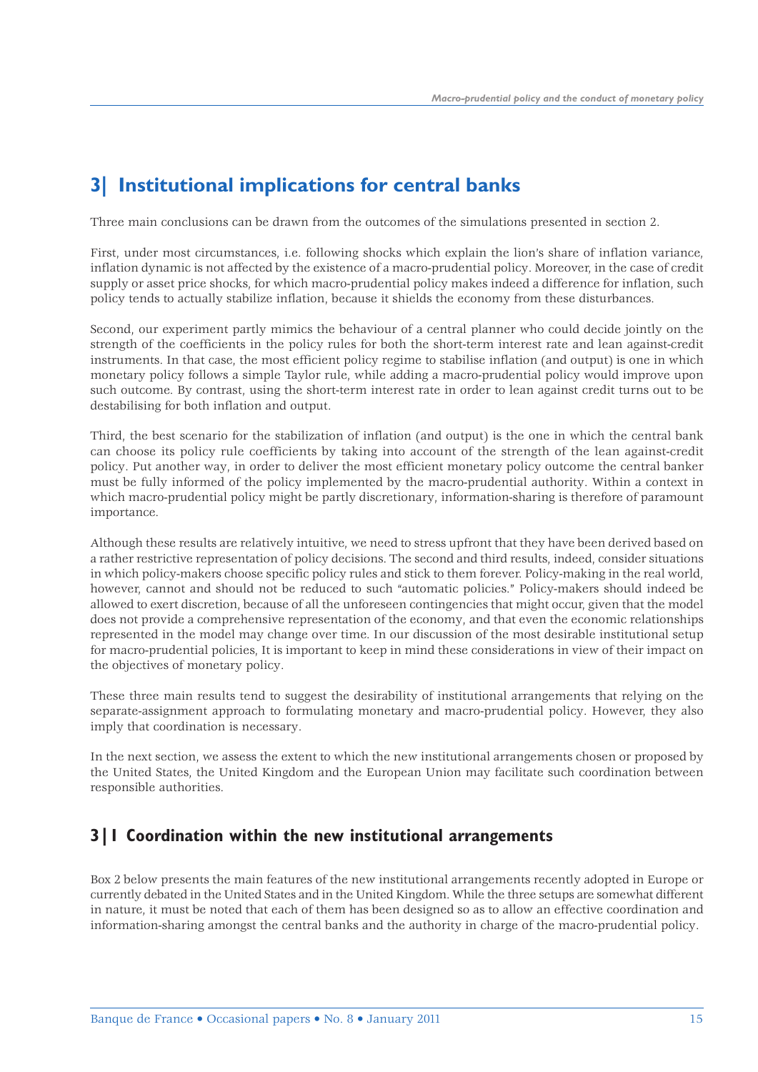# 3| Institutional implications for central banks

Three main conclusions can be drawn from the outcomes of the simulations presented in section 2.

First, under most circumstances, i.e. following shocks which explain the lion's share of inflation variance, inflation dynamic is not affected by the existence of a macro-prudential policy. Moreover, in the case of credit supply or asset price shocks, for which macro-prudential policy makes indeed a difference for inflation, such policy tends to actually stabilize inflation, because it shields the economy from these disturbances.

Second, our experiment partly mimics the behaviour of a central planner who could decide jointly on the strength of the coefficients in the policy rules for both the short-term interest rate and lean against-credit instruments. In that case, the most efficient policy regime to stabilise inflation (and output) is one in which monetary policy follows a simple Taylor rule, while adding a macro-prudential policy would improve upon such outcome. By contrast, using the short-term interest rate in order to lean against credit turns out to be destabilising for both inflation and output.

Third, the best scenario for the stabilization of inflation (and output) is the one in which the central bank can choose its policy rule coefficients by taking into account of the strength of the lean against-credit policy. Put another way, in order to deliver the most efficient monetary policy outcome the central banker must be fully informed of the policy implemented by the macro-prudential authority. Within a context in which macro-prudential policy might be partly discretionary, information-sharing is therefore of paramount importance.

Although these results are relatively intuitive, we need to stress upfront that they have been derived based on a rather restrictive representation of policy decisions. The second and third results, indeed, consider situations in which policy-makers choose specific policy rules and stick to them forever. Policy-making in the real world, however, cannot and should not be reduced to such "automatic policies." Policy-makers should indeed be allowed to exert discretion, because of all the unforeseen contingencies that might occur, given that the model does not provide a comprehensive representation of the economy, and that even the economic relationships represented in the model may change over time. In our discussion of the most desirable institutional setup for macro-prudential policies, It is important to keep in mind these considerations in view of their impact on the objectives of monetary policy.

These three main results tend to suggest the desirability of institutional arrangements that relying on the separate-assignment approach to formulating monetary and macro-prudential policy. However, they also imply that coordination is necessary.

In the next section, we assess the extent to which the new institutional arrangements chosen or proposed by the United States, the United Kingdom and the European Union may facilitate such coordination between responsible authorities.

## 3|1 Coordination within the new institutional arrangements

Box 2 below presents the main features of the new institutional arrangements recently adopted in Europe or currently debated in the United States and in the United Kingdom. While the three setups are somewhat different in nature, it must be noted that each of them has been designed so as to allow an effective coordination and information-sharing amongst the central banks and the authority in charge of the macro-prudential policy.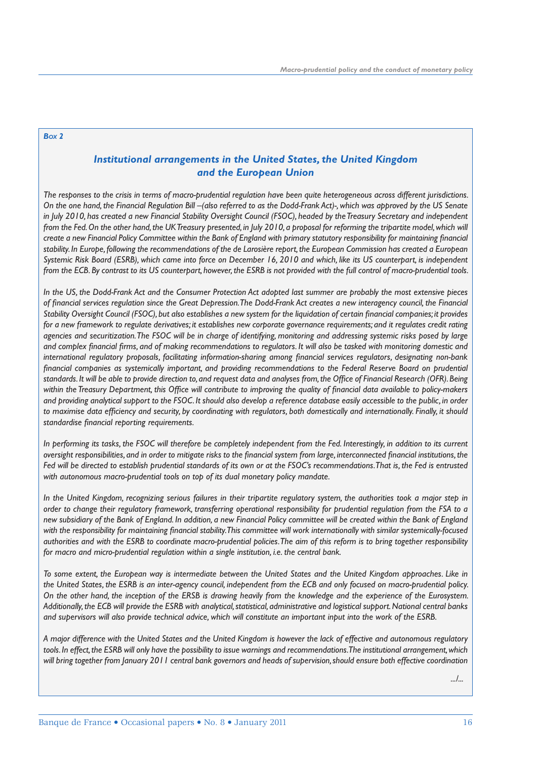*Box 2*

## *Institutional arrangements in the United States, the United Kingdom and the European Union*

*The responses to the crisis in terms of macro-prudential regulation have been quite heterogeneous across different jurisdictions. On the one hand, the Financial Regulation Bill –(also referred to as the Dodd-Frank Act)-, which was approved by the US Senate in July 2010, has created a new Financial Stability Oversight Council (FSOC), headed by the Treasury Secretary and independent from the Fed. On the other hand, the UK Treasury presented, in July 2010, a proposal for reforming the tripartite model, which will create a new Financial Policy Committee within the Bank of England with primary statutory responsibility for maintaining financial stability. In Europe, following the recommendations of the de Larosière report, the European Commission has created a European Systemic Risk Board (ESRB), which came into force on December 16, 2010 and which, like its US counterpart, is independent from the ECB. By contrast to its US counterpart, however, the ESRB is not provided with the full control of macro-prudential tools.*

*In the US, the Dodd-Frank Act and the Consumer Protection Act adopted last summer are probably the most extensive pieces of financial services regulation since the Great Depression. The Dodd-Frank Act creates a new interagency council, the Financial Stability Oversight Council (FSOC), but also establishes a new system for the liquidation of certain financial companies; it provides for a new framework to regulate derivatives; it establishes new corporate governance requirements; and it regulates credit rating agencies and securitization. The FSOC will be in charge of identifying, monitoring and addressing systemic risks posed by large and complex financial firms, and of making recommendations to regulators. It will also be tasked with monitoring domestic and international regulatory proposals, facilitating information-sharing among financial services regulators, designating non-bank financial companies as systemically important, and providing recommendations to the Federal Reserve Board on prudential standards. It will be able to provide direction to, and request data and analyses from, the Office of Financial Research (OFR). Being within the Treasury Department, this Office will contribute to improving the quality of financial data available to policy-makers and providing analytical support to the FSOC. It should also develop a reference database easily accessible to the public, in order to maximise data efficiency and security, by coordinating with regulators, both domestically and internationally. Finally, it should standardise financial reporting requirements.*

*In performing its tasks, the FSOC will therefore be completely independent from the Fed. Interestingly, in addition to its current oversight responsibilities, and in order to mitigate risks to the financial system from large, interconnected financial institutions, the Fed will be directed to establish prudential standards of its own or at the FSOC's recommendations. That is, the Fed is entrusted with autonomous macro-prudential tools on top of its dual monetary policy mandate.*

*In the United Kingdom, recognizing serious failures in their tripartite regulatory system, the authorities took a major step in order to change their regulatory framework, transferring operational responsibility for prudential regulation from the FSA to a new subsidiary of the Bank of England. In addition, a new Financial Policy committee will be created within the Bank of England with the responsibility for maintaining financial stability. This committee will work internationally with similar systemically-focused authorities and with the ESRB to coordinate macro-prudential policies. The aim of this reform is to bring together responsibility for macro and micro-prudential regulation within a single institution, i.e. the central bank.*

*To some extent, the European way is intermediate between the United States and the United Kingdom approaches. Like in the United States, the ESRB is an inter-agency council, independent from the ECB and only focused on macro-prudential policy. On the other hand, the inception of the ERSB is drawing heavily from the knowledge and the experience of the Eurosystem. Additionally, the ECB will provide the ESRB with analytical, statistical, administrative and logistical support. National central banks and supervisors will also provide technical advice, which will constitute an important input into the work of the ESRB.*

*A major difference with the United States and the United Kingdom is however the lack of effective and autonomous regulatory tools. In effect, the ESRB will only have the possibility to issue warnings and recommendations. The institutional arrangement, which will bring together from January 2011 central bank governors and heads of supervision, should ensure both effective coordination*

.../...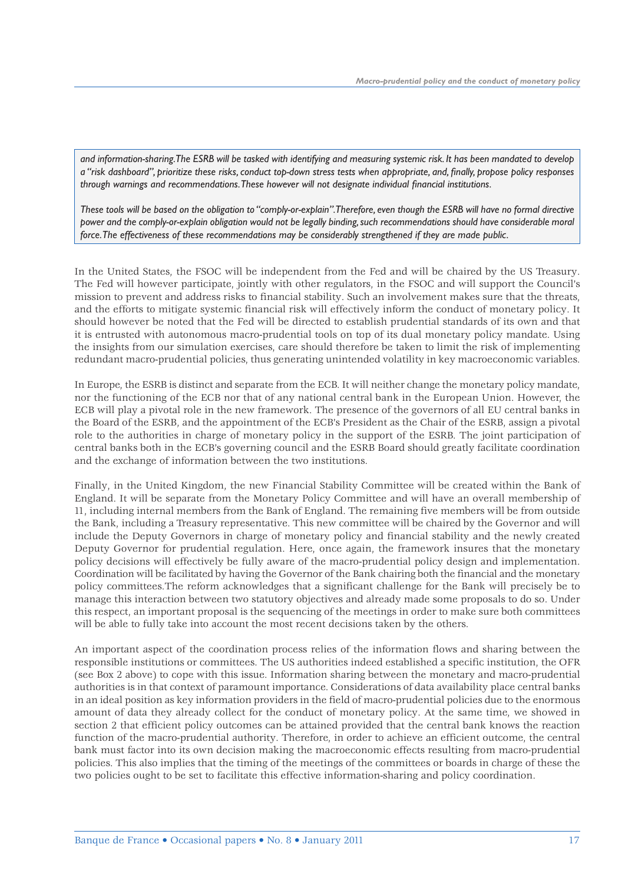*and information-sharing. The ESRB will be tasked with identifying and measuring systemic risk. It has been mandated to develop a "risk dashboard", prioritize these risks, conduct top-down stress tests when appropriate, and, finally, propose policy responses through warnings and recommendations. These however will not designate individual financial institutions.*

*These tools will be based on the obligation to "comply-or-explain". Therefore, even though the ESRB will have no formal directive power and the comply-or-explain obligation would not be legally binding, such recommendations should have considerable moral force. The effectiveness of these recommendations may be considerably strengthened if they are made public.*

In the United States, the FSOC will be independent from the Fed and will be chaired by the US Treasury. The Fed will however participate, jointly with other regulators, in the FSOC and will support the Council's mission to prevent and address risks to financial stability. Such an involvement makes sure that the threats, and the efforts to mitigate systemic financial risk will effectively inform the conduct of monetary policy. It should however be noted that the Fed will be directed to establish prudential standards of its own and that it is entrusted with autonomous macro-prudential tools on top of its dual monetary policy mandate. Using the insights from our simulation exercises, care should therefore be taken to limit the risk of implementing redundant macro-prudential policies, thus generating unintended volatility in key macroeconomic variables.

In Europe, the ESRB is distinct and separate from the ECB. It will neither change the monetary policy mandate, nor the functioning of the ECB nor that of any national central bank in the European Union. However, the ECB will play a pivotal role in the new framework. The presence of the governors of all EU central banks in the Board of the ESRB, and the appointment of the ECB's President as the Chair of the ESRB, assign a pivotal role to the authorities in charge of monetary policy in the support of the ESRB. The joint participation of central banks both in the ECB's governing council and the ESRB Board should greatly facilitate coordination and the exchange of information between the two institutions.

Finally, in the United Kingdom, the new Financial Stability Committee will be created within the Bank of England. It will be separate from the Monetary Policy Committee and will have an overall membership of 11, including internal members from the Bank of England. The remaining five members will be from outside the Bank, including a Treasury representative. This new committee will be chaired by the Governor and will include the Deputy Governors in charge of monetary policy and financial stability and the newly created Deputy Governor for prudential regulation. Here, once again, the framework insures that the monetary policy decisions will effectively be fully aware of the macro-prudential policy design and implementation. Coordination will be facilitated by having the Governor of the Bank chairing both the financial and the monetary policy committees.The reform acknowledges that a significant challenge for the Bank will precisely be to manage this interaction between two statutory objectives and already made some proposals to do so. Under this respect, an important proposal is the sequencing of the meetings in order to make sure both committees will be able to fully take into account the most recent decisions taken by the others.

An important aspect of the coordination process relies of the information flows and sharing between the responsible institutions or committees. The US authorities indeed established a specific institution, the OFR (see Box 2 above) to cope with this issue. Information sharing between the monetary and macro-prudential authorities is in that context of paramount importance. Considerations of data availability place central banks in an ideal position as key information providers in the field of macro-prudential policies due to the enormous amount of data they already collect for the conduct of monetary policy. At the same time, we showed in section 2 that efficient policy outcomes can be attained provided that the central bank knows the reaction function of the macro-prudential authority. Therefore, in order to achieve an efficient outcome, the central bank must factor into its own decision making the macroeconomic effects resulting from macro-prudential policies. This also implies that the timing of the meetings of the committees or boards in charge of these the two policies ought to be set to facilitate this effective information-sharing and policy coordination.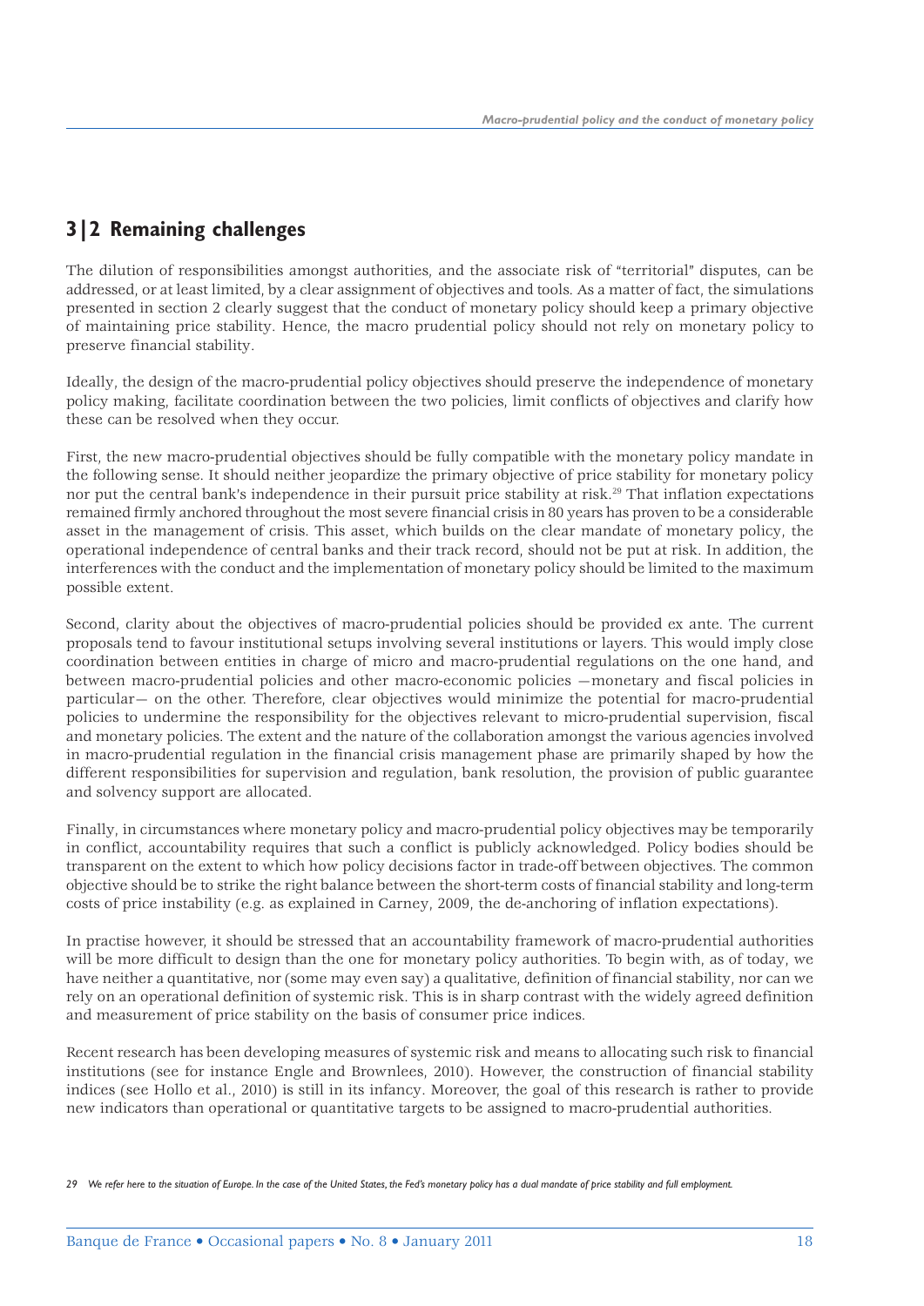## 3|2 Remaining challenges

The dilution of responsibilities amongst authorities, and the associate risk of "territorial" disputes, can be addressed, or at least limited, by a clear assignment of objectives and tools. As a matter of fact, the simulations presented in section 2 clearly suggest that the conduct of monetary policy should keep a primary objective of maintaining price stability. Hence, the macro prudential policy should not rely on monetary policy to preserve financial stability.

Ideally, the design of the macro-prudential policy objectives should preserve the independence of monetary policy making, facilitate coordination between the two policies, limit conflicts of objectives and clarify how these can be resolved when they occur.

First, the new macro-prudential objectives should be fully compatible with the monetary policy mandate in the following sense. It should neither jeopardize the primary objective of price stability for monetary policy nor put the central bank's independence in their pursuit price stability at risk.[29] That inflation expectations remained firmly anchored throughout the most severe financial crisis in 80 years has proven to be a considerable asset in the management of crisis. This asset, which builds on the clear mandate of monetary policy, the operational independence of central banks and their track record, should not be put at risk. In addition, the interferences with the conduct and the implementation of monetary policy should be limited to the maximum possible extent.

Second, clarity about the objectives of macro-prudential policies should be provided ex ante. The current proposals tend to favour institutional setups involving several institutions or layers. This would imply close coordination between entities in charge of micro and macro-prudential regulations on the one hand, and between macro-prudential policies and other macro-economic policies —monetary and fiscal policies in particular— on the other. Therefore, clear objectives would minimize the potential for macro-prudential policies to undermine the responsibility for the objectives relevant to micro-prudential supervision, fiscal and monetary policies. The extent and the nature of the collaboration amongst the various agencies involved in macro-prudential regulation in the financial crisis management phase are primarily shaped by how the different responsibilities for supervision and regulation, bank resolution, the provision of public guarantee and solvency support are allocated.

Finally, in circumstances where monetary policy and macro-prudential policy objectives may be temporarily in conflict, accountability requires that such a conflict is publicly acknowledged. Policy bodies should be transparent on the extent to which how policy decisions factor in trade-off between objectives. The common objective should be to strike the right balance between the short-term costs of financial stability and long-term costs of price instability (e.g. as explained in Carney, 2009, the de-anchoring of inflation expectations).

In practise however, it should be stressed that an accountability framework of macro-prudential authorities will be more difficult to design than the one for monetary policy authorities. To begin with, as of today, we have neither a quantitative, nor (some may even say) a qualitative, definition of financial stability, nor can we rely on an operational definition of systemic risk. This is in sharp contrast with the widely agreed definition and measurement of price stability on the basis of consumer price indices.

Recent research has been developing measures of systemic risk and means to allocating such risk to financial institutions (see for instance Engle and Brownlees, 2010). However, the construction of financial stability indices (see Hollo et al., 2010) is still in its infancy. Moreover, the goal of this research is rather to provide new indicators than operational or quantitative targets to be assigned to macro-prudential authorities.

*29 We refer here to the situation of Europe. In the case of the United States, the Fed's monetary policy has a dual mandate of price stability and full employment.*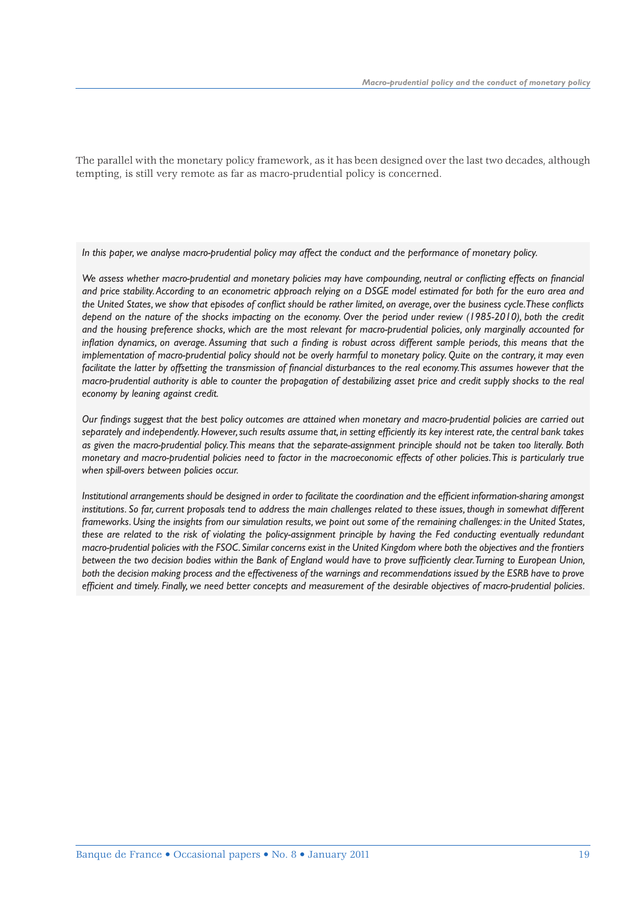The parallel with the monetary policy framework, as it has been designed over the last two decades, although tempting, is still very remote as far as macro-prudential policy is concerned.

*In this paper, we analyse macro-prudential policy may affect the conduct and the performance of monetary policy.*

*We assess whether macro-prudential and monetary policies may have compounding, neutral or conflicting effects on financial and price stability. According to an econometric approach relying on a DSGE model estimated for both for the euro area and the United States, we show that episodes of conflict should be rather limited, on average, over the business cycle. These conflicts depend on the nature of the shocks impacting on the economy. Over the period under review (1985-2010), both the credit and the housing preference shocks, which are the most relevant for macro-prudential policies, only marginally accounted for inflation dynamics, on average. Assuming that such a finding is robust across different sample periods, this means that the implementation of macro-prudential policy should not be overly harmful to monetary policy. Quite on the contrary, it may even facilitate the latter by offsetting the transmission of financial disturbances to the real economy. This assumes however that the macro-prudential authority is able to counter the propagation of destabilizing asset price and credit supply shocks to the real economy by leaning against credit.*

*Our findings suggest that the best policy outcomes are attained when monetary and macro-prudential policies are carried out separately and independently. However, such results assume that, in setting efficiently its key interest rate, the central bank takes as given the macro-prudential policy. This means that the separate-assignment principle should not be taken too literally. Both monetary and macro-prudential policies need to factor in the macroeconomic effects of other policies. This is particularly true when spill-overs between policies occur.*

*Institutional arrangements should be designed in order to facilitate the coordination and the efficient information-sharing amongst institutions. So far, current proposals tend to address the main challenges related to these issues, though in somewhat different frameworks. Using the insights from our simulation results, we point out some of the remaining challenges: in the United States, these are related to the risk of violating the policy-assignment principle by having the Fed conducting eventually redundant macro-prudential policies with the FSOC. Similar concerns exist in the United Kingdom where both the objectives and the frontiers between the two decision bodies within the Bank of England would have to prove sufficiently clear. Turning to European Union, both the decision making process and the effectiveness of the warnings and recommendations issued by the ESRB have to prove efficient and timely. Finally, we need better concepts and measurement of the desirable objectives of macro-prudential policies.*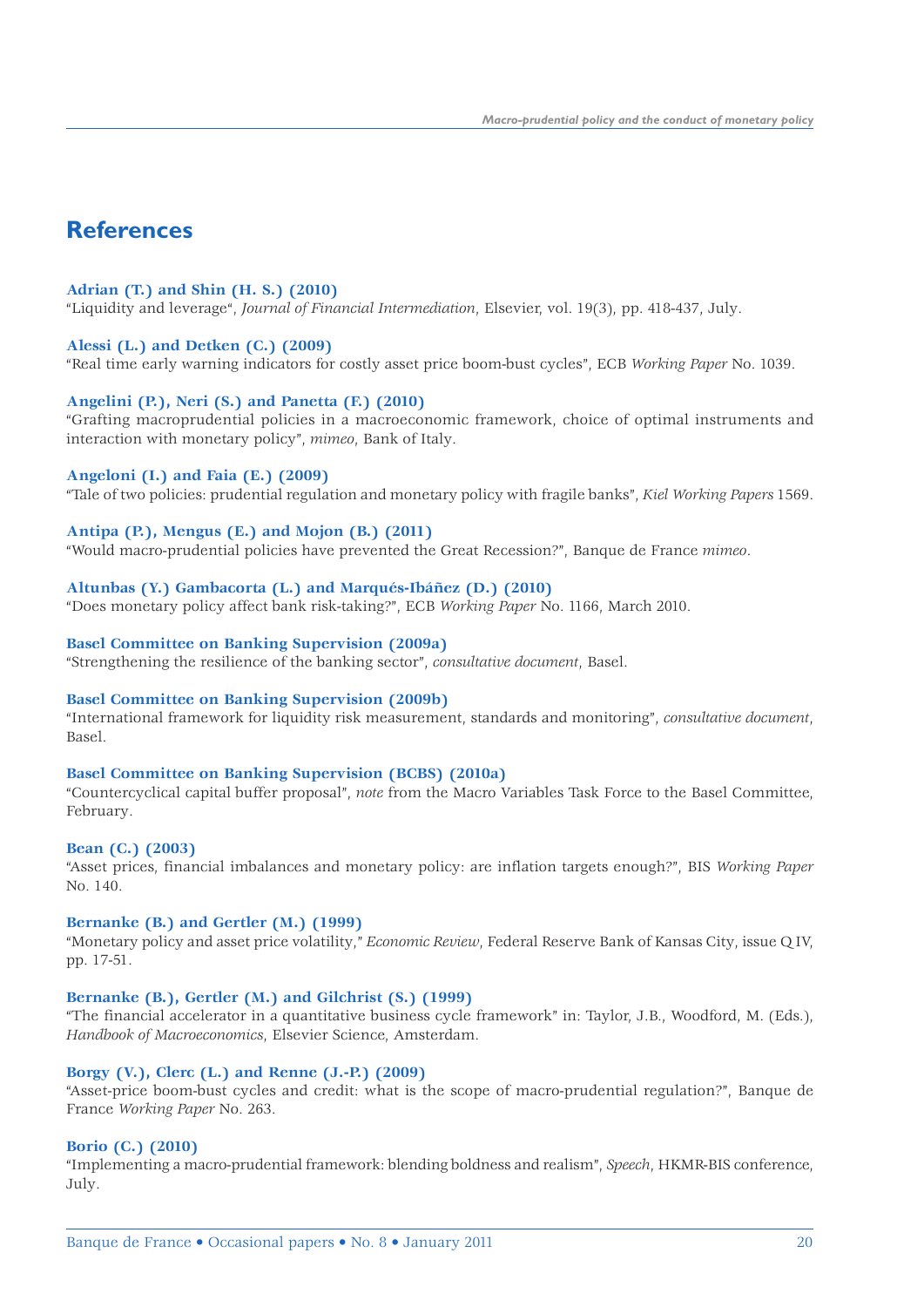## References

**Adrian (T.) and Shin (H. S.) (2010)**
"Liquidity and leverage", *Journal of Financial Intermediation*, Elsevier, vol. 19(3), pp. 418-437, July.

**Alessi (L.) and Detken (C.) (2009)**
"Real time early warning indicators for costly asset price boom-bust cycles", ECB *Working Paper* No. 1039.

**Angelini (P.), Neri (S.) and Panetta (F.) (2010)**
"Grafting macroprudential policies in a macroeconomic framework, choice of optimal instruments and interaction with monetary policy", *mimeo*, Bank of Italy.

**Angeloni (I.) and Faia (E.) (2009)**
"Tale of two policies: prudential regulation and monetary policy with fragile banks", *Kiel Working Papers* 1569.

**Antipa (P.), Mengus (E.) and Mojon (B.) (2011)**
"Would macro-prudential policies have prevented the Great Recession?", Banque de France *mimeo*.

**Altunbas (Y.) Gambacorta (L.) and Marqués-Ibáñez (D.) (2010)**
"Does monetary policy affect bank risk-taking?", ECB *Working Paper* No. 1166, March 2010.

**Basel Committee on Banking Supervision (2009a)**
"Strengthening the resilience of the banking sector", *consultative document*, Basel.

**Basel Committee on Banking Supervision (2009b)**
"International framework for liquidity risk measurement, standards and monitoring", *consultative document*, Basel.

**Basel Committee on Banking Supervision (BCBS) (2010a)**
"Countercyclical capital buffer proposal", *note* from the Macro Variables Task Force to the Basel Committee, February.

**Bean (C.) (2003)**
"Asset prices, financial imbalances and monetary policy: are inflation targets enough?", BIS *Working Paper* No. 140.

**Bernanke (B.) and Gertler (M.) (1999)**
"Monetary policy and asset price volatility," *Economic Review*, Federal Reserve Bank of Kansas City, issue Q IV, pp. 17-51.

**Bernanke (B.), Gertler (M.) and Gilchrist (S.) (1999)**
"The financial accelerator in a quantitative business cycle framework" in: Taylor, J.B., Woodford, M. (Eds.), *Handbook of Macroeconomics*, Elsevier Science, Amsterdam.

**Borgy (V.), Clerc (L.) and Renne (J.-P.) (2009)**
"Asset-price boom-bust cycles and credit: what is the scope of macro-prudential regulation?", Banque de France *Working Paper* No. 263.

**Borio (C.) (2010)**
"Implementing a macro-prudential framework: blending boldness and realism", *Speech*, HKMR-BIS conference, July.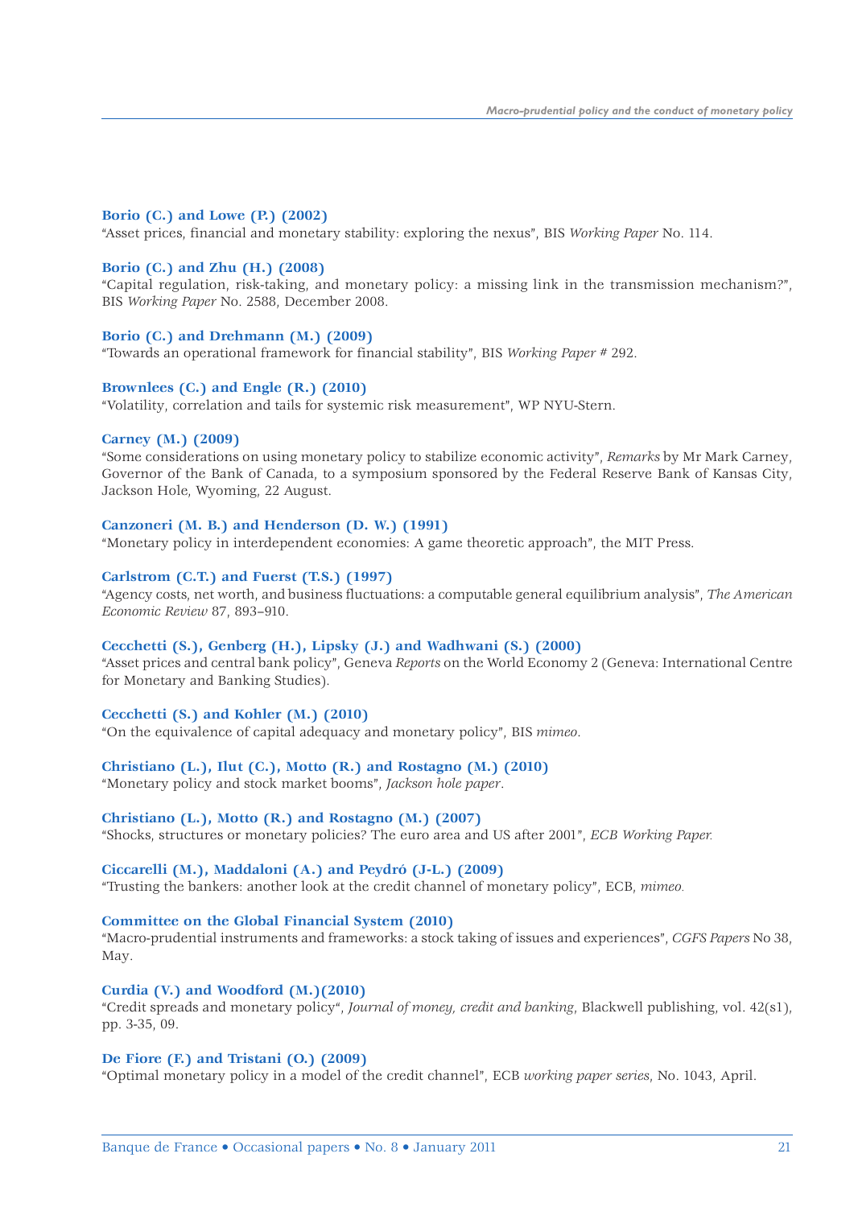**Borio (C.) and Lowe (P.) (2002)**
"Asset prices, financial and monetary stability: exploring the nexus", BIS *Working Paper* No. 114.

**Borio (C.) and Zhu (H.) (2008)**
"Capital regulation, risk-taking, and monetary policy: a missing link in the transmission mechanism?", BIS *Working Paper* No. 2588, December 2008.

**Borio (C.) and Drehmann (M.) (2009)**
"Towards an operational framework for financial stability", BIS *Working Paper* # 292.

**Brownlees (C.) and Engle (R.) (2010)**
"Volatility, correlation and tails for systemic risk measurement", WP NYU-Stern.

**Carney (M.) (2009)**
"Some considerations on using monetary policy to stabilize economic activity", *Remarks* by Mr Mark Carney, Governor of the Bank of Canada, to a symposium sponsored by the Federal Reserve Bank of Kansas City, Jackson Hole, Wyoming, 22 August.

**Canzoneri (M. B.) and Henderson (D. W.) (1991)**
"Monetary policy in interdependent economies: A game theoretic approach", the MIT Press.

**Carlstrom (C.T.) and Fuerst (T.S.) (1997)**
"Agency costs, net worth, and business fluctuations: a computable general equilibrium analysis", *The American Economic Review* 87, 893–910.

**Cecchetti (S.), Genberg (H.), Lipsky (J.) and Wadhwani (S.) (2000)**
"Asset prices and central bank policy", Geneva *Reports* on the World Economy 2 (Geneva: International Centre for Monetary and Banking Studies).

**Cecchetti (S.) and Kohler (M.) (2010)**
"On the equivalence of capital adequacy and monetary policy", BIS *mimeo*.

**Christiano (L.), Ilut (C.), Motto (R.) and Rostagno (M.) (2010)**
"Monetary policy and stock market booms", *Jackson hole paper*.

**Christiano (L.), Motto (R.) and Rostagno (M.) (2007)**
"Shocks, structures or monetary policies? The euro area and US after 2001", *ECB Working Paper.*

**Ciccarelli (M.), Maddaloni (A.) and Peydró (J-L.) (2009)**
"Trusting the bankers: another look at the credit channel of monetary policy", ECB, *mimeo.*

**Committee on the Global Financial System (2010)**
"Macro-prudential instruments and frameworks: a stock taking of issues and experiences", *CGFS Papers* No 38, May.

**Curdia (V.) and Woodford (M.)(2010)**
"Credit spreads and monetary policy", *Journal of money, credit and banking*, Blackwell publishing, vol. 42(s1), pp. 3-35, 09.

**De Fiore (F.) and Tristani (O.) (2009)**
"Optimal monetary policy in a model of the credit channel", ECB *working paper series*, No. 1043, April.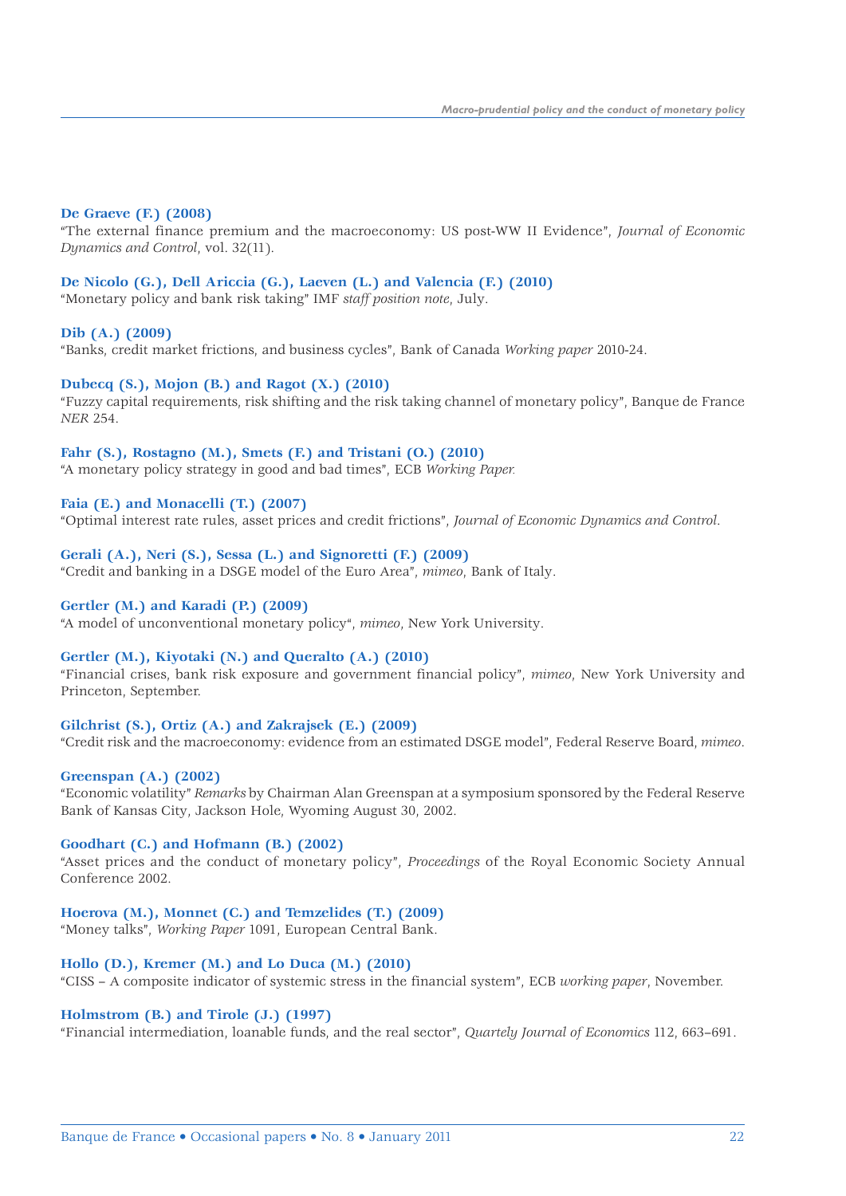**De Graeve (F.) (2008)**
"The external finance premium and the macroeconomy: US post-WW II Evidence", *Journal of Economic Dynamics and Control*, vol. 32(11).

**De Nicolo (G.), Dell Ariccia (G.), Laeven (L.) and Valencia (F.) (2010)**
"Monetary policy and bank risk taking" IMF *staff position note*, July.

**Dib (A.) (2009)**
"Banks, credit market frictions, and business cycles", Bank of Canada *Working paper* 2010-24.

**Dubecq (S.), Mojon (B.) and Ragot (X.) (2010)**
"Fuzzy capital requirements, risk shifting and the risk taking channel of monetary policy", Banque de France *NER* 254.

**Fahr (S.), Rostagno (M.), Smets (F.) and Tristani (O.) (2010)**
"A monetary policy strategy in good and bad times", ECB *Working Paper.*

**Faia (E.) and Monacelli (T.) (2007)**
"Optimal interest rate rules, asset prices and credit frictions", *Journal of Economic Dynamics and Control*.

**Gerali (A.), Neri (S.), Sessa (L.) and Signoretti (F.) (2009)**
"Credit and banking in a DSGE model of the Euro Area", *mimeo*, Bank of Italy.

**Gertler (M.) and Karadi (P.) (2009)**
"A model of unconventional monetary policy", *mimeo*, New York University.

**Gertler (M.), Kiyotaki (N.) and Queralto (A.) (2010)**
"Financial crises, bank risk exposure and government financial policy", *mimeo*, New York University and Princeton, September.

**Gilchrist (S.), Ortiz (A.) and Zakrajsek (E.) (2009)**
"Credit risk and the macroeconomy: evidence from an estimated DSGE model", Federal Reserve Board, *mimeo*.

**Greenspan (A.) (2002)**
"Economic volatility" *Remarks* by Chairman Alan Greenspan at a symposium sponsored by the Federal Reserve Bank of Kansas City, Jackson Hole, Wyoming August 30, 2002.

**Goodhart (C.) and Hofmann (B.) (2002)**
"Asset prices and the conduct of monetary policy", *Proceedings* of the Royal Economic Society Annual Conference 2002.

**Hoerova (M.), Monnet (C.) and Temzelides (T.) (2009)**
"Money talks", *Working Paper* 1091, European Central Bank.

**Hollo (D.), Kremer (M.) and Lo Duca (M.) (2010)**
"CISS – A composite indicator of systemic stress in the financial system", ECB *working paper*, November.

**Holmstrom (B.) and Tirole (J.) (1997)**
"Financial intermediation, loanable funds, and the real sector", *Quartely Journal of Economics* 112, 663–691.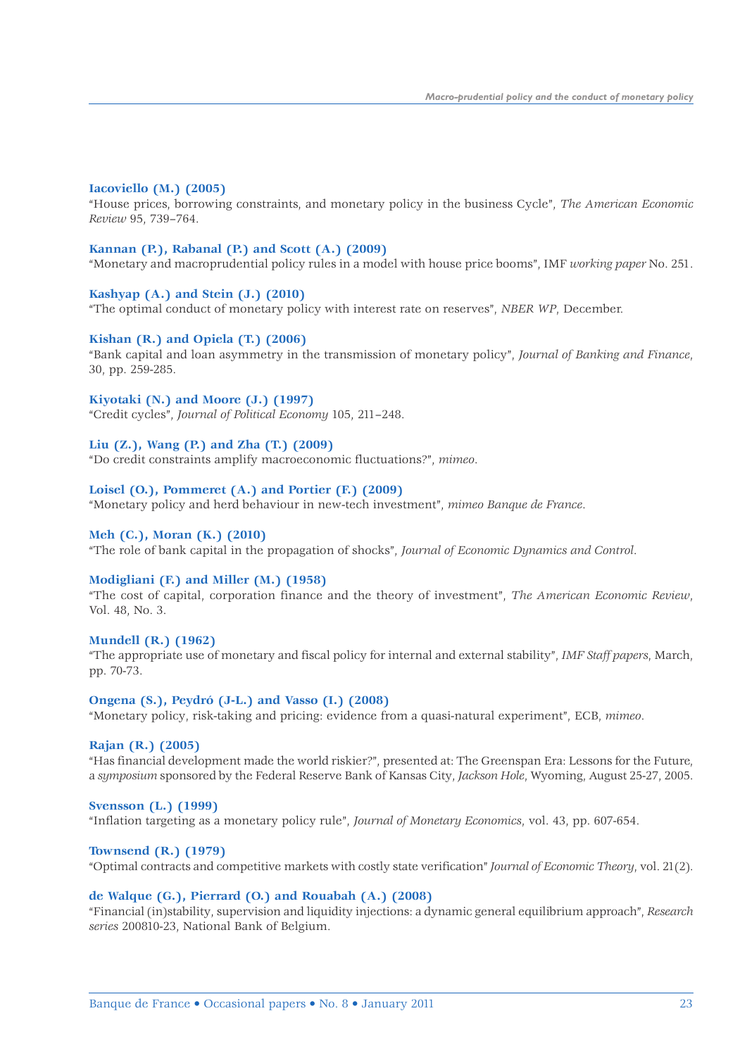**Iacoviello (M.) (2005)**
"House prices, borrowing constraints, and monetary policy in the business Cycle", *The American Economic Review* 95, 739–764.

**Kannan (P.), Rabanal (P.) and Scott (A.) (2009)**
"Monetary and macroprudential policy rules in a model with house price booms", IMF *working paper* No. 251.

**Kashyap (A.) and Stein (J.) (2010)**
"The optimal conduct of monetary policy with interest rate on reserves", *NBER WP*, December.

**Kishan (R.) and Opiela (T.) (2006)**
"Bank capital and loan asymmetry in the transmission of monetary policy", *Journal of Banking and Finance*, 30, pp. 259-285.

**Kiyotaki (N.) and Moore (J.) (1997)**
"Credit cycles", *Journal of Political Economy* 105, 211–248.

**Liu (Z.), Wang (P.) and Zha (T.) (2009)**
"Do credit constraints amplify macroeconomic fluctuations?", *mimeo*.

**Loisel (O.), Pommeret (A.) and Portier (F.) (2009)**
"Monetary policy and herd behaviour in new-tech investment", *mimeo Banque de France*.

**Meh (C.), Moran (K.) (2010)**
"The role of bank capital in the propagation of shocks", *Journal of Economic Dynamics and Control*.

**Modigliani (F.) and Miller (M.) (1958)**
"The cost of capital, corporation finance and the theory of investment", *The American Economic Review*, Vol. 48, No. 3.

**Mundell (R.) (1962)**
"The appropriate use of monetary and fiscal policy for internal and external stability", *IMF Staff papers*, March, pp. 70-73.

**Ongena (S.), Peydró (J-L.) and Vasso (I.) (2008)**
"Monetary policy, risk-taking and pricing: evidence from a quasi-natural experiment", ECB, *mimeo*.

**Rajan (R.) (2005)**
"Has financial development made the world riskier?", presented at: The Greenspan Era: Lessons for the Future, a *symposium* sponsored by the Federal Reserve Bank of Kansas City, *Jackson Hole*, Wyoming, August 25-27, 2005.

**Svensson (L.) (1999)**
"Inflation targeting as a monetary policy rule", *Journal of Monetary Economics*, vol. 43, pp. 607-654.

**Townsend (R.) (1979)**
"Optimal contracts and competitive markets with costly state verification" *Journal of Economic Theory*, vol. 21(2).

**de Walque (G.), Pierrard (O.) and Rouabah (A.) (2008)**
"Financial (in)stability, supervision and liquidity injections: a dynamic general equilibrium approach", *Research series* 200810-23, National Bank of Belgium.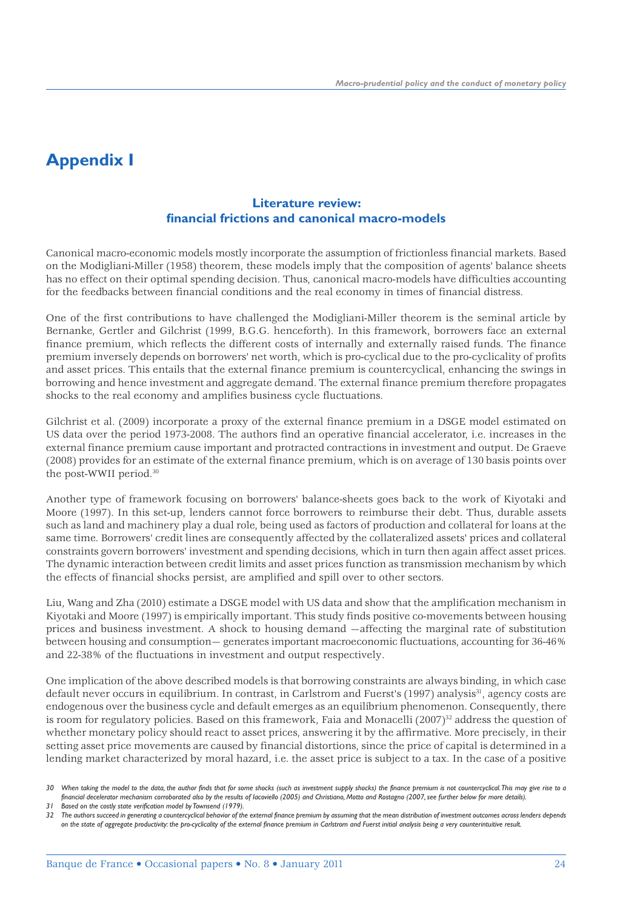# Appendix I

### Literature review: financial frictions and canonical macro-models

Canonical macro-economic models mostly incorporate the assumption of frictionless financial markets. Based on the Modigliani-Miller (1958) theorem, these models imply that the composition of agents' balance sheets has no effect on their optimal spending decision. Thus, canonical macro-models have difficulties accounting for the feedbacks between financial conditions and the real economy in times of financial distress.

One of the first contributions to have challenged the Modigliani-Miller theorem is the seminal article by Bernanke, Gertler and Gilchrist (1999, B.G.G. henceforth). In this framework, borrowers face an external finance premium, which reflects the different costs of internally and externally raised funds. The finance premium inversely depends on borrowers' net worth, which is pro-cyclical due to the pro-cyclicality of profits and asset prices. This entails that the external finance premium is countercyclical, enhancing the swings in borrowing and hence investment and aggregate demand. The external finance premium therefore propagates shocks to the real economy and amplifies business cycle fluctuations.

Gilchrist et al. (2009) incorporate a proxy of the external finance premium in a DSGE model estimated on US data over the period 1973-2008. The authors find an operative financial accelerator, i.e. increases in the external finance premium cause important and protracted contractions in investment and output. De Graeve (2008) provides for an estimate of the external finance premium, which is on average of 130 basis points over the post-WWII period.[30]

Another type of framework focusing on borrowers' balance-sheets goes back to the work of Kiyotaki and Moore (1997). In this set-up, lenders cannot force borrowers to reimburse their debt. Thus, durable assets such as land and machinery play a dual role, being used as factors of production and collateral for loans at the same time. Borrowers' credit lines are consequently affected by the collateralized assets' prices and collateral constraints govern borrowers' investment and spending decisions, which in turn then again affect asset prices. The dynamic interaction between credit limits and asset prices function as transmission mechanism by which the effects of financial shocks persist, are amplified and spill over to other sectors.

Liu, Wang and Zha (2010) estimate a DSGE model with US data and show that the amplification mechanism in Kiyotaki and Moore (1997) is empirically important. This study finds positive co-movements between housing prices and business investment. A shock to housing demand —affecting the marginal rate of substitution between housing and consumption— generates important macroeconomic fluctuations, accounting for 36-46% and 22-38% of the fluctuations in investment and output respectively.

One implication of the above described models is that borrowing constraints are always binding, in which case default never occurs in equilibrium. In contrast, in Carlstrom and Fuerst's (1997) analysis[31], agency costs are endogenous over the business cycle and default emerges as an equilibrium phenomenon. Consequently, there is room for regulatory policies. Based on this framework, Faia and Monacelli (2007)[32] address the question of whether monetary policy should react to asset prices, answering it by the affirmative. More precisely, in their setting asset price movements are caused by financial distortions, since the price of capital is determined in a lending market characterized by moral hazard, i.e. the asset price is subject to a tax. In the case of a positive

*30 When taking the model to the data, the author finds that for some shocks (such as investment supply shocks) the finance premium is not countercyclical. This may give rise to a financial decelerator mechanism corroborated also by the results of Iacoviello (2005) and Christiano, Motto and Rostagno (2007, see further below for more details).*

*31 Based on the costly state verification model by Townsend (1979).*

*32 The authors succeed in generating a countercyclical behavior of the external finance premium by assuming that the mean distribution of investment outcomes across lenders depends on the state of aggregate productivity: the pro-cyclicality of the external finance premium in Carlstrom and Fuerst initial analysis being a very counterintuitive result.*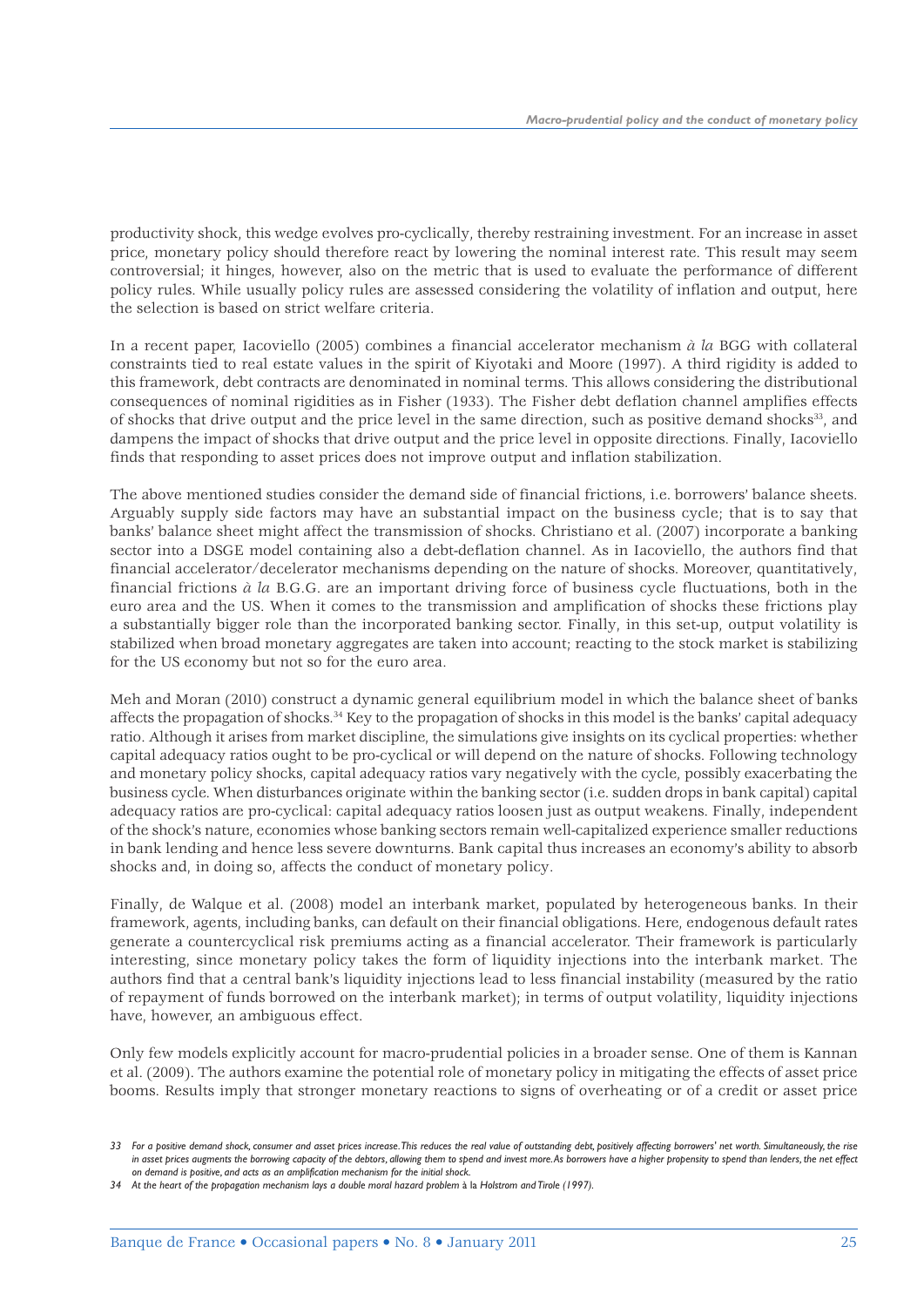productivity shock, this wedge evolves pro-cyclically, thereby restraining investment. For an increase in asset price, monetary policy should therefore react by lowering the nominal interest rate. This result may seem controversial; it hinges, however, also on the metric that is used to evaluate the performance of different policy rules. While usually policy rules are assessed considering the volatility of inflation and output, here the selection is based on strict welfare criteria.

In a recent paper, Iacoviello (2005) combines a financial accelerator mechanism *à la* BGG with collateral constraints tied to real estate values in the spirit of Kiyotaki and Moore (1997). A third rigidity is added to this framework, debt contracts are denominated in nominal terms. This allows considering the distributional consequences of nominal rigidities as in Fisher (1933). The Fisher debt deflation channel amplifies effects of shocks that drive output and the price level in the same direction, such as positive demand shocks[33], and dampens the impact of shocks that drive output and the price level in opposite directions. Finally, Iacoviello finds that responding to asset prices does not improve output and inflation stabilization.

The above mentioned studies consider the demand side of financial frictions, i.e. borrowers' balance sheets. Arguably supply side factors may have an substantial impact on the business cycle; that is to say that banks' balance sheet might affect the transmission of shocks. Christiano et al. (2007) incorporate a banking sector into a DSGE model containing also a debt-deflation channel. As in Iacoviello, the authors find that financial accelerator/decelerator mechanisms depending on the nature of shocks. Moreover, quantitatively, financial frictions *à la* B.G.G. are an important driving force of business cycle fluctuations, both in the euro area and the US. When it comes to the transmission and amplification of shocks these frictions play a substantially bigger role than the incorporated banking sector. Finally, in this set-up, output volatility is stabilized when broad monetary aggregates are taken into account; reacting to the stock market is stabilizing for the US economy but not so for the euro area.

Meh and Moran (2010) construct a dynamic general equilibrium model in which the balance sheet of banks affects the propagation of shocks.[34] Key to the propagation of shocks in this model is the banks' capital adequacy ratio. Although it arises from market discipline, the simulations give insights on its cyclical properties: whether capital adequacy ratios ought to be pro-cyclical or will depend on the nature of shocks. Following technology and monetary policy shocks, capital adequacy ratios vary negatively with the cycle, possibly exacerbating the business cycle. When disturbances originate within the banking sector (i.e. sudden drops in bank capital) capital adequacy ratios are pro-cyclical: capital adequacy ratios loosen just as output weakens. Finally, independent of the shock's nature, economies whose banking sectors remain well-capitalized experience smaller reductions in bank lending and hence less severe downturns. Bank capital thus increases an economy's ability to absorb shocks and, in doing so, affects the conduct of monetary policy.

Finally, de Walque et al. (2008) model an interbank market, populated by heterogeneous banks. In their framework, agents, including banks, can default on their financial obligations. Here, endogenous default rates generate a countercyclical risk premiums acting as a financial accelerator. Their framework is particularly interesting, since monetary policy takes the form of liquidity injections into the interbank market. The authors find that a central bank's liquidity injections lead to less financial instability (measured by the ratio of repayment of funds borrowed on the interbank market); in terms of output volatility, liquidity injections have, however, an ambiguous effect.

Only few models explicitly account for macro-prudential policies in a broader sense. One of them is Kannan et al. (2009). The authors examine the potential role of monetary policy in mitigating the effects of asset price booms. Results imply that stronger monetary reactions to signs of overheating or of a credit or asset price

33 *For a positive demand shock, consumer and asset prices increase. This reduces the real value of outstanding debt, positively affecting borrowers' net worth. Simultaneously, the rise in asset prices augments the borrowing capacity of the debtors, allowing them to spend and invest more. As borrowers have a higher propensity to spend than lenders, the net effect on demand is positive, and acts as an amplification mechanism for the initial shock.*

34 *At the heart of the propagation mechanism lays a double moral hazard problem* à la *Holstrom and Tirole (1997).*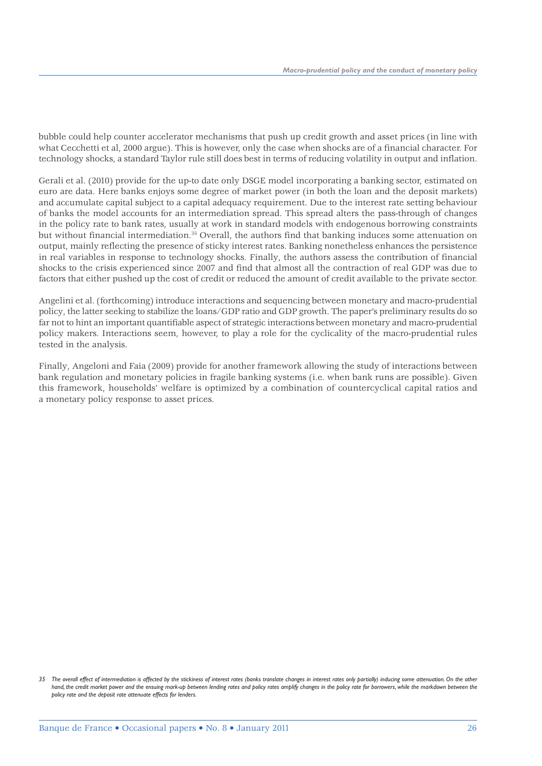bubble could help counter accelerator mechanisms that push up credit growth and asset prices (in line with what Cecchetti et al, 2000 argue). This is however, only the case when shocks are of a financial character. For technology shocks, a standard Taylor rule still does best in terms of reducing volatility in output and inflation.

Gerali et al. (2010) provide for the up-to date only DSGE model incorporating a banking sector, estimated on euro are data. Here banks enjoys some degree of market power (in both the loan and the deposit markets) and accumulate capital subject to a capital adequacy requirement. Due to the interest rate setting behaviour of banks the model accounts for an intermediation spread. This spread alters the pass-through of changes in the policy rate to bank rates, usually at work in standard models with endogenous borrowing constraints but without financial intermediation.[35] Overall, the authors find that banking induces some attenuation on output, mainly reflecting the presence of sticky interest rates. Banking nonetheless enhances the persistence in real variables in response to technology shocks. Finally, the authors assess the contribution of financial shocks to the crisis experienced since 2007 and find that almost all the contraction of real GDP was due to factors that either pushed up the cost of credit or reduced the amount of credit available to the private sector.

Angelini et al. (forthcoming) introduce interactions and sequencing between monetary and macro-prudential policy, the latter seeking to stabilize the loans/GDP ratio and GDP growth. The paper's preliminary results do so far not to hint an important quantifiable aspect of strategic interactions between monetary and macro-prudential policy makers. Interactions seem, however, to play a role for the cyclicality of the macro-prudential rules tested in the analysis.

Finally, Angeloni and Faia (2009) provide for another framework allowing the study of interactions between bank regulation and monetary policies in fragile banking systems (i.e. when bank runs are possible). Given this framework, households' welfare is optimized by a combination of countercyclical capital ratios and a monetary policy response to asset prices.

*35 The overall effect of intermediation is affected by the stickiness of interest rates (banks translate changes in interest rates only partially) inducing some attenuation. On the other hand, the credit market power and the ensuing mark-up between lending rates and policy rates amplify changes in the policy rate for borrowers, while the markdown between the policy rate and the deposit rate attenuate effects for lenders.*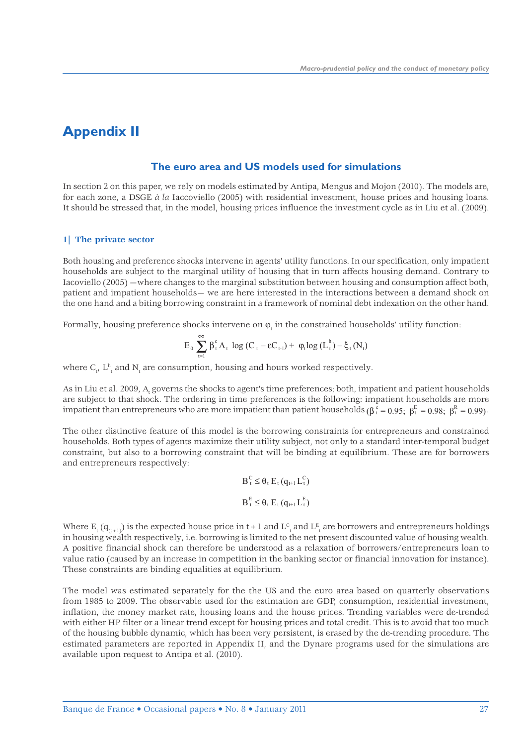# Appendix II

## The euro area and US models used for simulations

In section 2 on this paper, we rely on models estimated by Antipa, Mengus and Mojon (2010). The models are, for each zone, a DSGE *à la* Iaccoviello (2005) with residential investment, house prices and housing loans. It should be stressed that, in the model, housing prices influence the investment cycle as in Liu et al. (2009).

### 1| The private sector

Both housing and preference shocks intervene in agents' utility functions. In our specification, only impatient households are subject to the marginal utility of housing that in turn affects housing demand. Contrary to Iacoviello (2005) —where changes to the marginal substitution between housing and consumption affect both, patient and impatient households— we are here interested in the interactions between a demand shock on the one hand and a biting borrowing constraint in a framework of nominal debt indexation on the other hand.

Formally, housing preference shocks intervene on $\varphi_t$ in the constrained households' utility function:

$$E_0 \sum_{t=1}^{\infty} \beta_t^c A_t \; \log(C_t - \varepsilon C_{t-1}) + \; \varphi_t \log(L_t^h) - \xi_t(N_t)$$

where $C_t$, $L^h_t$ and $N_t$ are consumption, housing and hours worked respectively.

As in Liu et al. 2009, $A_t$ governs the shocks to agent's time preferences; both, impatient and patient households are subject to that shock. The ordering in time preferences is the following: impatient households are more impatient than entrepreneurs who are more impatient than patient households ($\beta_t^c = 0.95;\ \beta_t^E = 0.98;\ \beta_t^R = 0.99$).

The other distinctive feature of this model is the borrowing constraints for entrepreneurs and constrained households. Both types of agents maximize their utility subject, not only to a standard inter-temporal budget constraint, but also to a borrowing constraint that will be binding at equilibrium. These are for borrowers and entrepreneurs respectively:

$$B_t^C \leq \theta_t \, E_t(q_{t+1} L_t^C)$$

$$B_t^E \leq \theta_t \, E_t(q_{t+1} L_t^E)$$

Where $E_t(q_{(t+1)})$ is the expected house price in $t+1$ and $L^C_t$ and $L^E_t$ are borrowers and entrepreneurs holdings in housing wealth respectively, i.e. borrowing is limited to the net present discounted value of housing wealth. A positive financial shock can therefore be understood as a relaxation of borrowers/entrepreneurs loan to value ratio (caused by an increase in competition in the banking sector or financial innovation for instance). These constraints are binding equalities at equilibrium.

The model was estimated separately for the the US and the euro area based on quarterly observations from 1985 to 2009. The observable used for the estimation are GDP, consumption, residential investment, inflation, the money market rate, housing loans and the house prices. Trending variables were de-trended with either HP filter or a linear trend except for housing prices and total credit. This is to avoid that too much of the housing bubble dynamic, which has been very persistent, is erased by the de-trending procedure. The estimated parameters are reported in Appendix II, and the Dynare programs used for the simulations are available upon request to Antipa et al. (2010).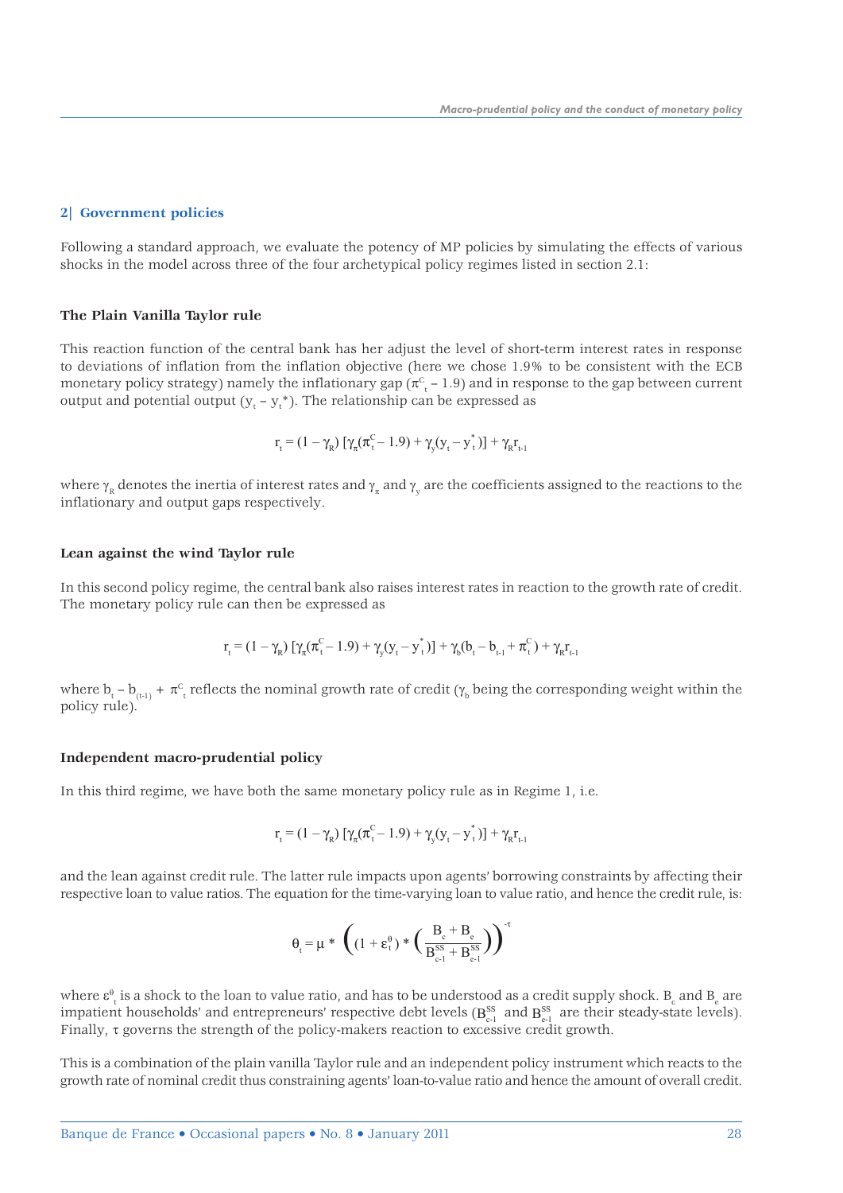## 2| Government policies

Following a standard approach, we evaluate the potency of MP policies by simulating the effects of various shocks in the model across three of the four archetypical policy regimes listed in section 2.1:

#### The Plain Vanilla Taylor rule

This reaction function of the central bank has her adjust the level of short-term interest rates in response to deviations of inflation from the inflation objective (here we chose 1.9% to be consistent with the ECB monetary policy strategy) namely the inflationary gap ($\pi^C_t$ – 1.9) and in response to the gap between current output and potential output ($y_t - y_t^*$). The relationship can be expressed as

$$r_t = (1 - \gamma_R)\,[\gamma_\pi(\pi^C_t - 1.9) + \gamma_y(y_t - y^*_t)] + \gamma_R r_{t-1}$$

where $\gamma_R$ denotes the inertia of interest rates and $\gamma_\pi$ and $\gamma_y$ are the coefficients assigned to the reactions to the inflationary and output gaps respectively.

#### Lean against the wind Taylor rule

In this second policy regime, the central bank also raises interest rates in reaction to the growth rate of credit. The monetary policy rule can then be expressed as

$$r_t = (1 - \gamma_R)\,[\gamma_\pi(\pi^C_t - 1.9) + \gamma_y(y_t - y^*_t)] + \gamma_b(b_t - b_{t-1} + \pi^C_t) + \gamma_R r_{t-1}$$

where $b_t - b_{(t-1)} + \pi^C_t$ reflects the nominal growth rate of credit ($\gamma_b$ being the corresponding weight within the policy rule).

#### Independent macro-prudential policy

In this third regime, we have both the same monetary policy rule as in Regime 1, i.e.

$$r_t = (1 - \gamma_R)\,[\gamma_\pi(\pi^C_t - 1.9) + \gamma_y(y_t - y^*_t)] + \gamma_R r_{t-1}$$

and the lean against credit rule. The latter rule impacts upon agents' borrowing constraints by affecting their respective loan to value ratios. The equation for the time-varying loan to value ratio, and hence the credit rule, is:

$$\theta_t = \mu * \left((1 + \varepsilon^\theta_t) * \left(\frac{B_c + B_e}{B^{SS}_{c\text{-}1} + B^{SS}_{e\text{-}1}}\right)\right)^{-\tau}$$

where $\varepsilon^\theta_t$ is a shock to the loan to value ratio, and has to be understood as a credit supply shock. $B_c$ and $B_e$ are impatient households' and entrepreneurs' respective debt levels ($B^{SS}_{c\text{-}1}$ and $B^{SS}_{e\text{-}1}$ are their steady-state levels). Finally, $\tau$ governs the strength of the policy-makers reaction to excessive credit growth.

This is a combination of the plain vanilla Taylor rule and an independent policy instrument which reacts to the growth rate of nominal credit thus constraining agents' loan-to-value ratio and hence the amount of overall credit.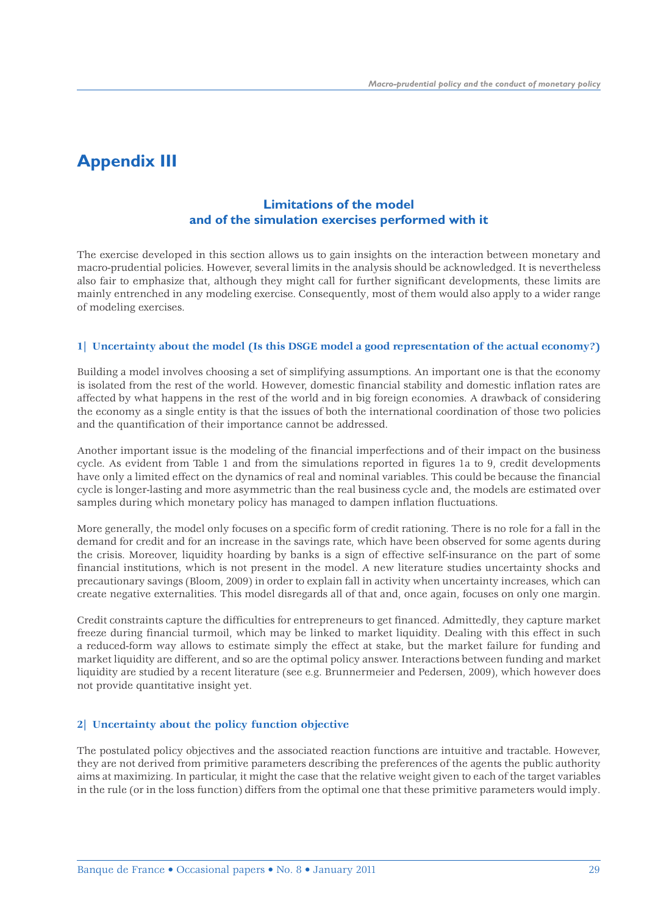# Appendix III

## Limitations of the model and of the simulation exercises performed with it

The exercise developed in this section allows us to gain insights on the interaction between monetary and macro-prudential policies. However, several limits in the analysis should be acknowledged. It is nevertheless also fair to emphasize that, although they might call for further significant developments, these limits are mainly entrenched in any modeling exercise. Consequently, most of them would also apply to a wider range of modeling exercises.

### 1| Uncertainty about the model (Is this DSGE model a good representation of the actual economy?)

Building a model involves choosing a set of simplifying assumptions. An important one is that the economy is isolated from the rest of the world. However, domestic financial stability and domestic inflation rates are affected by what happens in the rest of the world and in big foreign economies. A drawback of considering the economy as a single entity is that the issues of both the international coordination of those two policies and the quantification of their importance cannot be addressed.

Another important issue is the modeling of the financial imperfections and of their impact on the business cycle. As evident from Table 1 and from the simulations reported in figures 1a to 9, credit developments have only a limited effect on the dynamics of real and nominal variables. This could be because the financial cycle is longer-lasting and more asymmetric than the real business cycle and, the models are estimated over samples during which monetary policy has managed to dampen inflation fluctuations.

More generally, the model only focuses on a specific form of credit rationing. There is no role for a fall in the demand for credit and for an increase in the savings rate, which have been observed for some agents during the crisis. Moreover, liquidity hoarding by banks is a sign of effective self-insurance on the part of some financial institutions, which is not present in the model. A new literature studies uncertainty shocks and precautionary savings (Bloom, 2009) in order to explain fall in activity when uncertainty increases, which can create negative externalities. This model disregards all of that and, once again, focuses on only one margin.

Credit constraints capture the difficulties for entrepreneurs to get financed. Admittedly, they capture market freeze during financial turmoil, which may be linked to market liquidity. Dealing with this effect in such a reduced-form way allows to estimate simply the effect at stake, but the market failure for funding and market liquidity are different, and so are the optimal policy answer. Interactions between funding and market liquidity are studied by a recent literature (see e.g. Brunnermeier and Pedersen, 2009), which however does not provide quantitative insight yet.

### 2| Uncertainty about the policy function objective

The postulated policy objectives and the associated reaction functions are intuitive and tractable. However, they are not derived from primitive parameters describing the preferences of the agents the public authority aims at maximizing. In particular, it might the case that the relative weight given to each of the target variables in the rule (or in the loss function) differs from the optimal one that these primitive parameters would imply.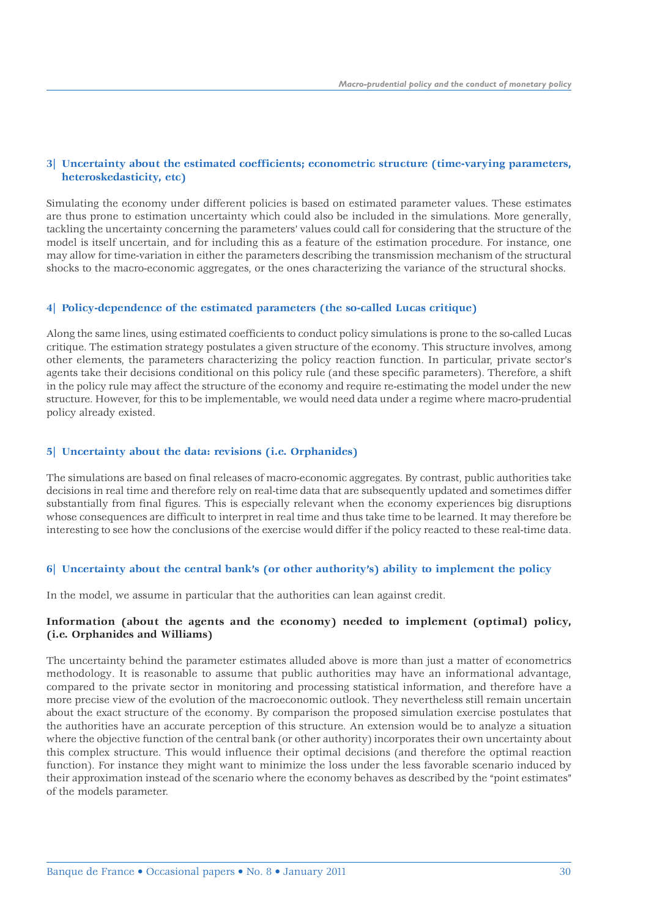### 3| Uncertainty about the estimated coefficients; econometric structure (time-varying parameters, heteroskedasticity, etc)

Simulating the economy under different policies is based on estimated parameter values. These estimates are thus prone to estimation uncertainty which could also be included in the simulations. More generally, tackling the uncertainty concerning the parameters' values could call for considering that the structure of the model is itself uncertain, and for including this as a feature of the estimation procedure. For instance, one may allow for time-variation in either the parameters describing the transmission mechanism of the structural shocks to the macro-economic aggregates, or the ones characterizing the variance of the structural shocks.

### 4| Policy-dependence of the estimated parameters (the so-called Lucas critique)

Along the same lines, using estimated coefficients to conduct policy simulations is prone to the so-called Lucas critique. The estimation strategy postulates a given structure of the economy. This structure involves, among other elements, the parameters characterizing the policy reaction function. In particular, private sector's agents take their decisions conditional on this policy rule (and these specific parameters). Therefore, a shift in the policy rule may affect the structure of the economy and require re-estimating the model under the new structure. However, for this to be implementable, we would need data under a regime where macro-prudential policy already existed.

### 5| Uncertainty about the data: revisions (i.e. Orphanides)

The simulations are based on final releases of macro-economic aggregates. By contrast, public authorities take decisions in real time and therefore rely on real-time data that are subsequently updated and sometimes differ substantially from final figures. This is especially relevant when the economy experiences big disruptions whose consequences are difficult to interpret in real time and thus take time to be learned. It may therefore be interesting to see how the conclusions of the exercise would differ if the policy reacted to these real-time data.

### 6| Uncertainty about the central bank's (or other authority's) ability to implement the policy

In the model, we assume in particular that the authorities can lean against credit.

#### Information (about the agents and the economy) needed to implement (optimal) policy, (i.e. Orphanides and Williams)

The uncertainty behind the parameter estimates alluded above is more than just a matter of econometrics methodology. It is reasonable to assume that public authorities may have an informational advantage, compared to the private sector in monitoring and processing statistical information, and therefore have a more precise view of the evolution of the macroeconomic outlook. They nevertheless still remain uncertain about the exact structure of the economy. By comparison the proposed simulation exercise postulates that the authorities have an accurate perception of this structure. An extension would be to analyze a situation where the objective function of the central bank (or other authority) incorporates their own uncertainty about this complex structure. This would influence their optimal decisions (and therefore the optimal reaction function). For instance they might want to minimize the loss under the less favorable scenario induced by their approximation instead of the scenario where the economy behaves as described by the "point estimates" of the models parameter.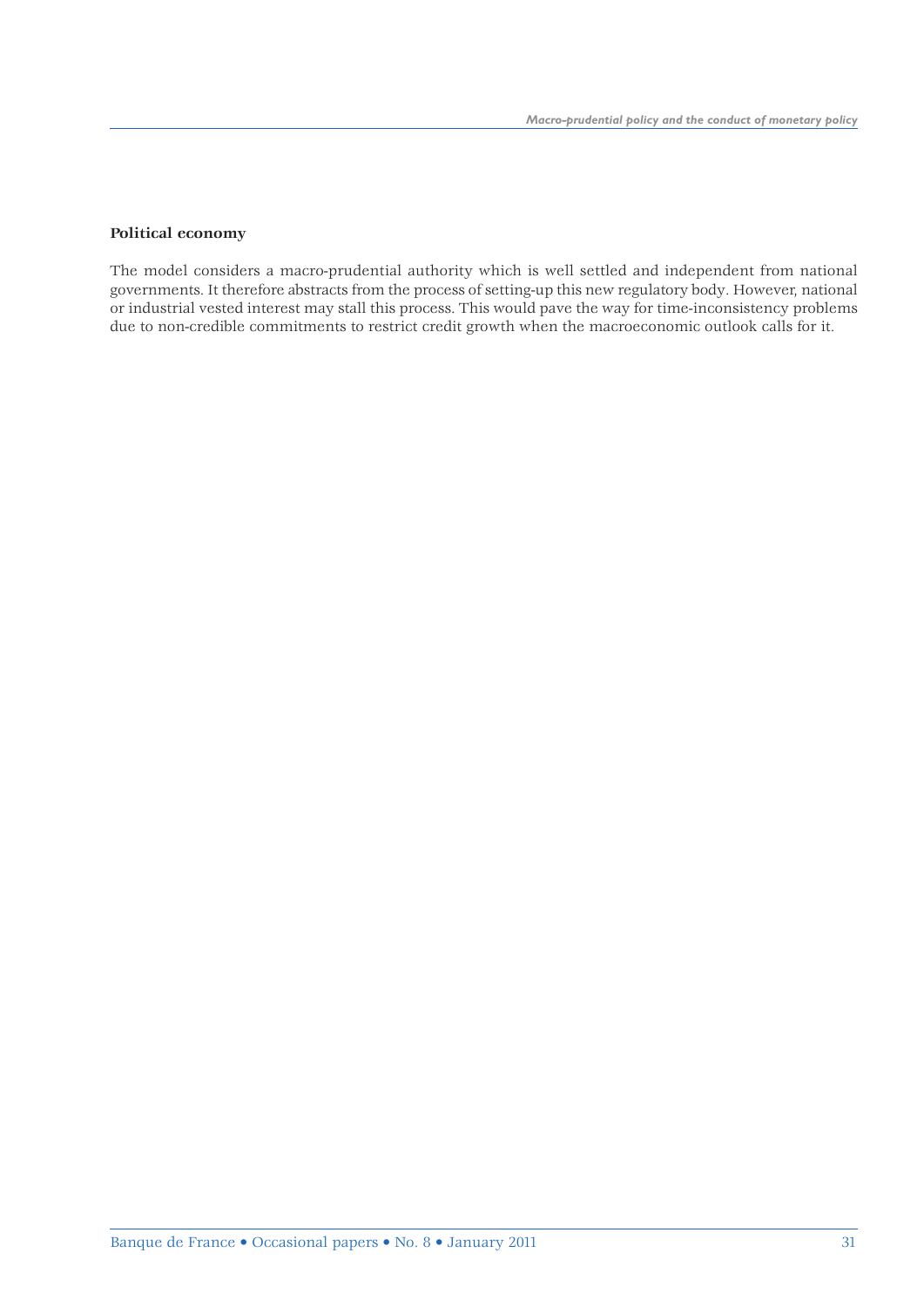**Political economy**

The model considers a macro-prudential authority which is well settled and independent from national governments. It therefore abstracts from the process of setting-up this new regulatory body. However, national or industrial vested interest may stall this process. This would pave the way for time-inconsistency problems due to non-credible commitments to restrict credit growth when the macroeconomic outlook calls for it.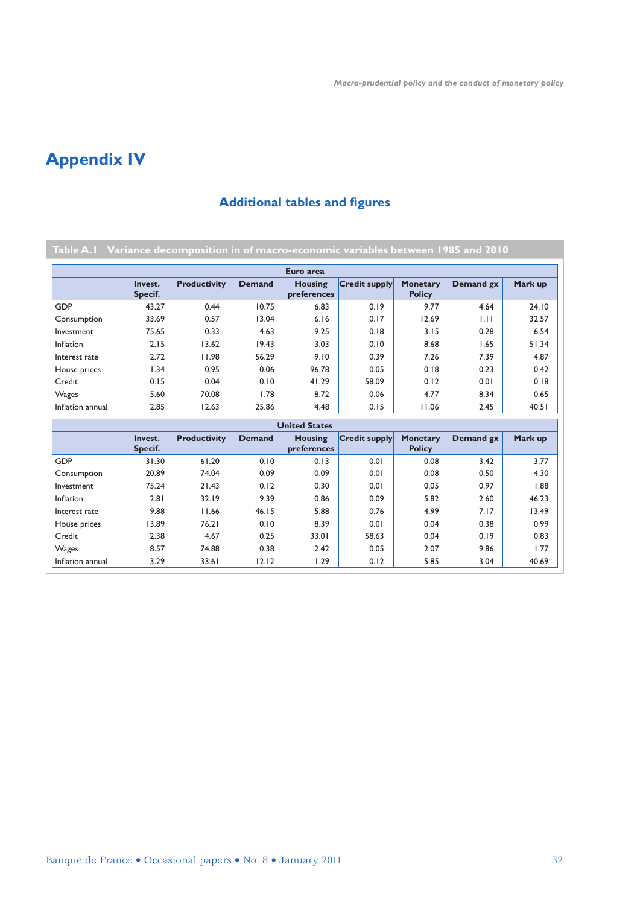# Appendix IV

## Additional tables and figures

**Table A.1 Variance decomposition in of macro-economic variables between 1985 and 2010**

| Euro area | | | | | | | | |
|---|---|---|---|---|---|---|---|---|
| | Invest. Specif. | Productivity | Demand | Housing preferences | Credit supply | Monetary Policy | Demand gx | Mark up |
| GDP | 43.27 | 0.44 | 10.75 | 6.83 | 0.19 | 9.77 | 4.64 | 24.10 |
| Consumption | 33.69 | 0.57 | 13.04 | 6.16 | 0.17 | 12.69 | 1.11 | 32.57 |
| Investment | 75.65 | 0.33 | 4.63 | 9.25 | 0.18 | 3.15 | 0.28 | 6.54 |
| Inflation | 2.15 | 13.62 | 19.43 | 3.03 | 0.10 | 8.68 | 1.65 | 51.34 |
| Interest rate | 2.72 | 11.98 | 56.29 | 9.10 | 0.39 | 7.26 | 7.39 | 4.87 |
| House prices | 1.34 | 0.95 | 0.06 | 96.78 | 0.05 | 0.18 | 0.23 | 0.42 |
| Credit | 0.15 | 0.04 | 0.10 | 41.29 | 58.09 | 0.12 | 0.01 | 0.18 |
| Wages | 5.60 | 70.08 | 1.78 | 8.72 | 0.06 | 4.77 | 8.34 | 0.65 |
| Inflation annual | 2.85 | 12.63 | 25.86 | 4.48 | 0.15 | 11.06 | 2.45 | 40.51 |

| United States | | | | | | | | |
|---|---|---|---|---|---|---|---|---|
| | Invest. Specif. | Productivity | Demand | Housing preferences | Credit supply | Monetary Policy | Demand gx | Mark up |
| GDP | 31.30 | 61.20 | 0.10 | 0.13 | 0.01 | 0.08 | 3.42 | 3.77 |
| Consumption | 20.89 | 74.04 | 0.09 | 0.09 | 0.01 | 0.08 | 0.50 | 4.30 |
| Investment | 75.24 | 21.43 | 0.12 | 0.30 | 0.01 | 0.05 | 0.97 | 1.88 |
| Inflation | 2.81 | 32.19 | 9.39 | 0.86 | 0.09 | 5.82 | 2.60 | 46.23 |
| Interest rate | 9.88 | 11.66 | 46.15 | 5.88 | 0.76 | 4.99 | 7.17 | 13.49 |
| House prices | 13.89 | 76.21 | 0.10 | 8.39 | 0.01 | 0.04 | 0.38 | 0.99 |
| Credit | 2.38 | 4.67 | 0.25 | 33.01 | 58.63 | 0.04 | 0.19 | 0.83 |
| Wages | 8.57 | 74.88 | 0.38 | 2.42 | 0.05 | 2.07 | 9.86 | 1.77 |
| Inflation annual | 3.29 | 33.61 | 12.12 | 1.29 | 0.12 | 5.85 | 3.04 | 40.69 |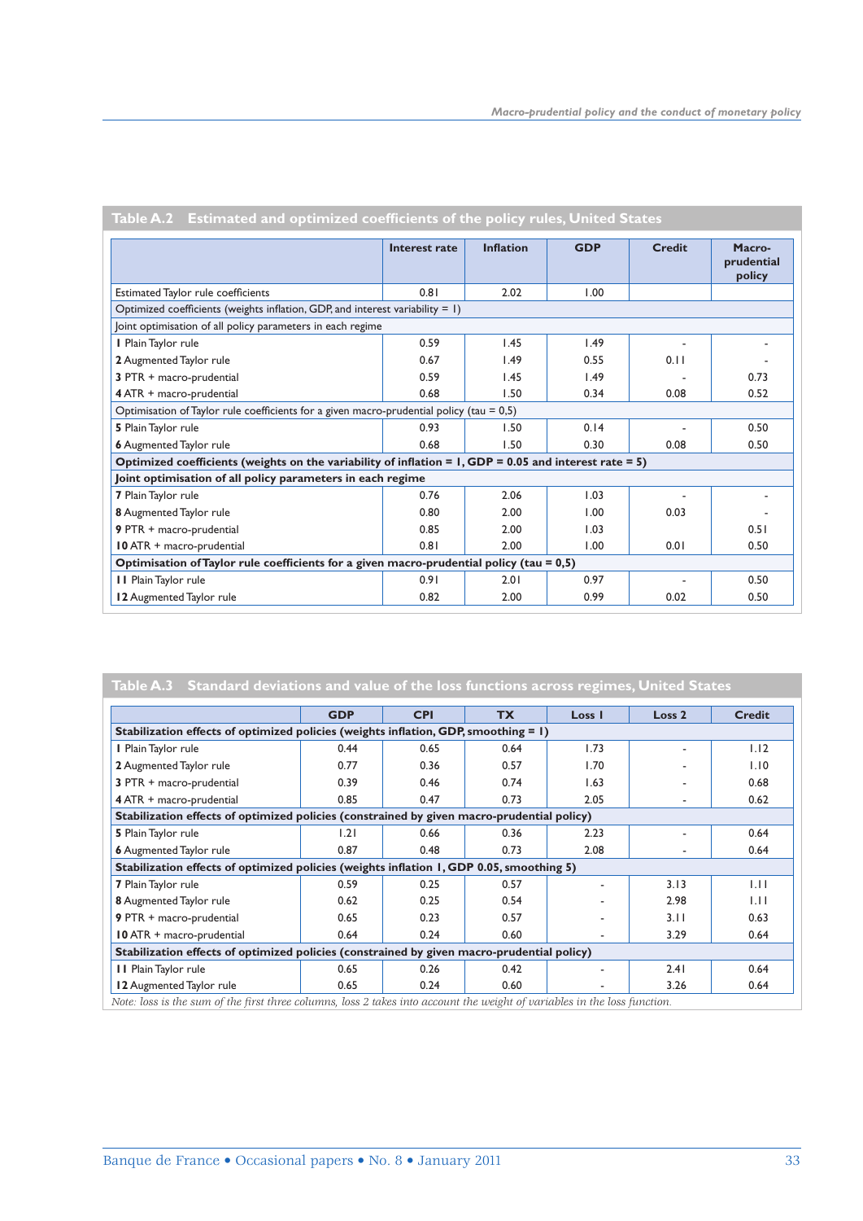**Table A.2 Estimated and optimized coefficients of the policy rules, United States**

| | Interest rate | Inflation | GDP | Credit | Macro-prudential policy |
|---|---|---|---|---|---|
| Estimated Taylor rule coefficients | 0.81 | 2.02 | 1.00 | | |
| Optimized coefficients (weights inflation, GDP, and interest variability = 1) | | | | | |
| Joint optimisation of all policy parameters in each regime | | | | | |
| **1** Plain Taylor rule | 0.59 | 1.45 | 1.49 | - | - |
| **2** Augmented Taylor rule | 0.67 | 1.49 | 0.55 | 0.11 | - |
| **3** PTR + macro-prudential | 0.59 | 1.45 | 1.49 | - | 0.73 |
| **4** ATR + macro-prudential | 0.68 | 1.50 | 0.34 | 0.08 | 0.52 |
| Optimisation of Taylor rule coefficients for a given macro-prudential policy (tau = 0,5) | | | | | |
| **5** Plain Taylor rule | 0.93 | 1.50 | 0.14 | - | 0.50 |
| **6** Augmented Taylor rule | 0.68 | 1.50 | 0.30 | 0.08 | 0.50 |
| **Optimized coefficients (weights on the variability of inflation = 1, GDP = 0.05 and interest rate = 5)** | | | | | |
| **Joint optimisation of all policy parameters in each regime** | | | | | |
| **7** Plain Taylor rule | 0.76 | 2.06 | 1.03 | - | - |
| **8** Augmented Taylor rule | 0.80 | 2.00 | 1.00 | 0.03 | - |
| **9** PTR + macro-prudential | 0.85 | 2.00 | 1.03 | | 0.51 |
| **10** ATR + macro-prudential | 0.81 | 2.00 | 1.00 | 0.01 | 0.50 |
| **Optimisation of Taylor rule coefficients for a given macro-prudential policy (tau = 0,5)** | | | | | |
| **11** Plain Taylor rule | 0.91 | 2.01 | 0.97 | - | 0.50 |
| **12** Augmented Taylor rule | 0.82 | 2.00 | 0.99 | 0.02 | 0.50 |

**Table A.3 Standard deviations and value of the loss functions across regimes, United States**

| | GDP | CPI | TX | Loss 1 | Loss 2 | Credit |
|---|---|---|---|---|---|---|
| **Stabilization effects of optimized policies (weights inflation, GDP, smoothing = 1)** | | | | | | |
| **1** Plain Taylor rule | 0.44 | 0.65 | 0.64 | 1.73 | - | 1.12 |
| **2** Augmented Taylor rule | 0.77 | 0.36 | 0.57 | 1.70 | - | 1.10 |
| **3** PTR + macro-prudential | 0.39 | 0.46 | 0.74 | 1.63 | - | 0.68 |
| **4** ATR + macro-prudential | 0.85 | 0.47 | 0.73 | 2.05 | - | 0.62 |
| **Stabilization effects of optimized policies (constrained by given macro-prudential policy)** | | | | | | |
| **5** Plain Taylor rule | 1.21 | 0.66 | 0.36 | 2.23 | - | 0.64 |
| **6** Augmented Taylor rule | 0.87 | 0.48 | 0.73 | 2.08 | - | 0.64 |
| **Stabilization effects of optimized policies (weights inflation 1, GDP 0.05, smoothing 5)** | | | | | | |
| **7** Plain Taylor rule | 0.59 | 0.25 | 0.57 | - | 3.13 | 1.11 |
| **8** Augmented Taylor rule | 0.62 | 0.25 | 0.54 | - | 2.98 | 1.11 |
| **9** PTR + macro-prudential | 0.65 | 0.23 | 0.57 | - | 3.11 | 0.63 |
| **10** ATR + macro-prudential | 0.64 | 0.24 | 0.60 | - | 3.29 | 0.64 |
| **Stabilization effects of optimized policies (constrained by given macro-prudential policy)** | | | | | | |
| **11** Plain Taylor rule | 0.65 | 0.26 | 0.42 | - | 2.41 | 0.64 |
| **12** Augmented Taylor rule | 0.65 | 0.24 | 0.60 | - | 3.26 | 0.64 |

*Note: loss is the sum of the first three columns, loss 2 takes into account the weight of variables in the loss function.*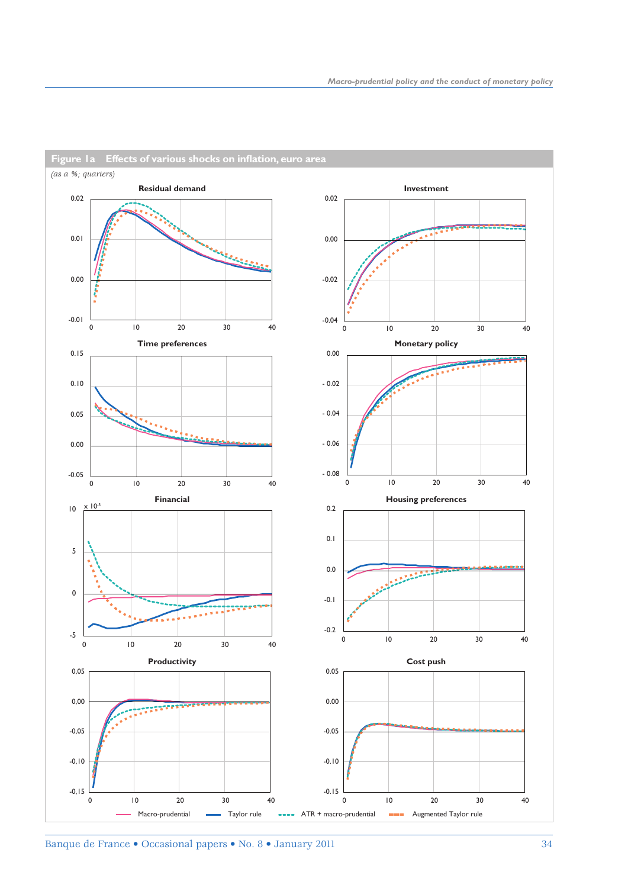**Figure 1a Effects of various shocks on inflation, euro area**

*(as a %; quarters)*

Residual demand

Investment

Time preferences

Monetary policy

Financial

Housing preferences

Productivity

Cost push

Macro-prudential — Taylor rule — ATR + macro-prudential — Augmented Taylor rule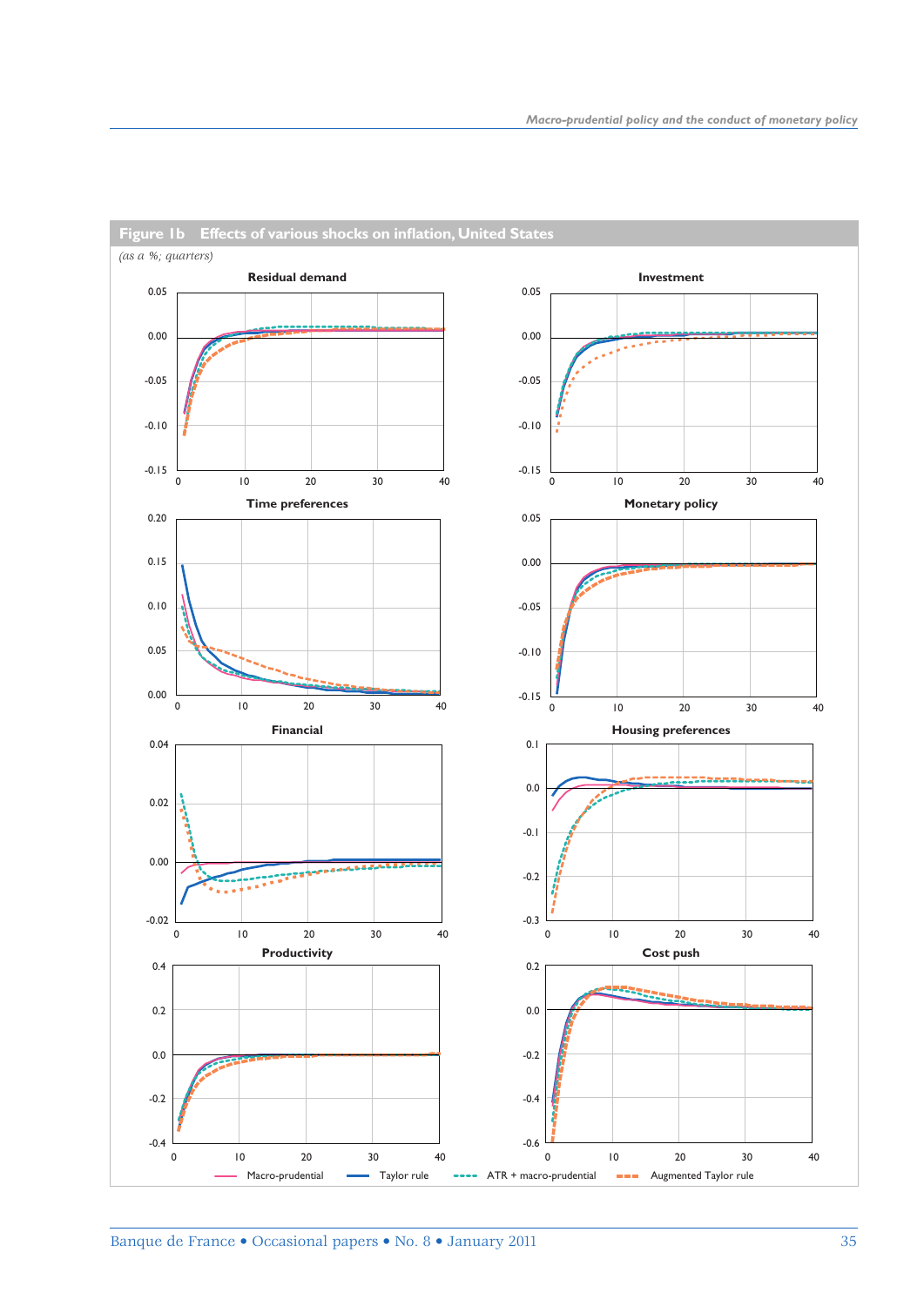**Figure 1b Effects of various shocks on inflation, United States**

*(as a %; quarters)*

Residual demand

Investment

Time preferences

Monetary policy

Financial

Housing preferences

Productivity

Cost push

Macro-prudential — Taylor rule — ATR + macro-prudential — Augmented Taylor rule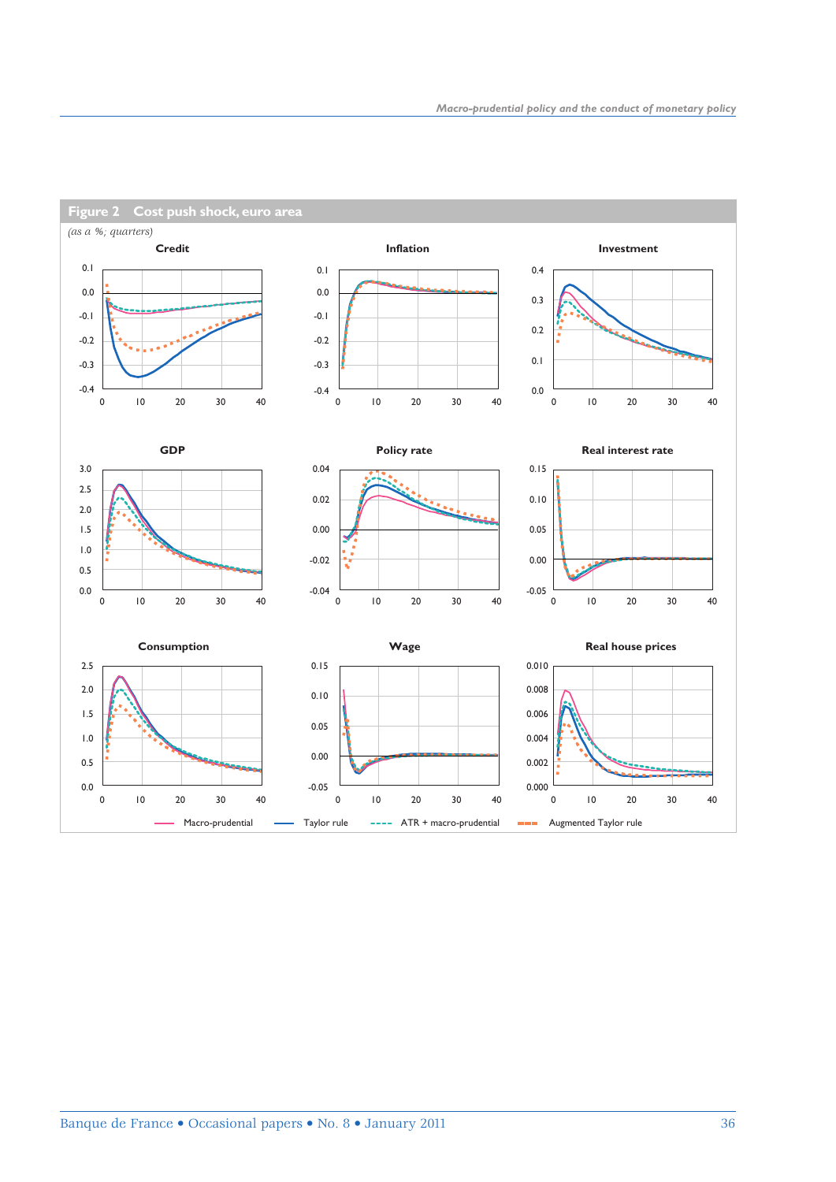**Figure 2 Cost push shock, euro area**

*(as a %; quarters)*

Credit

Inflation

Investment

GDP

Policy rate

Real interest rate

Consumption

Wage

Real house prices

Macro-prudential — Taylor rule — ATR + macro-prudential — Augmented Taylor rule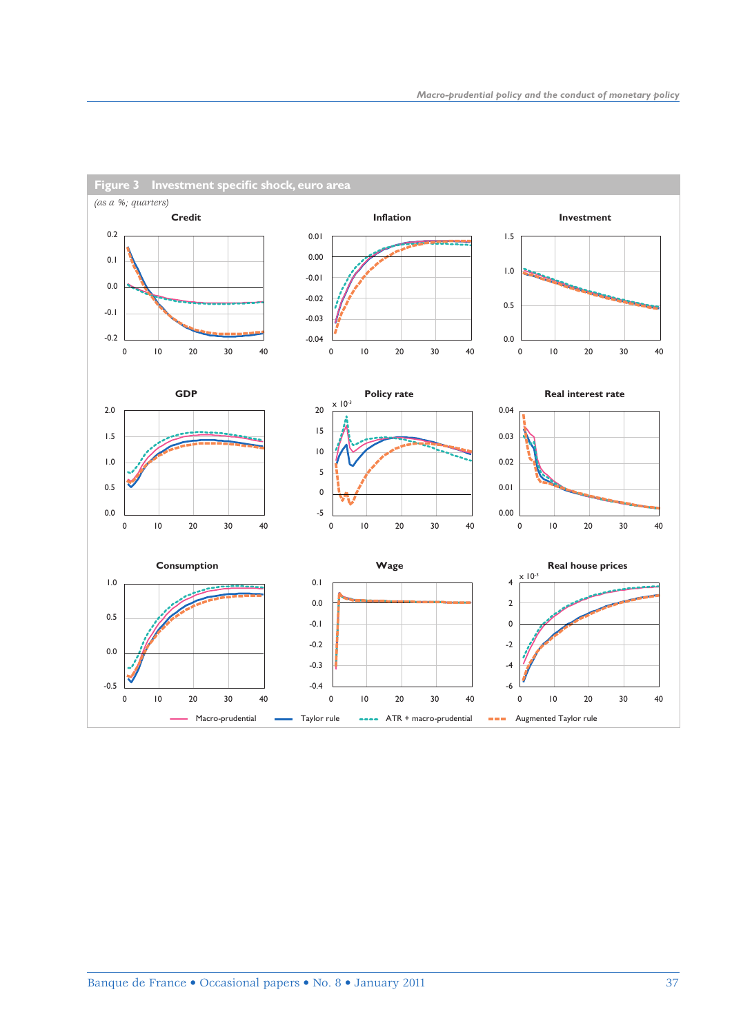**Figure 3 Investment specific shock, euro area**

*(as a %; quarters)*

Credit

Inflation

Investment

GDP

Policy rate

Real interest rate

Consumption

Wage

Real house prices

Macro-prudential — Taylor rule — ATR + macro-prudential — Augmented Taylor rule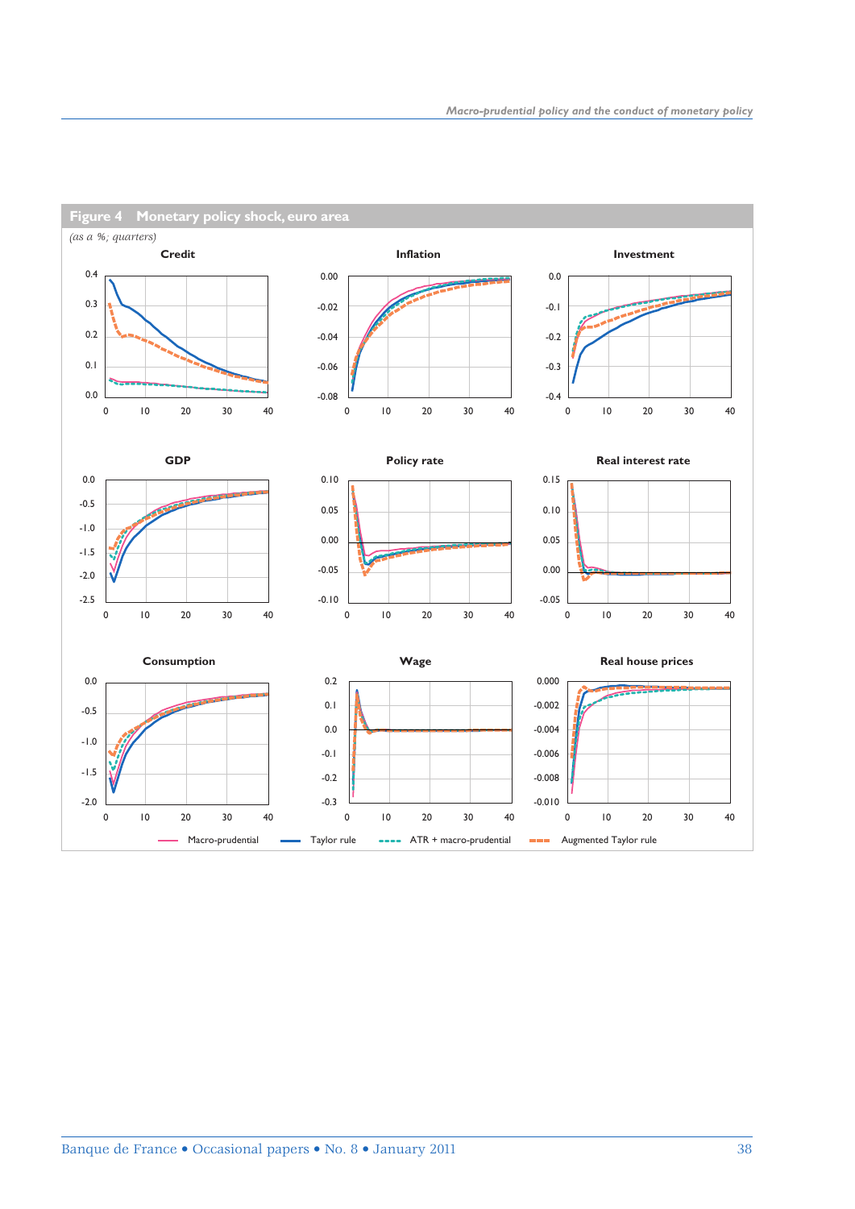**Figure 4 Monetary policy shock, euro area**

*(as a %; quarters)*

Credit

Inflation

Investment

GDP

Policy rate

Real interest rate

Consumption

Wage

Real house prices

Macro-prudential — Taylor rule — ATR + macro-prudential — Augmented Taylor rule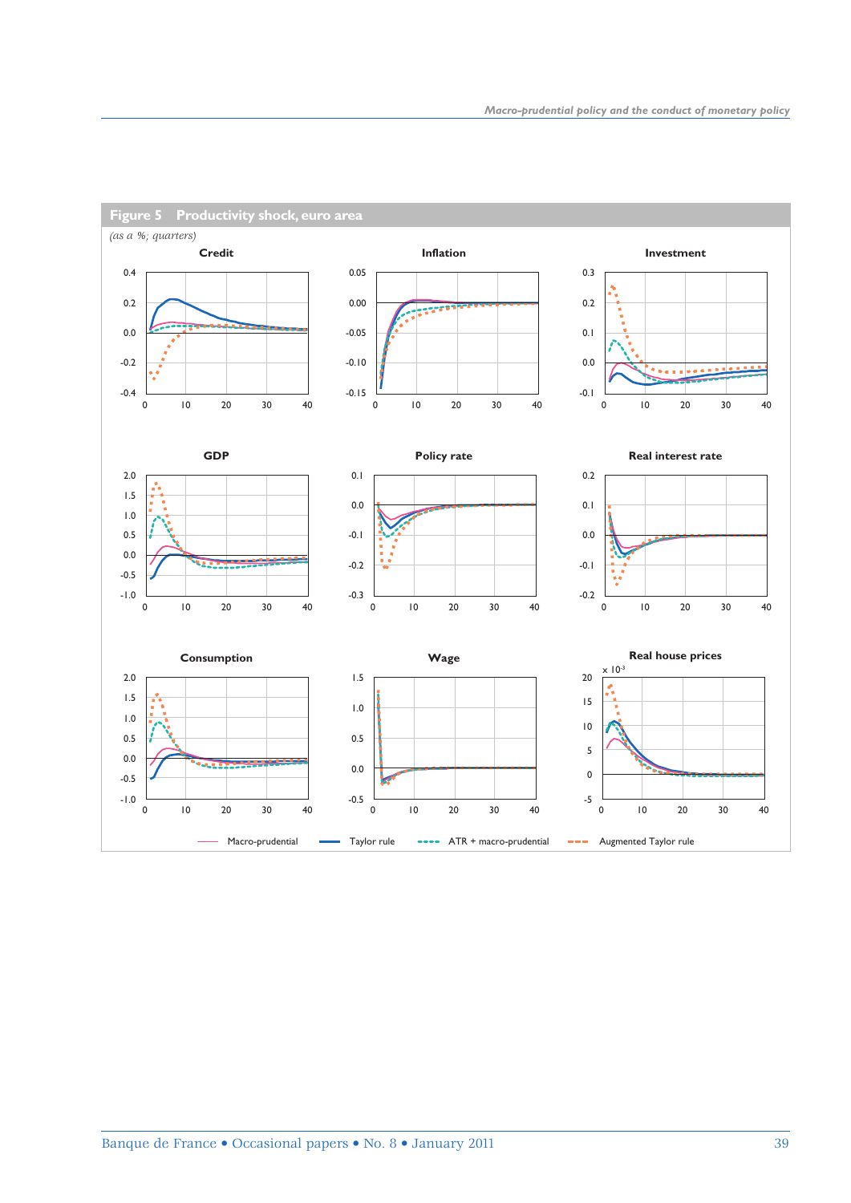**Figure 5 Productivity shock, euro area**

*(as a %; quarters)*

Credit

Inflation

Investment

GDP

Policy rate

Real interest rate

Consumption

Wage

Real house prices

Macro-prudential — Taylor rule — ATR + macro-prudential — Augmented Taylor rule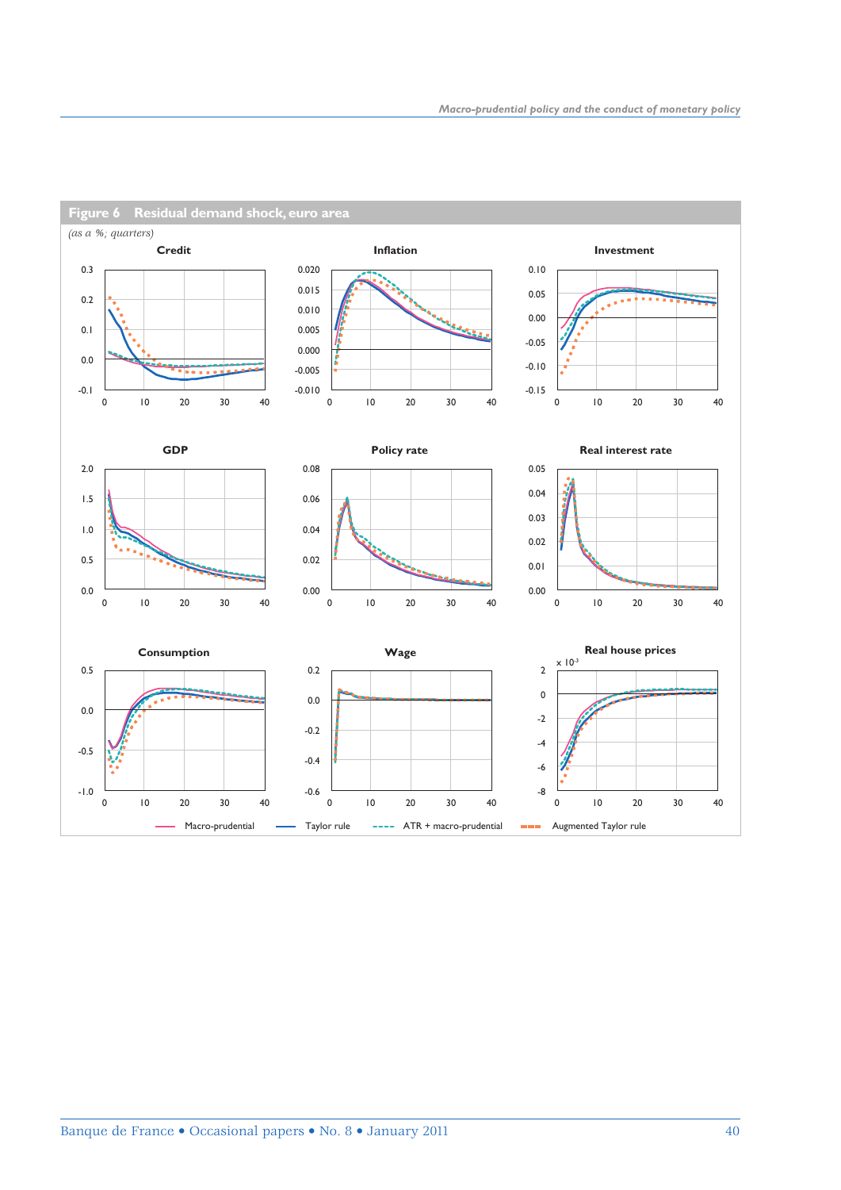## Figure 6 Residual demand shock, euro area

*(as a %; quarters)*

Credit

Inflation

Investment

GDP

Policy rate

Real interest rate

Consumption

Wage

Real house prices

Macro-prudential — Taylor rule — ATR + macro-prudential — Augmented Taylor rule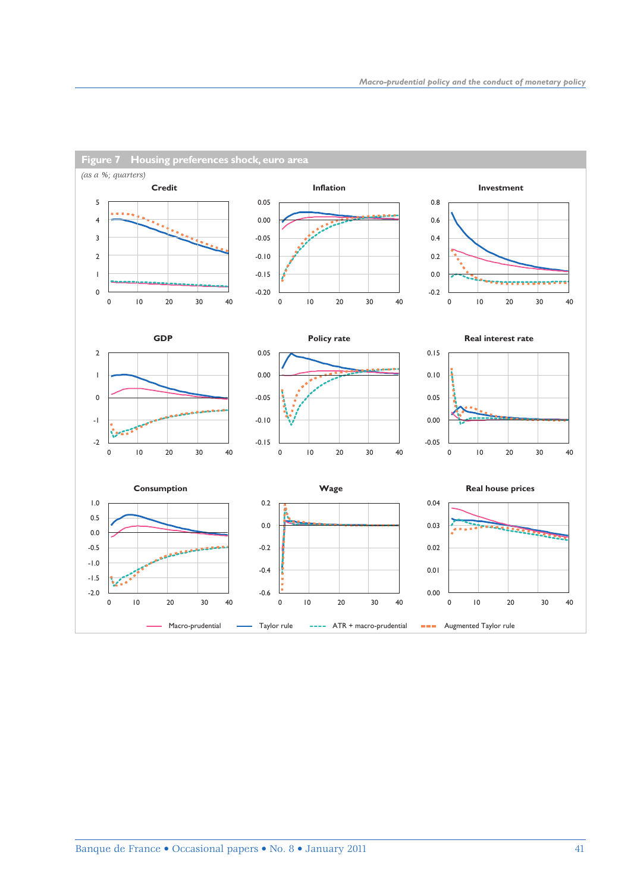**Figure 7 Housing preferences shock, euro area**

*(as a %; quarters)*

Credit

Inflation

Investment

GDP

Policy rate

Real interest rate

Consumption

Wage

Real house prices

Macro-prudential — Taylor rule — ATR + macro-prudential — Augmented Taylor rule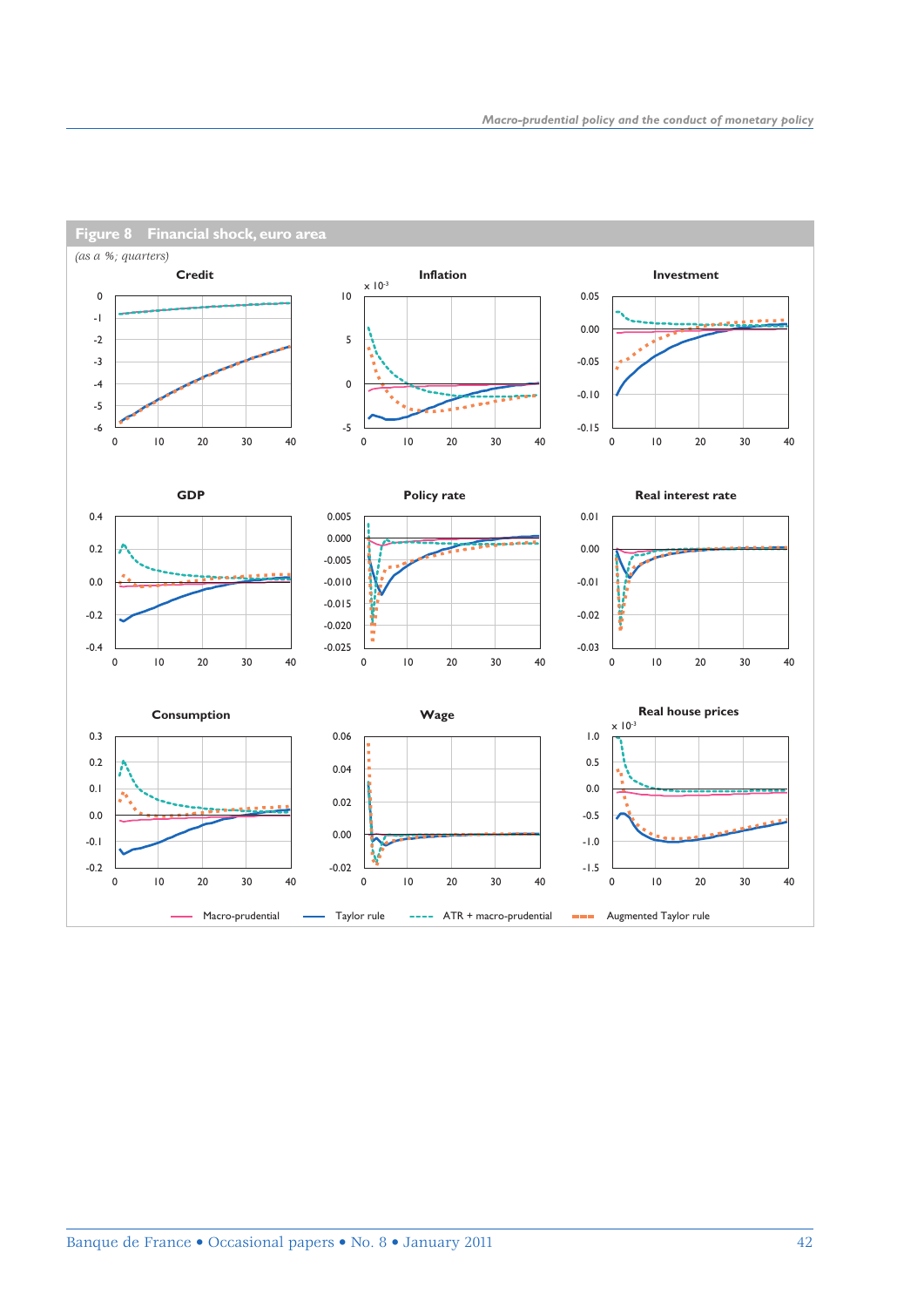**Figure 8 Financial shock, euro area**

*(as a %; quarters)*

Credit | Inflation | Investment

GDP | Policy rate | Real interest rate

Consumption | Wage | Real house prices

Macro-prudential — Taylor rule — ATR + macro-prudential — Augmented Taylor rule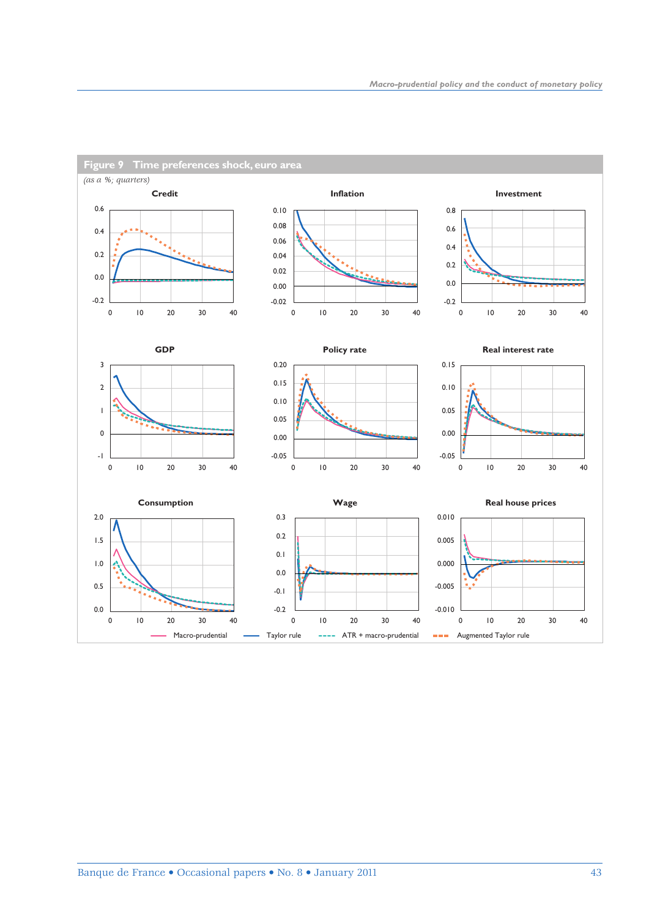## Figure 9 Time preferences shock, euro area

*(as a %; quarters)*

Credit

0.6
0.4
0.2
0.0
-0.2
0 10 20 30 40

Inflation

0.10
0.08
0.06
0.04
0.02
0.00
-0.02
0 10 20 30 40

Investment

0.8
0.6
0.4
0.2
0.0
-0.2
0 10 20 30 40

GDP

3
2
1
0
-1
0 10 20 30 40

Policy rate

0.20
0.15
0.10
0.05
0.00
-0.05
0 10 20 30 40

Real interest rate

0.15
0.10
0.05
0.00
-0.05
0 10 20 30 40

Consumption

2.0
1.5
1.0
0.5
0.0
0 10 20 30 40

Wage

0.3
0.2
0.1
0.0
-0.1
-0.2
0 10 20 30 40

Real house prices

0.010
0.005
0.000
-0.005
-0.010
0 10 20 30 40

Macro-prudential    Taylor rule    ATR + macro-prudential    Augmented Taylor rule